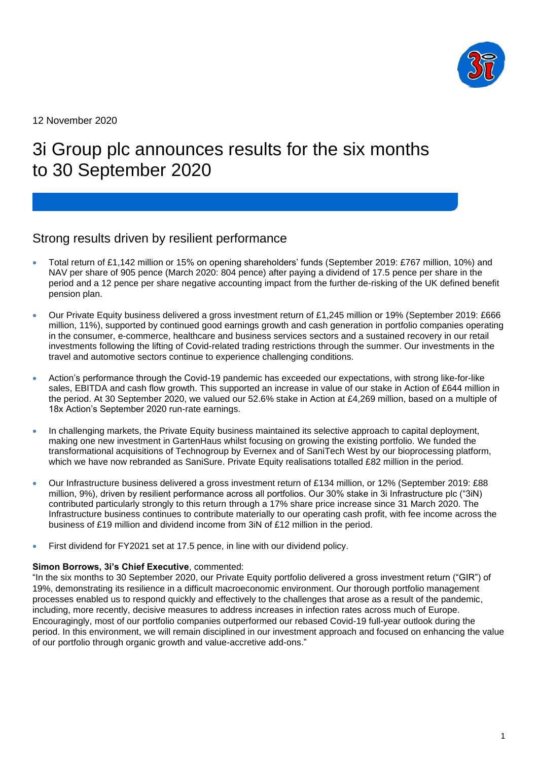12 November 2020

# 3i Group plc announces results for the six months to 30 September 2020

## Strong results driven by resilient performance

- Total return of £1,142 million or 15% on opening shareholders' funds (September 2019: £767 million, 10%) and NAV per share of 905 pence (March 2020: 804 pence) after paying a dividend of 17.5 pence per share in the period and a 12 pence per share negative accounting impact from the further de-risking of the UK defined benefit pension plan.
- Our Private Equity business delivered a gross investment return of £1,245 million or 19% (September 2019: £666 million, 11%), supported by continued good earnings growth and cash generation in portfolio companies operating in the consumer, e-commerce, healthcare and business services sectors and a sustained recovery in our retail investments following the lifting of Covid-related trading restrictions through the summer. Our investments in the travel and automotive sectors continue to experience challenging conditions.
- Action's performance through the Covid-19 pandemic has exceeded our expectations, with strong like-for-like sales, EBITDA and cash flow growth. This supported an increase in value of our stake in Action of £644 million in the period. At 30 September 2020, we valued our 52.6% stake in Action at £4,269 million, based on a multiple of 18x Action's September 2020 run-rate earnings.
- In challenging markets, the Private Equity business maintained its selective approach to capital deployment, making one new investment in GartenHaus whilst focusing on growing the existing portfolio. We funded the transformational acquisitions of Technogroup by Evernex and of SaniTech West by our bioprocessing platform, which we have now rebranded as SaniSure. Private Equity realisations totalled £82 million in the period.
- Our Infrastructure business delivered a gross investment return of £134 million, or 12% (September 2019: £88 million, 9%), driven by resilient performance across all portfolios. Our 30% stake in 3i Infrastructure plc ("3iN) contributed particularly strongly to this return through a 17% share price increase since 31 March 2020. The Infrastructure business continues to contribute materially to our operating cash profit, with fee income across the business of £19 million and dividend income from 3iN of £12 million in the period.
- First dividend for FY2021 set at 17.5 pence, in line with our dividend policy.

**Simon Borrows, 3i's Chief Executive**, commented:
"In the six months to 30 September 2020, our Private Equity portfolio delivered a gross investment return ("GIR") of 19%, demonstrating its resilience in a difficult macroeconomic environment. Our thorough portfolio management processes enabled us to respond quickly and effectively to the challenges that arose as a result of the pandemic, including, more recently, decisive measures to address increases in infection rates across much of Europe. Encouragingly, most of our portfolio companies outperformed our rebased Covid-19 full-year outlook during the period. In this environment, we will remain disciplined in our investment approach and focused on enhancing the value of our portfolio through organic growth and value-accretive add-ons."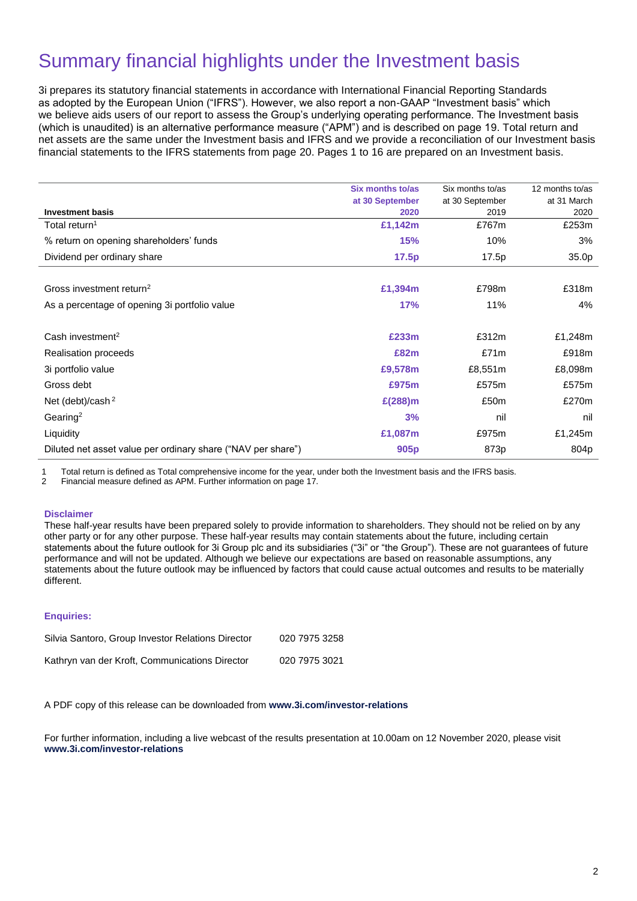# Summary financial highlights under the Investment basis

3i prepares its statutory financial statements in accordance with International Financial Reporting Standards as adopted by the European Union ("IFRS"). However, we also report a non-GAAP "Investment basis" which we believe aids users of our report to assess the Group's underlying operating performance. The Investment basis (which is unaudited) is an alternative performance measure ("APM") and is described on page 19. Total return and net assets are the same under the Investment basis and IFRS and we provide a reconciliation of our Investment basis financial statements to the IFRS statements from page 20. Pages 1 to 16 are prepared on an Investment basis.

| Investment basis | Six months to/as at 30 September 2020 | Six months to/as at 30 September 2019 | 12 months to/as at 31 March 2020 |
|---|---|---|---|
| Total return[1] | **£1,142m** | £767m | £253m |
| % return on opening shareholders' funds | **15%** | 10% | 3% |
| Dividend per ordinary share | **17.5p** | 17.5p | 35.0p |
| | | | |
| Gross investment return[2] | **£1,394m** | £798m | £318m |
| As a percentage of opening 3i portfolio value | **17%** | 11% | 4% |
| | | | |
| Cash investment[2] | **£233m** | £312m | £1,248m |
| Realisation proceeds | **£82m** | £71m | £918m |
| 3i portfolio value | **£9,578m** | £8,551m | £8,098m |
| Gross debt | **£975m** | £575m | £575m |
| Net (debt)/cash[2] | **£(288)m** | £50m | £270m |
| Gearing[2] | **3%** | nil | nil |
| Liquidity | **£1,087m** | £975m | £1,245m |
| Diluted net asset value per ordinary share ("NAV per share") | **905p** | 873p | 804p |

1 Total return is defined as Total comprehensive income for the year, under both the Investment basis and the IFRS basis.
2 Financial measure defined as APM. Further information on page 17.

**Disclaimer**

These half-year results have been prepared solely to provide information to shareholders. They should not be relied on by any other party or for any other purpose. These half-year results may contain statements about the future, including certain statements about the future outlook for 3i Group plc and its subsidiaries ("3i" or "the Group"). These are not guarantees of future performance and will not be updated. Although we believe our expectations are based on reasonable assumptions, any statements about the future outlook may be influenced by factors that could cause actual outcomes and results to be materially different.

**Enquiries:**

| | |
|---|---|
| Silvia Santoro, Group Investor Relations Director | 020 7975 3258 |
| Kathryn van der Kroft, Communications Director | 020 7975 3021 |

A PDF copy of this release can be downloaded from **www.3i.com/investor-relations**

For further information, including a live webcast of the results presentation at 10.00am on 12 November 2020, please visit **www.3i.com/investor-relations**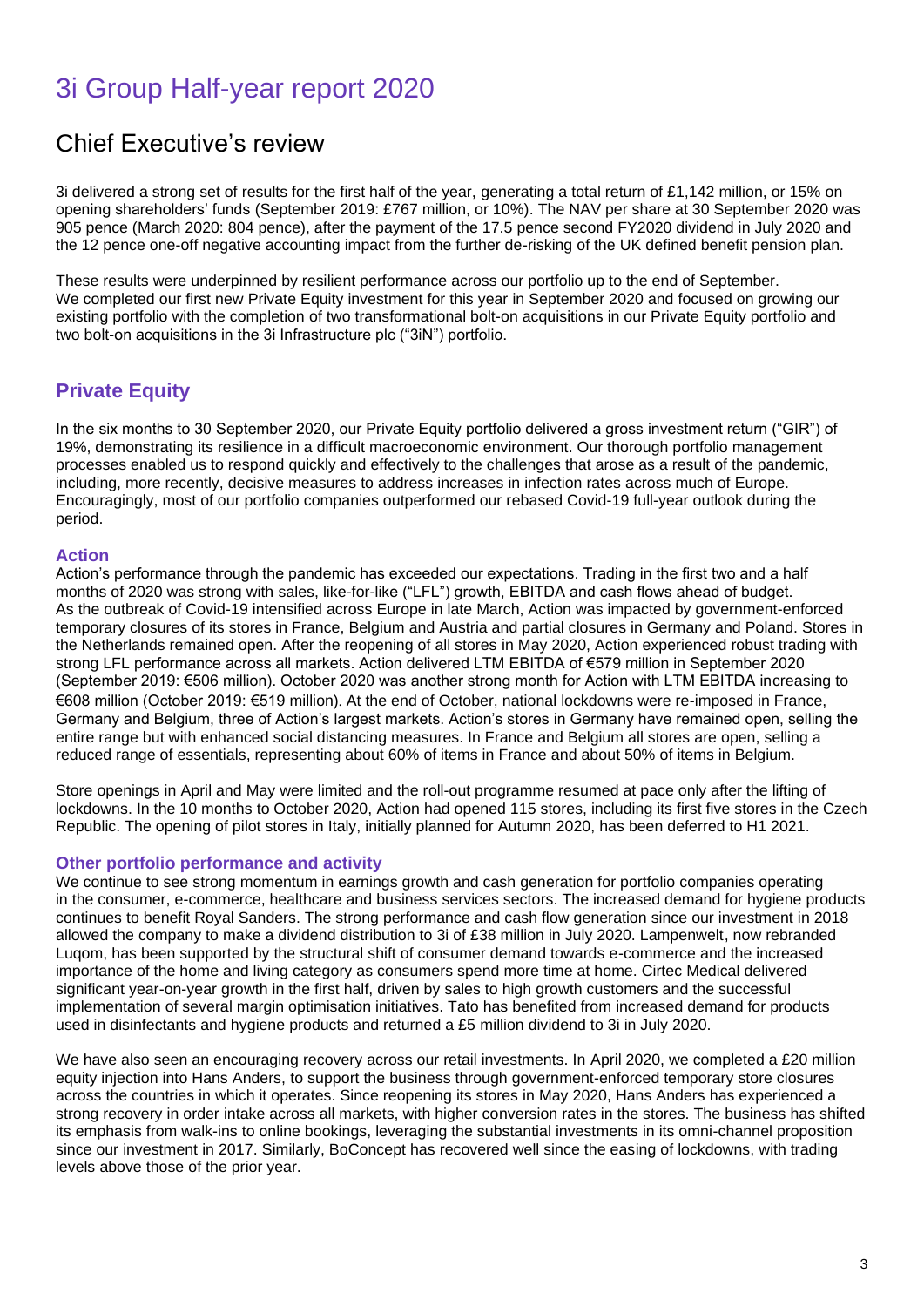# 3i Group Half-year report 2020

## Chief Executive's review

3i delivered a strong set of results for the first half of the year, generating a total return of £1,142 million, or 15% on opening shareholders' funds (September 2019: £767 million, or 10%). The NAV per share at 30 September 2020 was 905 pence (March 2020: 804 pence), after the payment of the 17.5 pence second FY2020 dividend in July 2020 and the 12 pence one-off negative accounting impact from the further de-risking of the UK defined benefit pension plan.

These results were underpinned by resilient performance across our portfolio up to the end of September. We completed our first new Private Equity investment for this year in September 2020 and focused on growing our existing portfolio with the completion of two transformational bolt-on acquisitions in our Private Equity portfolio and two bolt-on acquisitions in the 3i Infrastructure plc ("3iN") portfolio.

### Private Equity

In the six months to 30 September 2020, our Private Equity portfolio delivered a gross investment return ("GIR") of 19%, demonstrating its resilience in a difficult macroeconomic environment. Our thorough portfolio management processes enabled us to respond quickly and effectively to the challenges that arose as a result of the pandemic, including, more recently, decisive measures to address increases in infection rates across much of Europe. Encouragingly, most of our portfolio companies outperformed our rebased Covid-19 full-year outlook during the period.

#### Action

Action's performance through the pandemic has exceeded our expectations. Trading in the first two and a half months of 2020 was strong with sales, like-for-like ("LFL") growth, EBITDA and cash flows ahead of budget. As the outbreak of Covid-19 intensified across Europe in late March, Action was impacted by government-enforced temporary closures of its stores in France, Belgium and Austria and partial closures in Germany and Poland. Stores in the Netherlands remained open. After the reopening of all stores in May 2020, Action experienced robust trading with strong LFL performance across all markets. Action delivered LTM EBITDA of €579 million in September 2020 (September 2019: €506 million). October 2020 was another strong month for Action with LTM EBITDA increasing to €608 million (October 2019: €519 million). At the end of October, national lockdowns were re-imposed in France, Germany and Belgium, three of Action's largest markets. Action's stores in Germany have remained open, selling the entire range but with enhanced social distancing measures. In France and Belgium all stores are open, selling a reduced range of essentials, representing about 60% of items in France and about 50% of items in Belgium.

Store openings in April and May were limited and the roll-out programme resumed at pace only after the lifting of lockdowns. In the 10 months to October 2020, Action had opened 115 stores, including its first five stores in the Czech Republic. The opening of pilot stores in Italy, initially planned for Autumn 2020, has been deferred to H1 2021.

#### Other portfolio performance and activity

We continue to see strong momentum in earnings growth and cash generation for portfolio companies operating in the consumer, e-commerce, healthcare and business services sectors. The increased demand for hygiene products continues to benefit Royal Sanders. The strong performance and cash flow generation since our investment in 2018 allowed the company to make a dividend distribution to 3i of £38 million in July 2020. Lampenwelt, now rebranded Luqom, has been supported by the structural shift of consumer demand towards e-commerce and the increased importance of the home and living category as consumers spend more time at home. Cirtec Medical delivered significant year-on-year growth in the first half, driven by sales to high growth customers and the successful implementation of several margin optimisation initiatives. Tato has benefited from increased demand for products used in disinfectants and hygiene products and returned a £5 million dividend to 3i in July 2020.

We have also seen an encouraging recovery across our retail investments. In April 2020, we completed a £20 million equity injection into Hans Anders, to support the business through government-enforced temporary store closures across the countries in which it operates. Since reopening its stores in May 2020, Hans Anders has experienced a strong recovery in order intake across all markets, with higher conversion rates in the stores. The business has shifted its emphasis from walk-ins to online bookings, leveraging the substantial investments in its omni-channel proposition since our investment in 2017. Similarly, BoConcept has recovered well since the easing of lockdowns, with trading levels above those of the prior year.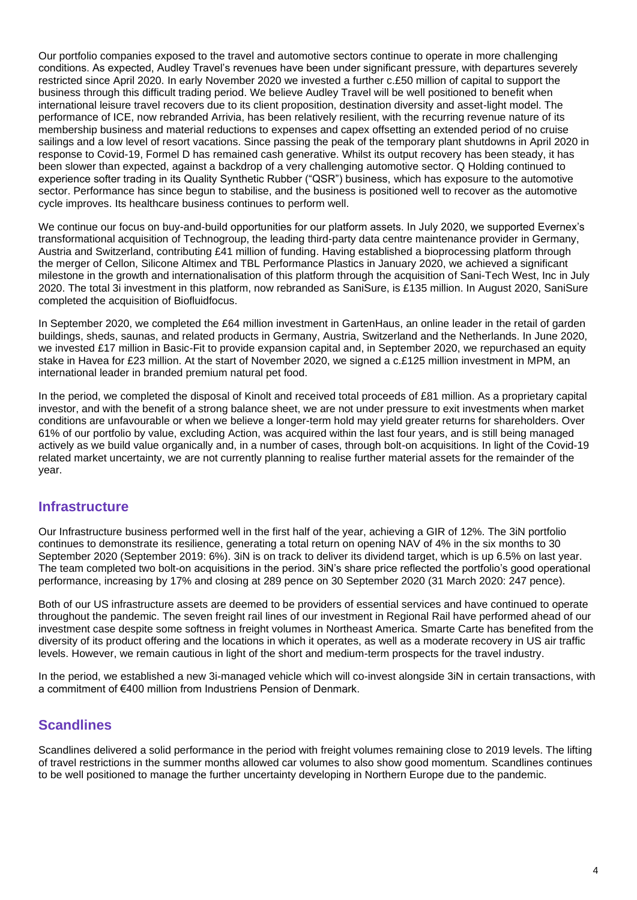Our portfolio companies exposed to the travel and automotive sectors continue to operate in more challenging conditions. As expected, Audley Travel's revenues have been under significant pressure, with departures severely restricted since April 2020. In early November 2020 we invested a further c.£50 million of capital to support the business through this difficult trading period. We believe Audley Travel will be well positioned to benefit when international leisure travel recovers due to its client proposition, destination diversity and asset-light model. The performance of ICE, now rebranded Arrivia, has been relatively resilient, with the recurring revenue nature of its membership business and material reductions to expenses and capex offsetting an extended period of no cruise sailings and a low level of resort vacations. Since passing the peak of the temporary plant shutdowns in April 2020 in response to Covid-19, Formel D has remained cash generative. Whilst its output recovery has been steady, it has been slower than expected, against a backdrop of a very challenging automotive sector. Q Holding continued to experience softer trading in its Quality Synthetic Rubber ("QSR") business, which has exposure to the automotive sector. Performance has since begun to stabilise, and the business is positioned well to recover as the automotive cycle improves. Its healthcare business continues to perform well.

We continue our focus on buy-and-build opportunities for our platform assets. In July 2020, we supported Evernex's transformational acquisition of Technogroup, the leading third-party data centre maintenance provider in Germany, Austria and Switzerland, contributing £41 million of funding. Having established a bioprocessing platform through the merger of Cellon, Silicone Altimex and TBL Performance Plastics in January 2020, we achieved a significant milestone in the growth and internationalisation of this platform through the acquisition of Sani-Tech West, Inc in July 2020. The total 3i investment in this platform, now rebranded as SaniSure, is £135 million. In August 2020, SaniSure completed the acquisition of Biofluidfocus.

In September 2020, we completed the £64 million investment in GartenHaus, an online leader in the retail of garden buildings, sheds, saunas, and related products in Germany, Austria, Switzerland and the Netherlands. In June 2020, we invested £17 million in Basic-Fit to provide expansion capital and, in September 2020, we repurchased an equity stake in Havea for £23 million. At the start of November 2020, we signed a c.£125 million investment in MPM, an international leader in branded premium natural pet food.

In the period, we completed the disposal of Kinolt and received total proceeds of £81 million. As a proprietary capital investor, and with the benefit of a strong balance sheet, we are not under pressure to exit investments when market conditions are unfavourable or when we believe a longer-term hold may yield greater returns for shareholders. Over 61% of our portfolio by value, excluding Action, was acquired within the last four years, and is still being managed actively as we build value organically and, in a number of cases, through bolt-on acquisitions. In light of the Covid-19 related market uncertainty, we are not currently planning to realise further material assets for the remainder of the year.

## Infrastructure

Our Infrastructure business performed well in the first half of the year, achieving a GIR of 12%. The 3iN portfolio continues to demonstrate its resilience, generating a total return on opening NAV of 4% in the six months to 30 September 2020 (September 2019: 6%). 3iN is on track to deliver its dividend target, which is up 6.5% on last year. The team completed two bolt-on acquisitions in the period. 3iN's share price reflected the portfolio's good operational performance, increasing by 17% and closing at 289 pence on 30 September 2020 (31 March 2020: 247 pence).

Both of our US infrastructure assets are deemed to be providers of essential services and have continued to operate throughout the pandemic. The seven freight rail lines of our investment in Regional Rail have performed ahead of our investment case despite some softness in freight volumes in Northeast America. Smarte Carte has benefited from the diversity of its product offering and the locations in which it operates, as well as a moderate recovery in US air traffic levels. However, we remain cautious in light of the short and medium-term prospects for the travel industry.

In the period, we established a new 3i-managed vehicle which will co-invest alongside 3iN in certain transactions, with a commitment of €400 million from Industriens Pension of Denmark.

## Scandlines

Scandlines delivered a solid performance in the period with freight volumes remaining close to 2019 levels. The lifting of travel restrictions in the summer months allowed car volumes to also show good momentum. Scandlines continues to be well positioned to manage the further uncertainty developing in Northern Europe due to the pandemic.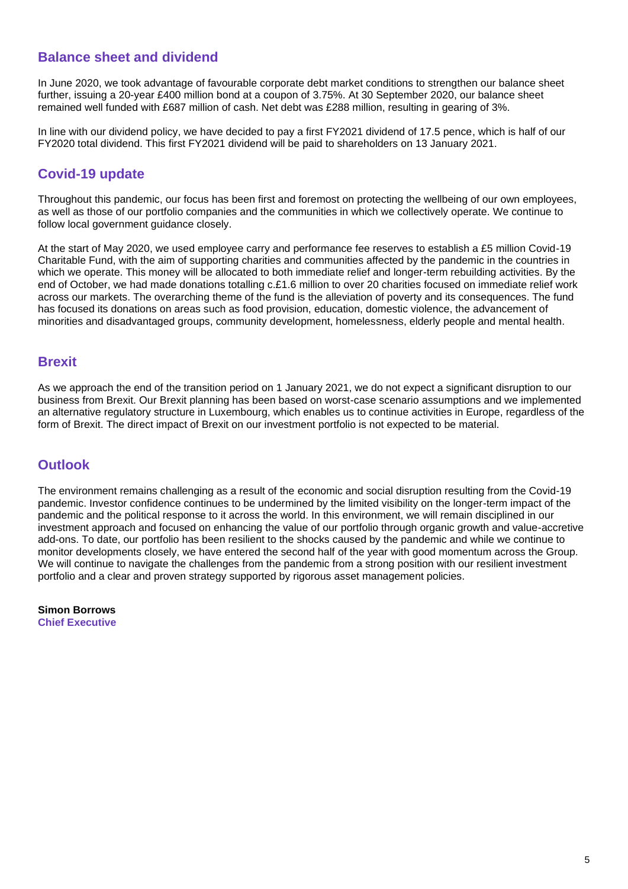## Balance sheet and dividend

In June 2020, we took advantage of favourable corporate debt market conditions to strengthen our balance sheet further, issuing a 20-year £400 million bond at a coupon of 3.75%. At 30 September 2020, our balance sheet remained well funded with £687 million of cash. Net debt was £288 million, resulting in gearing of 3%.

In line with our dividend policy, we have decided to pay a first FY2021 dividend of 17.5 pence, which is half of our FY2020 total dividend. This first FY2021 dividend will be paid to shareholders on 13 January 2021.

## Covid-19 update

Throughout this pandemic, our focus has been first and foremost on protecting the wellbeing of our own employees, as well as those of our portfolio companies and the communities in which we collectively operate. We continue to follow local government guidance closely.

At the start of May 2020, we used employee carry and performance fee reserves to establish a £5 million Covid-19 Charitable Fund, with the aim of supporting charities and communities affected by the pandemic in the countries in which we operate. This money will be allocated to both immediate relief and longer-term rebuilding activities. By the end of October, we had made donations totalling c.£1.6 million to over 20 charities focused on immediate relief work across our markets. The overarching theme of the fund is the alleviation of poverty and its consequences. The fund has focused its donations on areas such as food provision, education, domestic violence, the advancement of minorities and disadvantaged groups, community development, homelessness, elderly people and mental health.

## Brexit

As we approach the end of the transition period on 1 January 2021, we do not expect a significant disruption to our business from Brexit. Our Brexit planning has been based on worst-case scenario assumptions and we implemented an alternative regulatory structure in Luxembourg, which enables us to continue activities in Europe, regardless of the form of Brexit. The direct impact of Brexit on our investment portfolio is not expected to be material.

## Outlook

The environment remains challenging as a result of the economic and social disruption resulting from the Covid-19 pandemic. Investor confidence continues to be undermined by the limited visibility on the longer-term impact of the pandemic and the political response to it across the world. In this environment, we will remain disciplined in our investment approach and focused on enhancing the value of our portfolio through organic growth and value-accretive add-ons. To date, our portfolio has been resilient to the shocks caused by the pandemic and while we continue to monitor developments closely, we have entered the second half of the year with good momentum across the Group. We will continue to navigate the challenges from the pandemic from a strong position with our resilient investment portfolio and a clear and proven strategy supported by rigorous asset management policies.

**Simon Borrows**
**Chief Executive**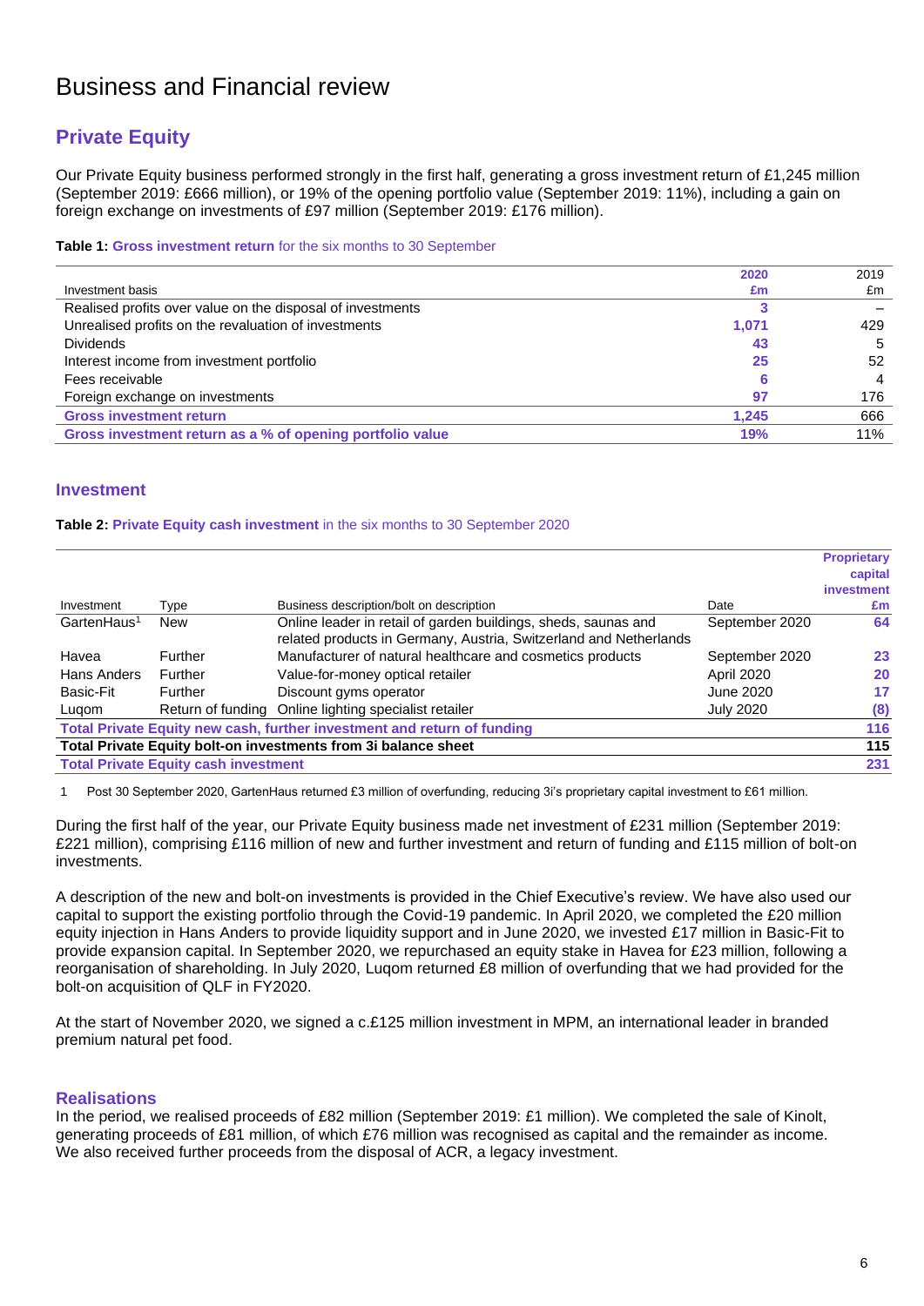# Business and Financial review

## Private Equity

Our Private Equity business performed strongly in the first half, generating a gross investment return of £1,245 million (September 2019: £666 million), or 19% of the opening portfolio value (September 2019: 11%), including a gain on foreign exchange on investments of £97 million (September 2019: £176 million).

**Table 1: Gross investment return** for the six months to 30 September

| Investment basis | 2020<br>£m | 2019<br>£m |
|---|---|---|
| Realised profits over value on the disposal of investments | 3 | – |
| Unrealised profits on the revaluation of investments | 1,071 | 429 |
| Dividends | 43 | 5 |
| Interest income from investment portfolio | 25 | 52 |
| Fees receivable | 6 | 4 |
| Foreign exchange on investments | 97 | 176 |
| **Gross investment return** | **1,245** | **666** |
| **Gross investment return as a % of opening portfolio value** | **19%** | **11%** |

### Investment

**Table 2: Private Equity cash investment** in the six months to 30 September 2020

| Investment | Type | Business description/bolt on description | Date | Proprietary capital investment £m |
|---|---|---|---|---|
| GartenHaus[1] | New | Online leader in retail of garden buildings, sheds, saunas and related products in Germany, Austria, Switzerland and Netherlands | September 2020 | 64 |
| Havea | Further | Manufacturer of natural healthcare and cosmetics products | September 2020 | 23 |
| Hans Anders | Further | Value-for-money optical retailer | April 2020 | 20 |
| Basic-Fit | Further | Discount gyms operator | June 2020 | 17 |
| Luqom | Return of funding | Online lighting specialist retailer | July 2020 | (8) |
| **Total Private Equity new cash, further investment and return of funding** | | | | **116** |
| **Total Private Equity bolt-on investments from 3i balance sheet** | | | | **115** |
| **Total Private Equity cash investment** | | | | **231** |

1 Post 30 September 2020, GartenHaus returned £3 million of overfunding, reducing 3i's proprietary capital investment to £61 million.

During the first half of the year, our Private Equity business made net investment of £231 million (September 2019: £221 million), comprising £116 million of new and further investment and return of funding and £115 million of bolt-on investments.

A description of the new and bolt-on investments is provided in the Chief Executive's review. We have also used our capital to support the existing portfolio through the Covid-19 pandemic. In April 2020, we completed the £20 million equity injection in Hans Anders to provide liquidity support and in June 2020, we invested £17 million in Basic-Fit to provide expansion capital. In September 2020, we repurchased an equity stake in Havea for £23 million, following a reorganisation of shareholding. In July 2020, Luqom returned £8 million of overfunding that we had provided for the bolt-on acquisition of QLF in FY2020.

At the start of November 2020, we signed a c.£125 million investment in MPM, an international leader in branded premium natural pet food.

### Realisations

In the period, we realised proceeds of £82 million (September 2019: £1 million). We completed the sale of Kinolt, generating proceeds of £81 million, of which £76 million was recognised as capital and the remainder as income. We also received further proceeds from the disposal of ACR, a legacy investment.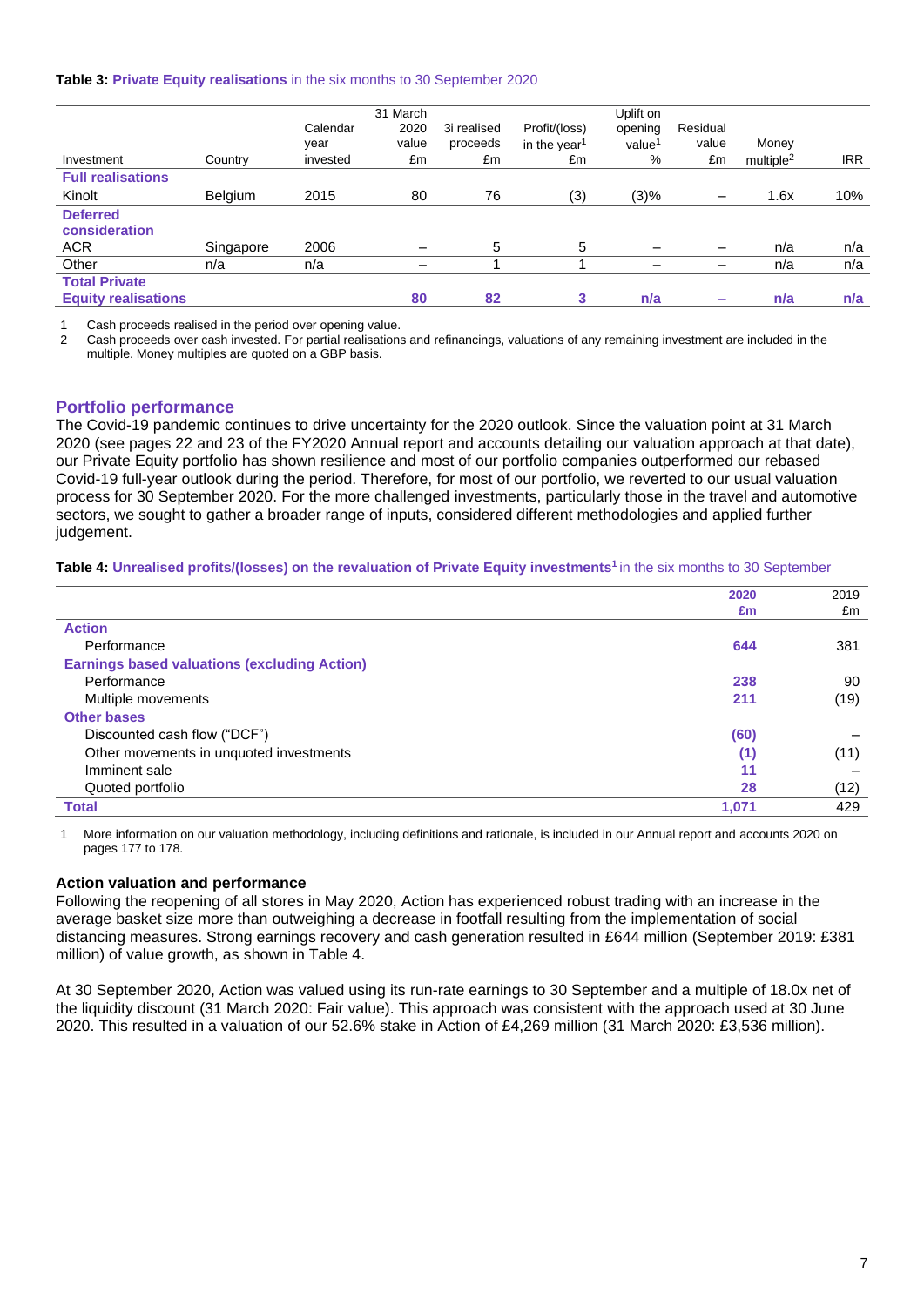**Table 3: Private Equity realisations** in the six months to 30 September 2020

| Investment | Country | Calendar year invested | 31 March 2020 value £m | 3i realised proceeds £m | Profit/(loss) in the year[1] £m | Uplift on opening value[1] % | Residual value £m | Money multiple[2] | IRR |
|---|---|---|---|---|---|---|---|---|---|
| **Full realisations** | | | | | | | | | |
| Kinolt | Belgium | 2015 | 80 | 76 | (3) | (3)% | – | 1.6x | 10% |
| **Deferred consideration** | | | | | | | | | |
| ACR | Singapore | 2006 | – | 5 | 5 | – | – | n/a | n/a |
| Other | n/a | n/a | – | 1 | 1 | – | – | n/a | n/a |
| **Total Private Equity realisations** | | | **80** | **82** | **3** | **n/a** | **–** | **n/a** | **n/a** |

1 Cash proceeds realised in the period over opening value.
2 Cash proceeds over cash invested. For partial realisations and refinancings, valuations of any remaining investment are included in the multiple. Money multiples are quoted on a GBP basis.

## Portfolio performance

The Covid-19 pandemic continues to drive uncertainty for the 2020 outlook. Since the valuation point at 31 March 2020 (see pages 22 and 23 of the FY2020 Annual report and accounts detailing our valuation approach at that date), our Private Equity portfolio has shown resilience and most of our portfolio companies outperformed our rebased Covid-19 full-year outlook during the period. Therefore, for most of our portfolio, we reverted to our usual valuation process for 30 September 2020. For the more challenged investments, particularly those in the travel and automotive sectors, we sought to gather a broader range of inputs, considered different methodologies and applied further judgement.

**Table 4: Unrealised profits/(losses) on the revaluation of Private Equity investments**[1] in the six months to 30 September

| | 2020 £m | 2019 £m |
|---|---|---|
| **Action** | | |
| Performance | **644** | 381 |
| **Earnings based valuations (excluding Action)** | | |
| Performance | **238** | 90 |
| Multiple movements | **211** | (19) |
| **Other bases** | | |
| Discounted cash flow ("DCF") | **(60)** | – |
| Other movements in unquoted investments | **(1)** | (11) |
| Imminent sale | **11** | – |
| Quoted portfolio | **28** | (12) |
| **Total** | **1,071** | 429 |

1 More information on our valuation methodology, including definitions and rationale, is included in our Annual report and accounts 2020 on pages 177 to 178.

### Action valuation and performance

Following the reopening of all stores in May 2020, Action has experienced robust trading with an increase in the average basket size more than outweighing a decrease in footfall resulting from the implementation of social distancing measures. Strong earnings recovery and cash generation resulted in £644 million (September 2019: £381 million) of value growth, as shown in Table 4.

At 30 September 2020, Action was valued using its run-rate earnings to 30 September and a multiple of 18.0x net of the liquidity discount (31 March 2020: Fair value). This approach was consistent with the approach used at 30 June 2020. This resulted in a valuation of our 52.6% stake in Action of £4,269 million (31 March 2020: £3,536 million).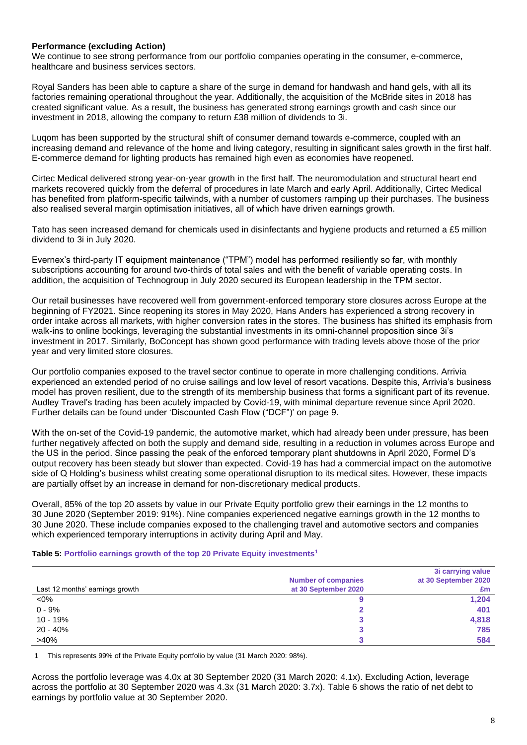**Performance (excluding Action)**

We continue to see strong performance from our portfolio companies operating in the consumer, e-commerce, healthcare and business services sectors.

Royal Sanders has been able to capture a share of the surge in demand for handwash and hand gels, with all its factories remaining operational throughout the year. Additionally, the acquisition of the McBride sites in 2018 has created significant value. As a result, the business has generated strong earnings growth and cash since our investment in 2018, allowing the company to return £38 million of dividends to 3i.

Luqom has been supported by the structural shift of consumer demand towards e-commerce, coupled with an increasing demand and relevance of the home and living category, resulting in significant sales growth in the first half. E-commerce demand for lighting products has remained high even as economies have reopened.

Cirtec Medical delivered strong year-on-year growth in the first half. The neuromodulation and structural heart end markets recovered quickly from the deferral of procedures in late March and early April. Additionally, Cirtec Medical has benefited from platform-specific tailwinds, with a number of customers ramping up their purchases. The business also realised several margin optimisation initiatives, all of which have driven earnings growth.

Tato has seen increased demand for chemicals used in disinfectants and hygiene products and returned a £5 million dividend to 3i in July 2020.

Evernex's third-party IT equipment maintenance ("TPM") model has performed resiliently so far, with monthly subscriptions accounting for around two-thirds of total sales and with the benefit of variable operating costs. In addition, the acquisition of Technogroup in July 2020 secured its European leadership in the TPM sector.

Our retail businesses have recovered well from government-enforced temporary store closures across Europe at the beginning of FY2021. Since reopening its stores in May 2020, Hans Anders has experienced a strong recovery in order intake across all markets, with higher conversion rates in the stores. The business has shifted its emphasis from walk-ins to online bookings, leveraging the substantial investments in its omni-channel proposition since 3i's investment in 2017. Similarly, BoConcept has shown good performance with trading levels above those of the prior year and very limited store closures.

Our portfolio companies exposed to the travel sector continue to operate in more challenging conditions. Arrivia experienced an extended period of no cruise sailings and low level of resort vacations. Despite this, Arrivia's business model has proven resilient, due to the strength of its membership business that forms a significant part of its revenue. Audley Travel's trading has been acutely impacted by Covid-19, with minimal departure revenue since April 2020. Further details can be found under 'Discounted Cash Flow ("DCF")' on page 9.

With the on-set of the Covid-19 pandemic, the automotive market, which had already been under pressure, has been further negatively affected on both the supply and demand side, resulting in a reduction in volumes across Europe and the US in the period. Since passing the peak of the enforced temporary plant shutdowns in April 2020, Formel D's output recovery has been steady but slower than expected. Covid-19 has had a commercial impact on the automotive side of Q Holding's business whilst creating some operational disruption to its medical sites. However, these impacts are partially offset by an increase in demand for non-discretionary medical products.

Overall, 85% of the top 20 assets by value in our Private Equity portfolio grew their earnings in the 12 months to 30 June 2020 (September 2019: 91%). Nine companies experienced negative earnings growth in the 12 months to 30 June 2020. These include companies exposed to the challenging travel and automotive sectors and companies which experienced temporary interruptions in activity during April and May.

**Table 5: Portfolio earnings growth of the top 20 Private Equity investments[1]**

| Last 12 months' earnings growth | Number of companies at 30 September 2020 | 3i carrying value at 30 September 2020 £m |
|---|---|---|
| <0% | 9 | 1,204 |
| 0 - 9% | 2 | 401 |
| 10 - 19% | 3 | 4,818 |
| 20 - 40% | 3 | 785 |
| >40% | 3 | 584 |

1 This represents 99% of the Private Equity portfolio by value (31 March 2020: 98%).

Across the portfolio leverage was 4.0x at 30 September 2020 (31 March 2020: 4.1x). Excluding Action, leverage across the portfolio at 30 September 2020 was 4.3x (31 March 2020: 3.7x). Table 6 shows the ratio of net debt to earnings by portfolio value at 30 September 2020.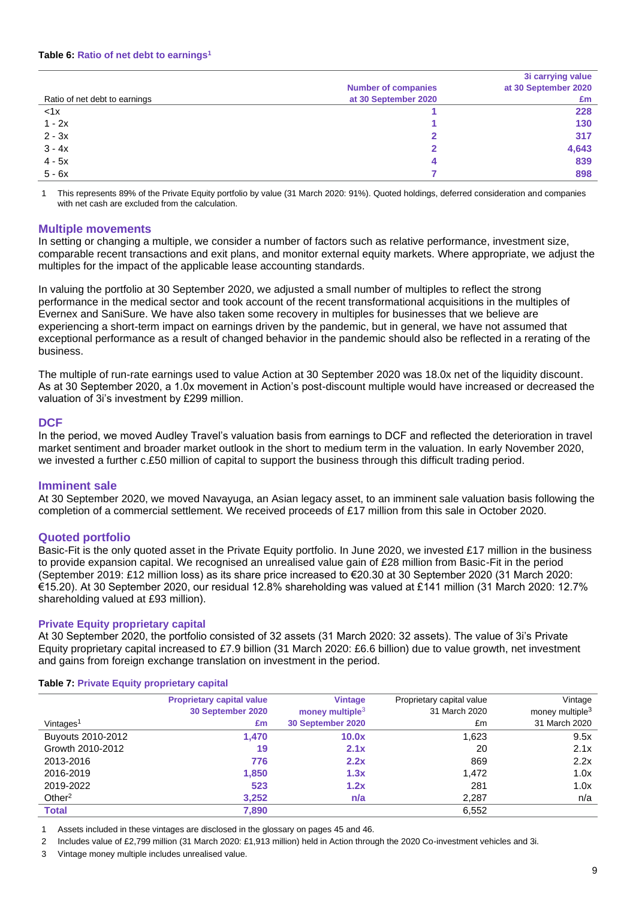**Table 6: Ratio of net debt to earnings[1]**

| Ratio of net debt to earnings | Number of companies at 30 September 2020 | 3i carrying value at 30 September 2020 £m |
|---|---|---|
| <1x | 1 | 228 |
| 1 - 2x | 1 | 130 |
| 2 - 3x | 2 | 317 |
| 3 - 4x | 2 | 4,643 |
| 4 - 5x | 4 | 839 |
| 5 - 6x | 7 | 898 |

1 This represents 89% of the Private Equity portfolio by value (31 March 2020: 91%). Quoted holdings, deferred consideration and companies with net cash are excluded from the calculation.

## Multiple movements

In setting or changing a multiple, we consider a number of factors such as relative performance, investment size, comparable recent transactions and exit plans, and monitor external equity markets. Where appropriate, we adjust the multiples for the impact of the applicable lease accounting standards.

In valuing the portfolio at 30 September 2020, we adjusted a small number of multiples to reflect the strong performance in the medical sector and took account of the recent transformational acquisitions in the multiples of Evernex and SaniSure. We have also taken some recovery in multiples for businesses that we believe are experiencing a short-term impact on earnings driven by the pandemic, but in general, we have not assumed that exceptional performance as a result of changed behavior in the pandemic should also be reflected in a rerating of the business.

The multiple of run-rate earnings used to value Action at 30 September 2020 was 18.0x net of the liquidity discount. As at 30 September 2020, a 1.0x movement in Action's post-discount multiple would have increased or decreased the valuation of 3i's investment by £299 million.

## DCF

In the period, we moved Audley Travel's valuation basis from earnings to DCF and reflected the deterioration in travel market sentiment and broader market outlook in the short to medium term in the valuation. In early November 2020, we invested a further c.£50 million of capital to support the business through this difficult trading period.

## Imminent sale

At 30 September 2020, we moved Navayuga, an Asian legacy asset, to an imminent sale valuation basis following the completion of a commercial settlement. We received proceeds of £17 million from this sale in October 2020.

## Quoted portfolio

Basic-Fit is the only quoted asset in the Private Equity portfolio. In June 2020, we invested £17 million in the business to provide expansion capital. We recognised an unrealised value gain of £28 million from Basic-Fit in the period (September 2019: £12 million loss) as its share price increased to €20.30 at 30 September 2020 (31 March 2020: €15.20). At 30 September 2020, our residual 12.8% shareholding was valued at £141 million (31 March 2020: 12.7% shareholding valued at £93 million).

### Private Equity proprietary capital

At 30 September 2020, the portfolio consisted of 32 assets (31 March 2020: 32 assets). The value of 3i's Private Equity proprietary capital increased to £7.9 billion (31 March 2020: £6.6 billion) due to value growth, net investment and gains from foreign exchange translation on investment in the period.

**Table 7: Private Equity proprietary capital**

| Vintages[1] | Proprietary capital value 30 September 2020 £m | Vintage money multiple[3] 30 September 2020 | Proprietary capital value 31 March 2020 £m | Vintage money multiple[3] 31 March 2020 |
|---|---|---|---|---|
| Buyouts 2010-2012 | 1,470 | 10.0x | 1,623 | 9.5x |
| Growth 2010-2012 | 19 | 2.1x | 20 | 2.1x |
| 2013-2016 | 776 | 2.2x | 869 | 2.2x |
| 2016-2019 | 1,850 | 1.3x | 1,472 | 1.0x |
| 2019-2022 | 523 | 1.2x | 281 | 1.0x |
| Other[2] | 3,252 | n/a | 2,287 | n/a |
| **Total** | **7,890** | | 6,552 | |

1 Assets included in these vintages are disclosed in the glossary on pages 45 and 46.

2 Includes value of £2,799 million (31 March 2020: £1,913 million) held in Action through the 2020 Co-investment vehicles and 3i.

3 Vintage money multiple includes unrealised value.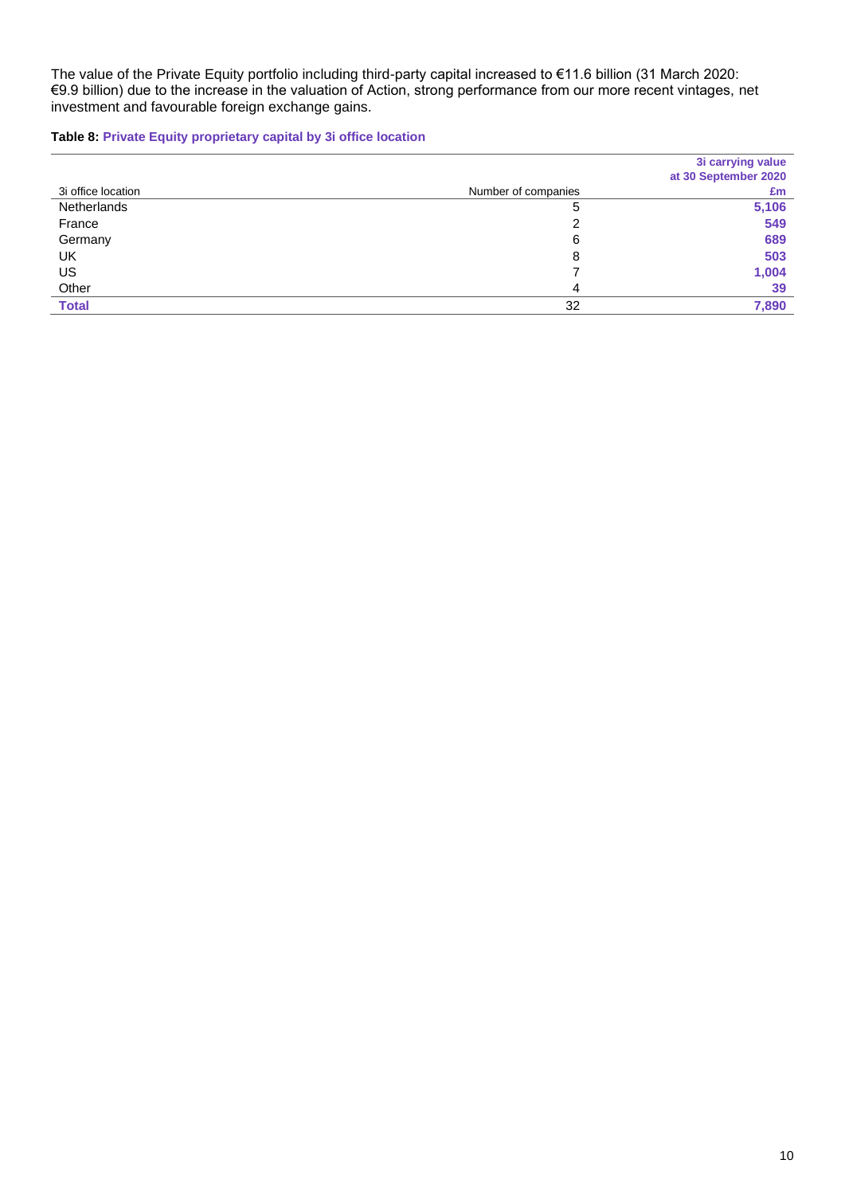The value of the Private Equity portfolio including third-party capital increased to €11.6 billion (31 March 2020: €9.9 billion) due to the increase in the valuation of Action, strong performance from our more recent vintages, net investment and favourable foreign exchange gains.

**Table 8: Private Equity proprietary capital by 3i office location**

| 3i office location | Number of companies | 3i carrying value at 30 September 2020 £m |
|---|---|---|
| Netherlands | 5 | **5,106** |
| France | 2 | **549** |
| Germany | 6 | **689** |
| UK | 8 | **503** |
| US | 7 | **1,004** |
| Other | 4 | **39** |
| **Total** | 32 | **7,890** |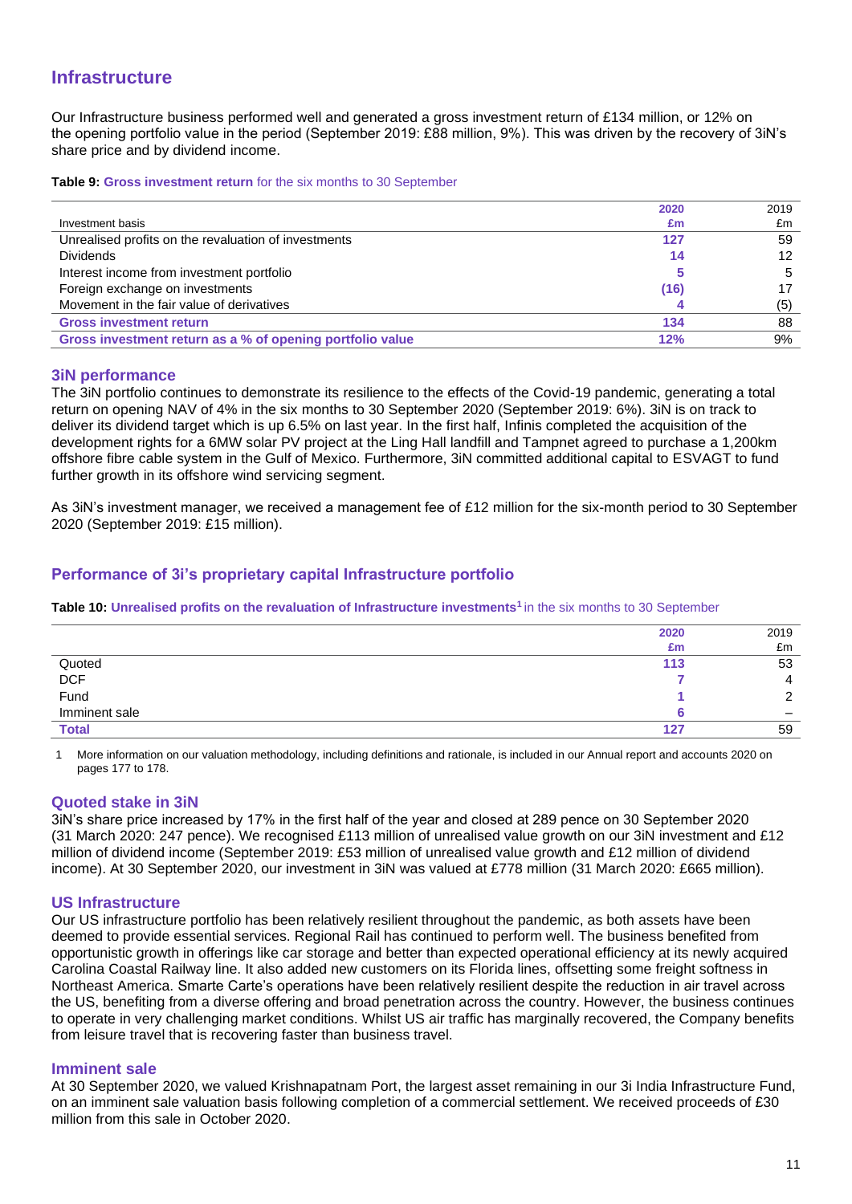## Infrastructure

Our Infrastructure business performed well and generated a gross investment return of £134 million, or 12% on the opening portfolio value in the period (September 2019: £88 million, 9%). This was driven by the recovery of 3iN's share price and by dividend income.

**Table 9: Gross investment return** for the six months to 30 September

| Investment basis | 2020 £m | 2019 £m |
|---|---|---|
| Unrealised profits on the revaluation of investments | 127 | 59 |
| Dividends | 14 | 12 |
| Interest income from investment portfolio | 5 | 5 |
| Foreign exchange on investments | (16) | 17 |
| Movement in the fair value of derivatives | 4 | (5) |
| **Gross investment return** | **134** | 88 |
| **Gross investment return as a % of opening portfolio value** | **12%** | 9% |

### 3iN performance

The 3iN portfolio continues to demonstrate its resilience to the effects of the Covid-19 pandemic, generating a total return on opening NAV of 4% in the six months to 30 September 2020 (September 2019: 6%). 3iN is on track to deliver its dividend target which is up 6.5% on last year. In the first half, Infinis completed the acquisition of the development rights for a 6MW solar PV project at the Ling Hall landfill and Tampnet agreed to purchase a 1,200km offshore fibre cable system in the Gulf of Mexico. Furthermore, 3iN committed additional capital to ESVAGT to fund further growth in its offshore wind servicing segment.

As 3iN's investment manager, we received a management fee of £12 million for the six-month period to 30 September 2020 (September 2019: £15 million).

### Performance of 3i's proprietary capital Infrastructure portfolio

**Table 10: Unrealised profits on the revaluation of Infrastructure investments**[1] in the six months to 30 September

| | 2020 £m | 2019 £m |
|---|---|---|
| Quoted | 113 | 53 |
| DCF | 7 | 4 |
| Fund | 1 | 2 |
| Imminent sale | 6 | – |
| **Total** | **127** | 59 |

1 More information on our valuation methodology, including definitions and rationale, is included in our Annual report and accounts 2020 on pages 177 to 178.

### Quoted stake in 3iN

3iN's share price increased by 17% in the first half of the year and closed at 289 pence on 30 September 2020 (31 March 2020: 247 pence). We recognised £113 million of unrealised value growth on our 3iN investment and £12 million of dividend income (September 2019: £53 million of unrealised value growth and £12 million of dividend income). At 30 September 2020, our investment in 3iN was valued at £778 million (31 March 2020: £665 million).

### US Infrastructure

Our US infrastructure portfolio has been relatively resilient throughout the pandemic, as both assets have been deemed to provide essential services. Regional Rail has continued to perform well. The business benefited from opportunistic growth in offerings like car storage and better than expected operational efficiency at its newly acquired Carolina Coastal Railway line. It also added new customers on its Florida lines, offsetting some freight softness in Northeast America. Smarte Carte's operations have been relatively resilient despite the reduction in air travel across the US, benefiting from a diverse offering and broad penetration across the country. However, the business continues to operate in very challenging market conditions. Whilst US air traffic has marginally recovered, the Company benefits from leisure travel that is recovering faster than business travel.

### Imminent sale

At 30 September 2020, we valued Krishnapatnam Port, the largest asset remaining in our 3i India Infrastructure Fund, on an imminent sale valuation basis following completion of a commercial settlement. We received proceeds of £30 million from this sale in October 2020.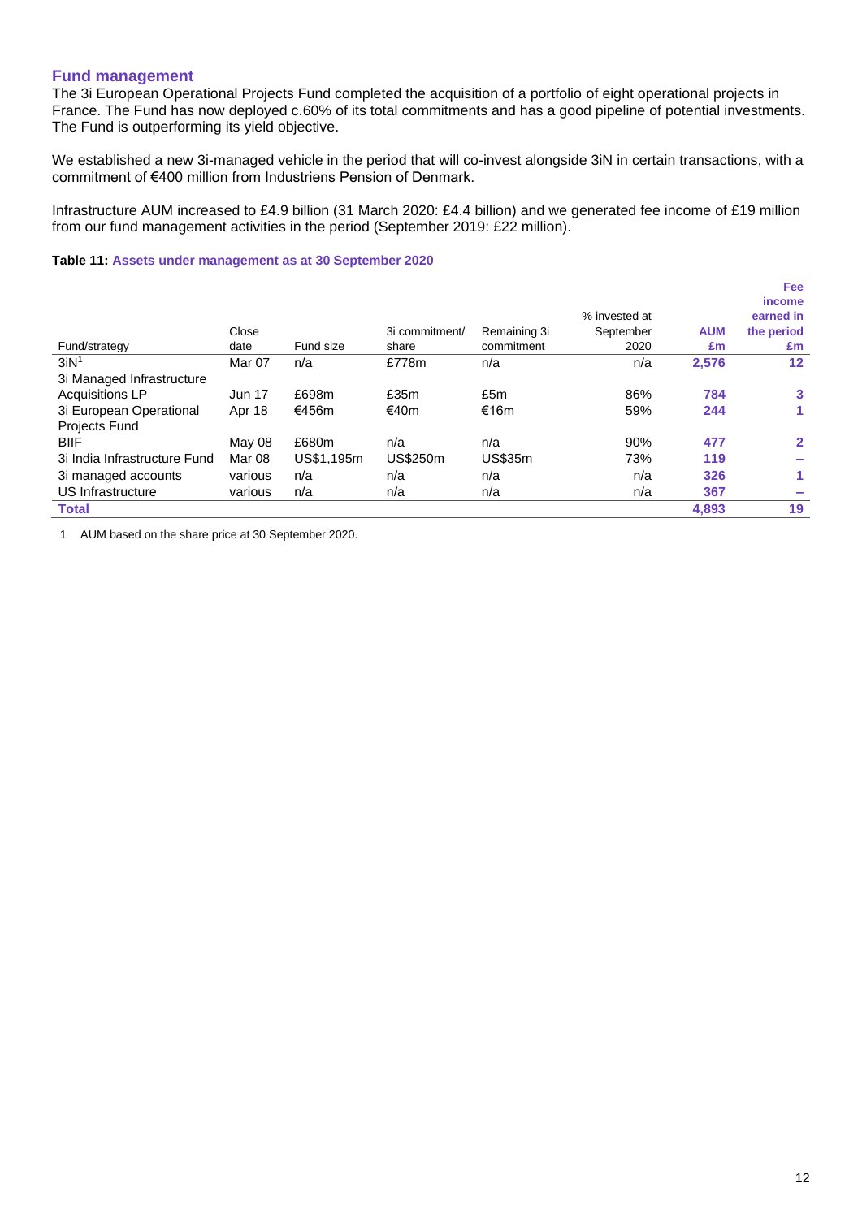## Fund management

The 3i European Operational Projects Fund completed the acquisition of a portfolio of eight operational projects in France. The Fund has now deployed c.60% of its total commitments and has a good pipeline of potential investments. The Fund is outperforming its yield objective.

We established a new 3i-managed vehicle in the period that will co-invest alongside 3iN in certain transactions, with a commitment of €400 million from Industriens Pension of Denmark.

Infrastructure AUM increased to £4.9 billion (31 March 2020: £4.4 billion) and we generated fee income of £19 million from our fund management activities in the period (September 2019: £22 million).

**Table 11: Assets under management as at 30 September 2020**

| Fund/strategy | Close date | Fund size | 3i commitment/ share | Remaining 3i commitment | % invested at September 2020 | AUM £m | Fee income earned in the period £m |
|---|---|---|---|---|---|---|---|
| 3iN[1] | Mar 07 | n/a | £778m | n/a | n/a | 2,576 | 12 |
| 3i Managed Infrastructure Acquisitions LP | Jun 17 | £698m | £35m | £5m | 86% | 784 | 3 |
| 3i European Operational Projects Fund | Apr 18 | €456m | €40m | €16m | 59% | 244 | 1 |
| BIIF | May 08 | £680m | n/a | n/a | 90% | 477 | 2 |
| 3i India Infrastructure Fund | Mar 08 | US$1,195m | US$250m | US$35m | 73% | 119 | – |
| 3i managed accounts | various | n/a | n/a | n/a | n/a | 326 | 1 |
| US Infrastructure | various | n/a | n/a | n/a | n/a | 367 | – |
| **Total** | | | | | | **4,893** | **19** |

1 AUM based on the share price at 30 September 2020.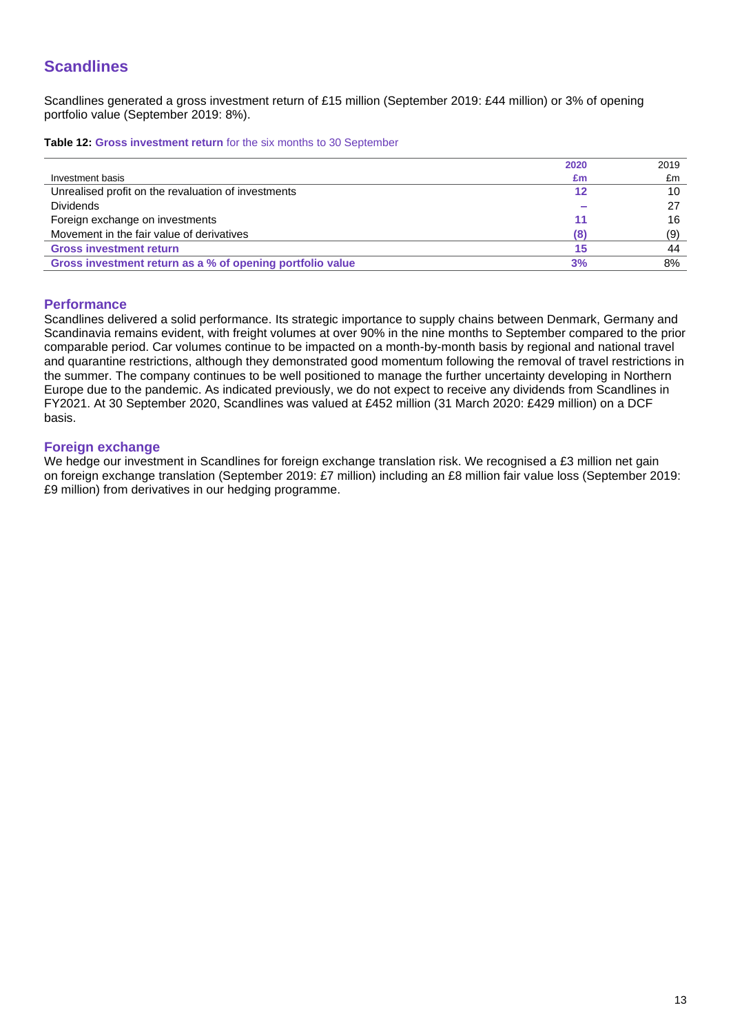## Scandlines

Scandlines generated a gross investment return of £15 million (September 2019: £44 million) or 3% of opening portfolio value (September 2019: 8%).

**Table 12:** **Gross investment return** for the six months to 30 September

| Investment basis | 2020<br>£m | 2019<br>£m |
|---|---|---|
| Unrealised profit on the revaluation of investments | 12 | 10 |
| Dividends | – | 27 |
| Foreign exchange on investments | 11 | 16 |
| Movement in the fair value of derivatives | (8) | (9) |
| **Gross investment return** | **15** | 44 |
| **Gross investment return as a % of opening portfolio value** | **3%** | 8% |

### Performance

Scandlines delivered a solid performance. Its strategic importance to supply chains between Denmark, Germany and Scandinavia remains evident, with freight volumes at over 90% in the nine months to September compared to the prior comparable period. Car volumes continue to be impacted on a month-by-month basis by regional and national travel and quarantine restrictions, although they demonstrated good momentum following the removal of travel restrictions in the summer. The company continues to be well positioned to manage the further uncertainty developing in Northern Europe due to the pandemic. As indicated previously, we do not expect to receive any dividends from Scandlines in FY2021. At 30 September 2020, Scandlines was valued at £452 million (31 March 2020: £429 million) on a DCF basis.

### Foreign exchange

We hedge our investment in Scandlines for foreign exchange translation risk. We recognised a £3 million net gain on foreign exchange translation (September 2019: £7 million) including an £8 million fair value loss (September 2019: £9 million) from derivatives in our hedging programme.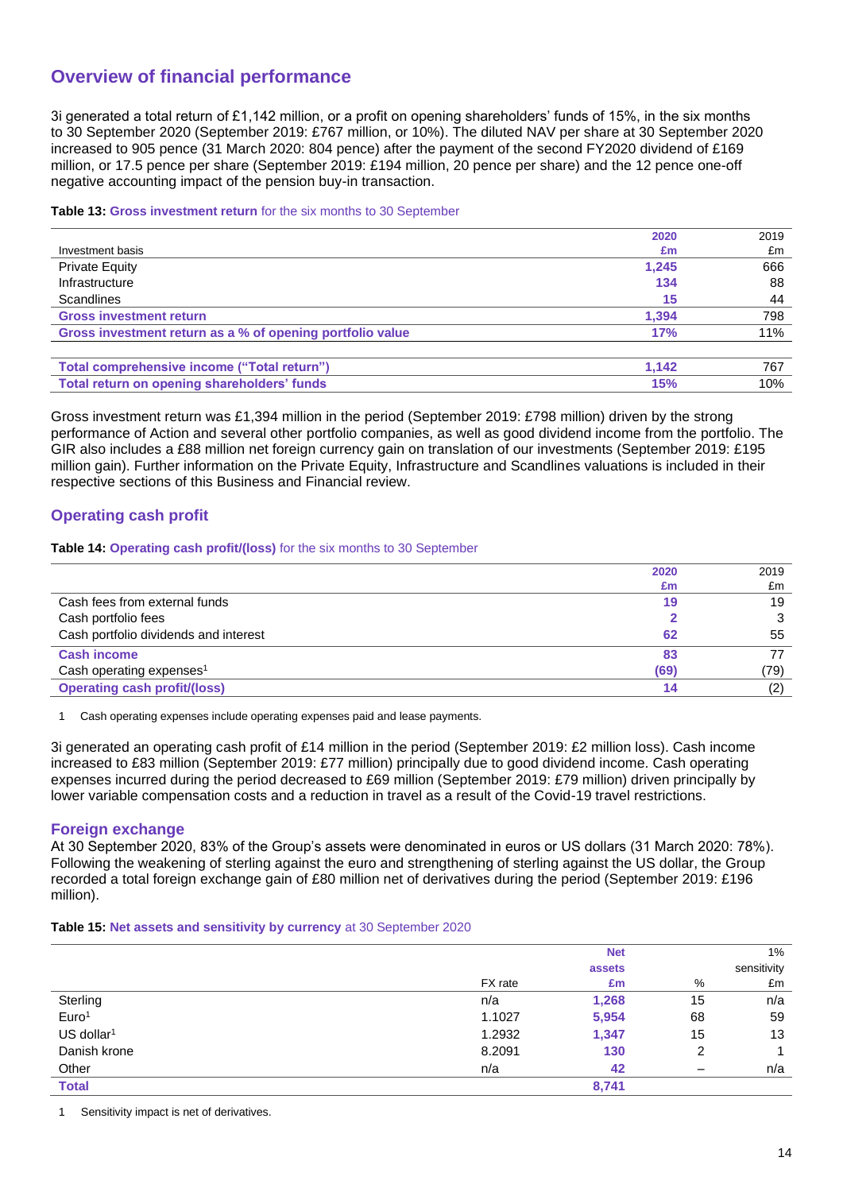## Overview of financial performance

3i generated a total return of £1,142 million, or a profit on opening shareholders' funds of 15%, in the six months to 30 September 2020 (September 2019: £767 million, or 10%). The diluted NAV per share at 30 September 2020 increased to 905 pence (31 March 2020: 804 pence) after the payment of the second FY2020 dividend of £169 million, or 17.5 pence per share (September 2019: £194 million, 20 pence per share) and the 12 pence one-off negative accounting impact of the pension buy-in transaction.

**Table 13: Gross investment return for the six months to 30 September**

| Investment basis | 2020 £m | 2019 £m |
|---|---|---|
| Private Equity | 1,245 | 666 |
| Infrastructure | 134 | 88 |
| Scandlines | 15 | 44 |
| **Gross investment return** | **1,394** | 798 |
| **Gross investment return as a % of opening portfolio value** | **17%** | 11% |
| **Total comprehensive income ("Total return")** | **1,142** | 767 |
| **Total return on opening shareholders' funds** | **15%** | 10% |

Gross investment return was £1,394 million in the period (September 2019: £798 million) driven by the strong performance of Action and several other portfolio companies, as well as good dividend income from the portfolio. The GIR also includes a £88 million net foreign currency gain on translation of our investments (September 2019: £195 million gain). Further information on the Private Equity, Infrastructure and Scandlines valuations is included in their respective sections of this Business and Financial review.

### Operating cash profit

**Table 14: Operating cash profit/(loss) for the six months to 30 September**

| | 2020 £m | 2019 £m |
|---|---|---|
| Cash fees from external funds | 19 | 19 |
| Cash portfolio fees | 2 | 3 |
| Cash portfolio dividends and interest | 62 | 55 |
| **Cash income** | **83** | 77 |
| Cash operating expenses[1] | (69) | (79) |
| **Operating cash profit/(loss)** | **14** | (2) |

1 Cash operating expenses include operating expenses paid and lease payments.

3i generated an operating cash profit of £14 million in the period (September 2019: £2 million loss). Cash income increased to £83 million (September 2019: £77 million) principally due to good dividend income. Cash operating expenses incurred during the period decreased to £69 million (September 2019: £79 million) driven principally by lower variable compensation costs and a reduction in travel as a result of the Covid-19 travel restrictions.

### Foreign exchange

At 30 September 2020, 83% of the Group's assets were denominated in euros or US dollars (31 March 2020: 78%). Following the weakening of sterling against the euro and strengthening of sterling against the US dollar, the Group recorded a total foreign exchange gain of £80 million net of derivatives during the period (September 2019: £196 million).

**Table 15: Net assets and sensitivity by currency at 30 September 2020**

| | FX rate | Net assets £m | % | 1% sensitivity £m |
|---|---|---|---|---|
| Sterling | n/a | 1,268 | 15 | n/a |
| Euro[1] | 1.1027 | 5,954 | 68 | 59 |
| US dollar[1] | 1.2932 | 1,347 | 15 | 13 |
| Danish krone | 8.2091 | 130 | 2 | 1 |
| Other | n/a | 42 | – | n/a |
| **Total** | | **8,741** | | |

1 Sensitivity impact is net of derivatives.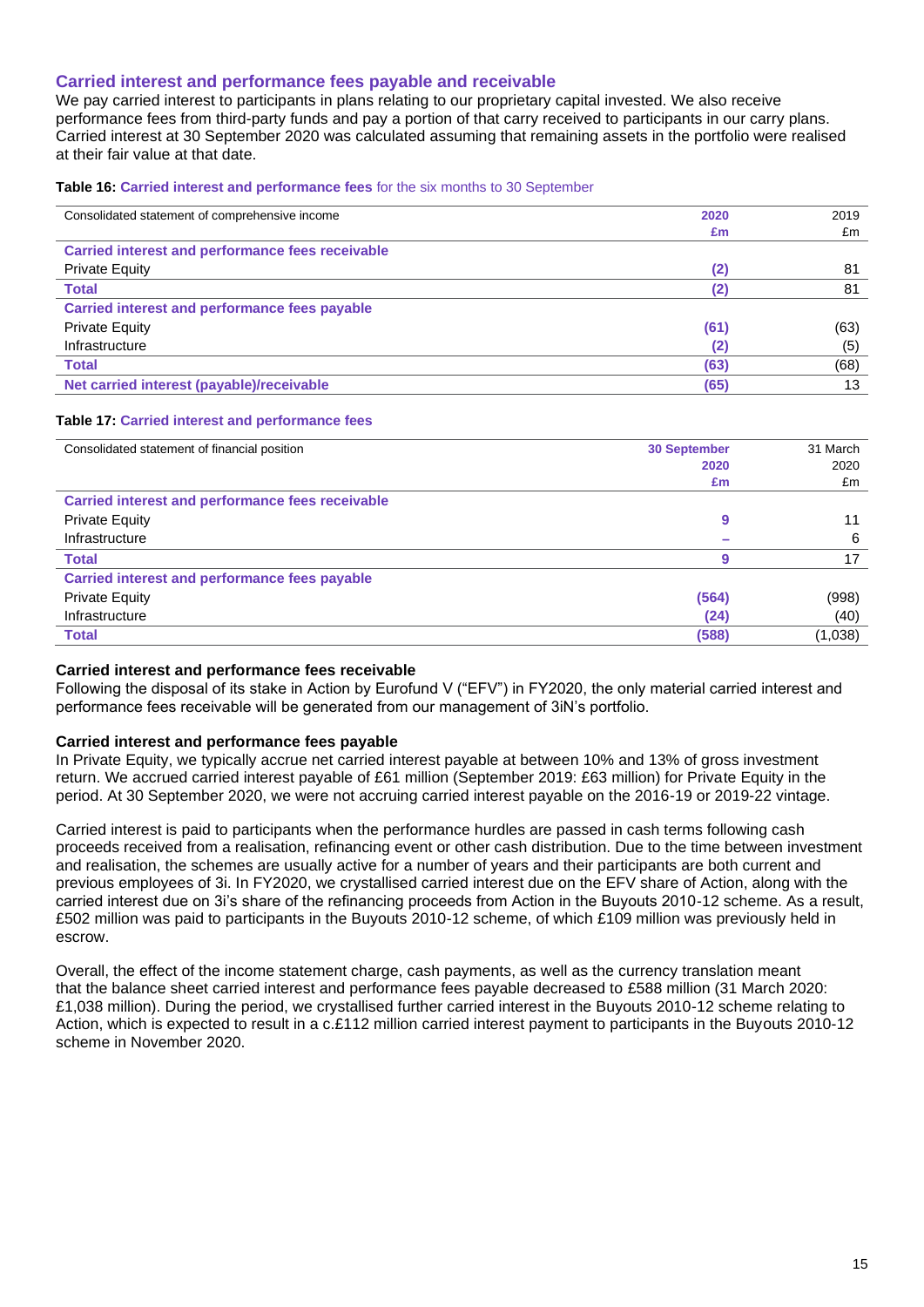## Carried interest and performance fees payable and receivable

We pay carried interest to participants in plans relating to our proprietary capital invested. We also receive performance fees from third-party funds and pay a portion of that carry received to participants in our carry plans. Carried interest at 30 September 2020 was calculated assuming that remaining assets in the portfolio were realised at their fair value at that date.

**Table 16: Carried interest and performance fees** for the six months to 30 September

| Consolidated statement of comprehensive income | 2020 £m | 2019 £m |
|---|---|---|
| **Carried interest and performance fees receivable** | | |
| Private Equity | (2) | 81 |
| **Total** | (2) | 81 |
| **Carried interest and performance fees payable** | | |
| Private Equity | (61) | (63) |
| Infrastructure | (2) | (5) |
| **Total** | (63) | (68) |
| **Net carried interest (payable)/receivable** | (65) | 13 |

**Table 17: Carried interest and performance fees**

| Consolidated statement of financial position | 30 September 2020 £m | 31 March 2020 £m |
|---|---|---|
| **Carried interest and performance fees receivable** | | |
| Private Equity | 9 | 11 |
| Infrastructure | – | 6 |
| **Total** | 9 | 17 |
| **Carried interest and performance fees payable** | | |
| Private Equity | (564) | (998) |
| Infrastructure | (24) | (40) |
| **Total** | (588) | (1,038) |

**Carried interest and performance fees receivable**

Following the disposal of its stake in Action by Eurofund V ("EFV") in FY2020, the only material carried interest and performance fees receivable will be generated from our management of 3iN's portfolio.

**Carried interest and performance fees payable**

In Private Equity, we typically accrue net carried interest payable at between 10% and 13% of gross investment return. We accrued carried interest payable of £61 million (September 2019: £63 million) for Private Equity in the period. At 30 September 2020, we were not accruing carried interest payable on the 2016-19 or 2019-22 vintage.

Carried interest is paid to participants when the performance hurdles are passed in cash terms following cash proceeds received from a realisation, refinancing event or other cash distribution. Due to the time between investment and realisation, the schemes are usually active for a number of years and their participants are both current and previous employees of 3i. In FY2020, we crystallised carried interest due on the EFV share of Action, along with the carried interest due on 3i's share of the refinancing proceeds from Action in the Buyouts 2010-12 scheme. As a result, £502 million was paid to participants in the Buyouts 2010-12 scheme, of which £109 million was previously held in escrow.

Overall, the effect of the income statement charge, cash payments, as well as the currency translation meant that the balance sheet carried interest and performance fees payable decreased to £588 million (31 March 2020: £1,038 million). During the period, we crystallised further carried interest in the Buyouts 2010-12 scheme relating to Action, which is expected to result in a c.£112 million carried interest payment to participants in the Buyouts 2010-12 scheme in November 2020.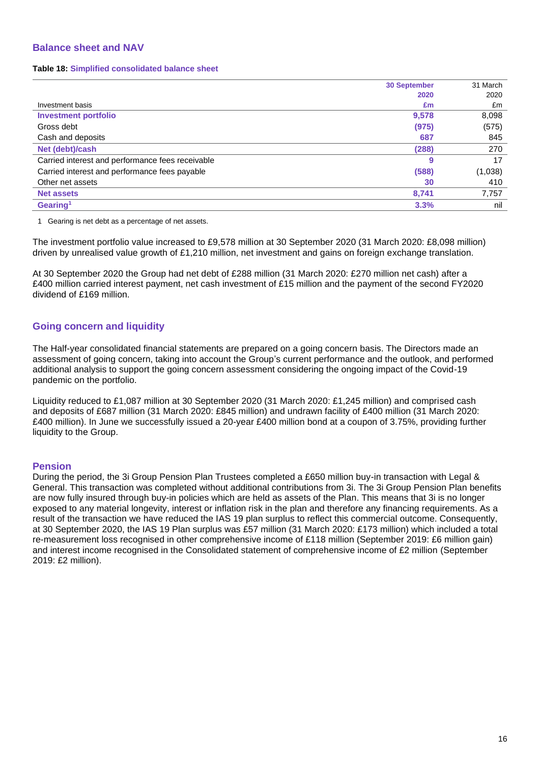## Balance sheet and NAV

**Table 18: Simplified consolidated balance sheet**

| Investment basis | 30 September 2020 £m | 31 March 2020 £m |
|---|---|---|
| **Investment portfolio** | **9,578** | 8,098 |
| Gross debt | **(975)** | (575) |
| Cash and deposits | **687** | 845 |
| **Net (debt)/cash** | **(288)** | 270 |
| Carried interest and performance fees receivable | **9** | 17 |
| Carried interest and performance fees payable | **(588)** | (1,038) |
| Other net assets | **30** | 410 |
| **Net assets** | **8,741** | 7,757 |
| **Gearing[1]** | **3.3%** | nil |

1 Gearing is net debt as a percentage of net assets.

The investment portfolio value increased to £9,578 million at 30 September 2020 (31 March 2020: £8,098 million) driven by unrealised value growth of £1,210 million, net investment and gains on foreign exchange translation.

At 30 September 2020 the Group had net debt of £288 million (31 March 2020: £270 million net cash) after a £400 million carried interest payment, net cash investment of £15 million and the payment of the second FY2020 dividend of £169 million.

## Going concern and liquidity

The Half-year consolidated financial statements are prepared on a going concern basis. The Directors made an assessment of going concern, taking into account the Group's current performance and the outlook, and performed additional analysis to support the going concern assessment considering the ongoing impact of the Covid-19 pandemic on the portfolio.

Liquidity reduced to £1,087 million at 30 September 2020 (31 March 2020: £1,245 million) and comprised cash and deposits of £687 million (31 March 2020: £845 million) and undrawn facility of £400 million (31 March 2020: £400 million). In June we successfully issued a 20-year £400 million bond at a coupon of 3.75%, providing further liquidity to the Group.

## Pension

During the period, the 3i Group Pension Plan Trustees completed a £650 million buy-in transaction with Legal & General. This transaction was completed without additional contributions from 3i. The 3i Group Pension Plan benefits are now fully insured through buy-in policies which are held as assets of the Plan. This means that 3i is no longer exposed to any material longevity, interest or inflation risk in the plan and therefore any financing requirements. As a result of the transaction we have reduced the IAS 19 plan surplus to reflect this commercial outcome. Consequently, at 30 September 2020, the IAS 19 Plan surplus was £57 million (31 March 2020: £173 million) which included a total re-measurement loss recognised in other comprehensive income of £118 million (September 2019: £6 million gain) and interest income recognised in the Consolidated statement of comprehensive income of £2 million (September 2019: £2 million).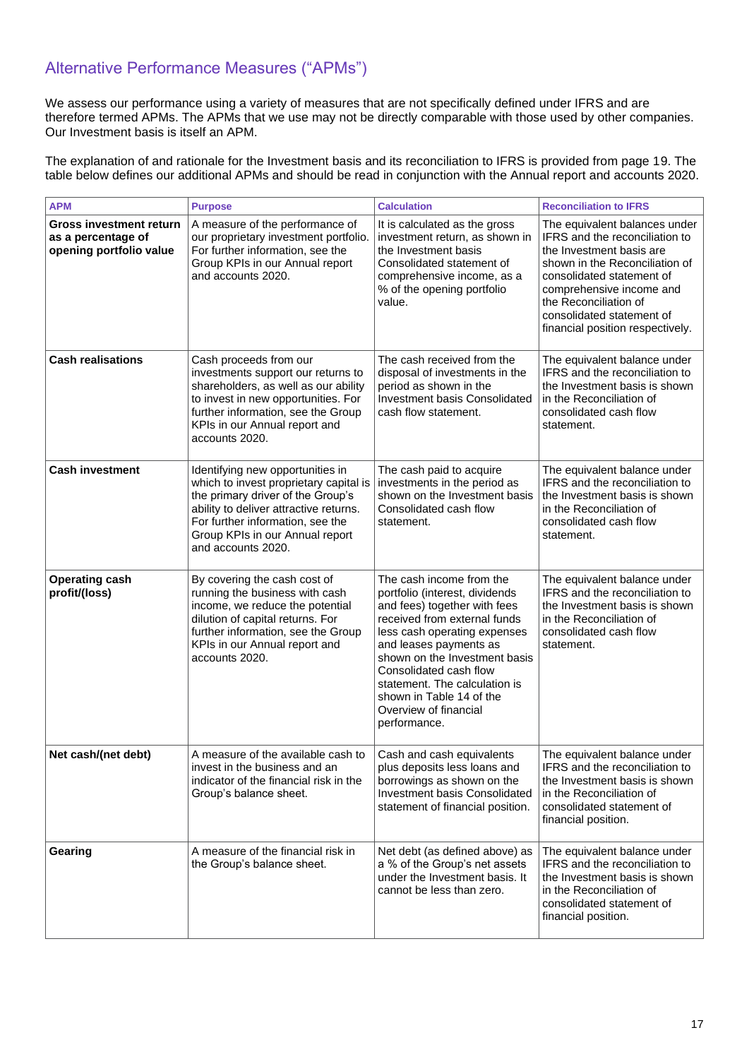## Alternative Performance Measures ("APMs")

We assess our performance using a variety of measures that are not specifically defined under IFRS and are therefore termed APMs. The APMs that we use may not be directly comparable with those used by other companies. Our Investment basis is itself an APM.

The explanation of and rationale for the Investment basis and its reconciliation to IFRS is provided from page 19. The table below defines our additional APMs and should be read in conjunction with the Annual report and accounts 2020.

| APM | Purpose | Calculation | Reconciliation to IFRS |
| --- | --- | --- | --- |
| **Gross investment return as a percentage of opening portfolio value** | A measure of the performance of our proprietary investment portfolio. For further information, see the Group KPIs in our Annual report and accounts 2020. | It is calculated as the gross investment return, as shown in the Investment basis Consolidated statement of comprehensive income, as a % of the opening portfolio value. | The equivalent balances under IFRS and the reconciliation to the Investment basis are shown in the Reconciliation of consolidated statement of comprehensive income and the Reconciliation of consolidated statement of financial position respectively. |
| **Cash realisations** | Cash proceeds from our investments support our returns to shareholders, as well as our ability to invest in new opportunities. For further information, see the Group KPIs in our Annual report and accounts 2020. | The cash received from the disposal of investments in the period as shown in the Investment basis Consolidated cash flow statement. | The equivalent balance under IFRS and the reconciliation to the Investment basis is shown in the Reconciliation of consolidated cash flow statement. |
| **Cash investment** | Identifying new opportunities in which to invest proprietary capital is the primary driver of the Group's ability to deliver attractive returns. For further information, see the Group KPIs in our Annual report and accounts 2020. | The cash paid to acquire investments in the period as shown on the Investment basis Consolidated cash flow statement. | The equivalent balance under IFRS and the reconciliation to the Investment basis is shown in the Reconciliation of consolidated cash flow statement. |
| **Operating cash profit/(loss)** | By covering the cash cost of running the business with cash income, we reduce the potential dilution of capital returns. For further information, see the Group KPIs in our Annual report and accounts 2020. | The cash income from the portfolio (interest, dividends and fees) together with fees received from external funds less cash operating expenses and leases payments as shown on the Investment basis Consolidated cash flow statement. The calculation is shown in Table 14 of the Overview of financial performance. | The equivalent balance under IFRS and the reconciliation to the Investment basis is shown in the Reconciliation of consolidated cash flow statement. |
| **Net cash/(net debt)** | A measure of the available cash to invest in the business and an indicator of the financial risk in the Group's balance sheet. | Cash and cash equivalents plus deposits less loans and borrowings as shown on the Investment basis Consolidated statement of financial position. | The equivalent balance under IFRS and the reconciliation to the Investment basis is shown in the Reconciliation of consolidated statement of financial position. |
| **Gearing** | A measure of the financial risk in the Group's balance sheet. | Net debt (as defined above) as a % of the Group's net assets under the Investment basis. It cannot be less than zero. | The equivalent balance under IFRS and the reconciliation to the Investment basis is shown in the Reconciliation of consolidated statement of financial position. |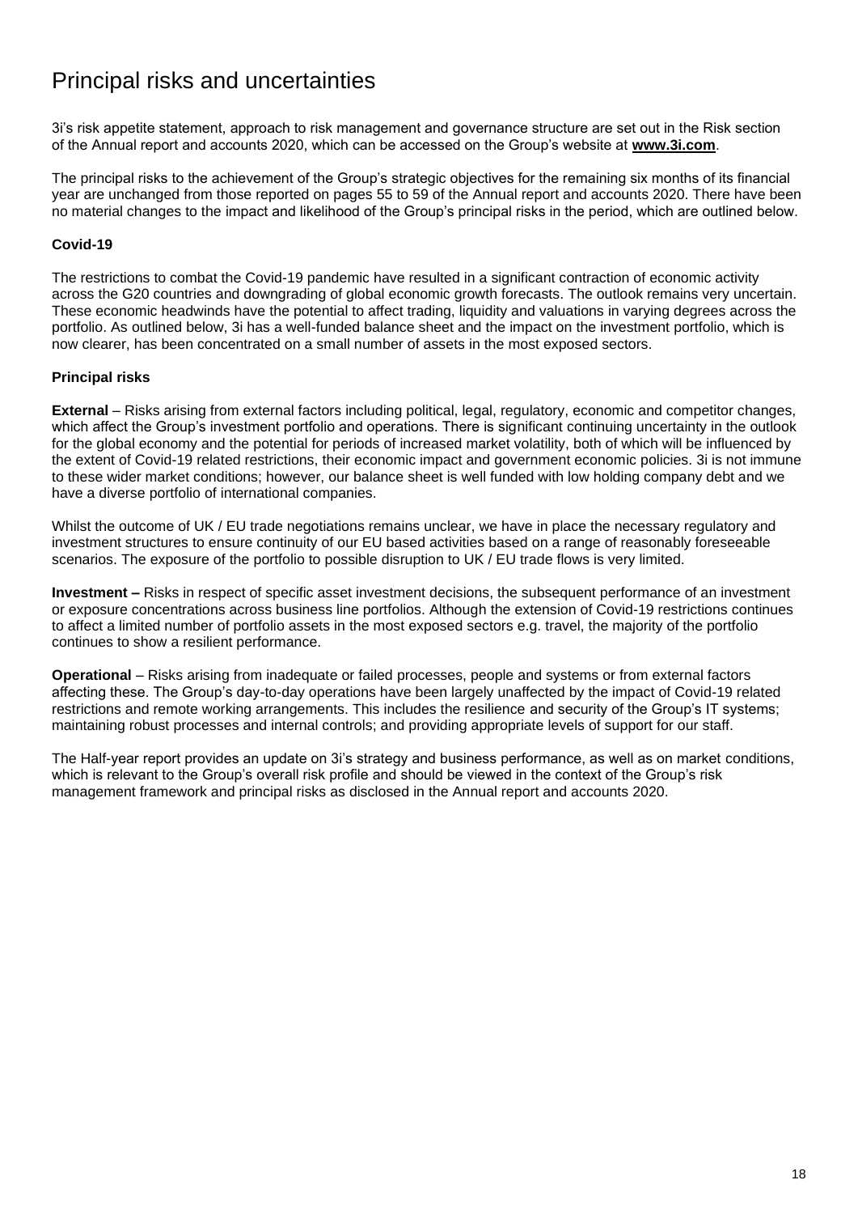# Principal risks and uncertainties

3i's risk appetite statement, approach to risk management and governance structure are set out in the Risk section of the Annual report and accounts 2020, which can be accessed on the Group's website at **www.3i.com**.

The principal risks to the achievement of the Group's strategic objectives for the remaining six months of its financial year are unchanged from those reported on pages 55 to 59 of the Annual report and accounts 2020. There have been no material changes to the impact and likelihood of the Group's principal risks in the period, which are outlined below.

**Covid-19**

The restrictions to combat the Covid-19 pandemic have resulted in a significant contraction of economic activity across the G20 countries and downgrading of global economic growth forecasts. The outlook remains very uncertain. These economic headwinds have the potential to affect trading, liquidity and valuations in varying degrees across the portfolio. As outlined below, 3i has a well-funded balance sheet and the impact on the investment portfolio, which is now clearer, has been concentrated on a small number of assets in the most exposed sectors.

**Principal risks**

**External** – Risks arising from external factors including political, legal, regulatory, economic and competitor changes, which affect the Group's investment portfolio and operations. There is significant continuing uncertainty in the outlook for the global economy and the potential for periods of increased market volatility, both of which will be influenced by the extent of Covid-19 related restrictions, their economic impact and government economic policies. 3i is not immune to these wider market conditions; however, our balance sheet is well funded with low holding company debt and we have a diverse portfolio of international companies.

Whilst the outcome of UK / EU trade negotiations remains unclear, we have in place the necessary regulatory and investment structures to ensure continuity of our EU based activities based on a range of reasonably foreseeable scenarios. The exposure of the portfolio to possible disruption to UK / EU trade flows is very limited.

**Investment –** Risks in respect of specific asset investment decisions, the subsequent performance of an investment or exposure concentrations across business line portfolios. Although the extension of Covid-19 restrictions continues to affect a limited number of portfolio assets in the most exposed sectors e.g. travel, the majority of the portfolio continues to show a resilient performance.

**Operational** – Risks arising from inadequate or failed processes, people and systems or from external factors affecting these. The Group's day-to-day operations have been largely unaffected by the impact of Covid-19 related restrictions and remote working arrangements. This includes the resilience and security of the Group's IT systems; maintaining robust processes and internal controls; and providing appropriate levels of support for our staff.

The Half-year report provides an update on 3i's strategy and business performance, as well as on market conditions, which is relevant to the Group's overall risk profile and should be viewed in the context of the Group's risk management framework and principal risks as disclosed in the Annual report and accounts 2020.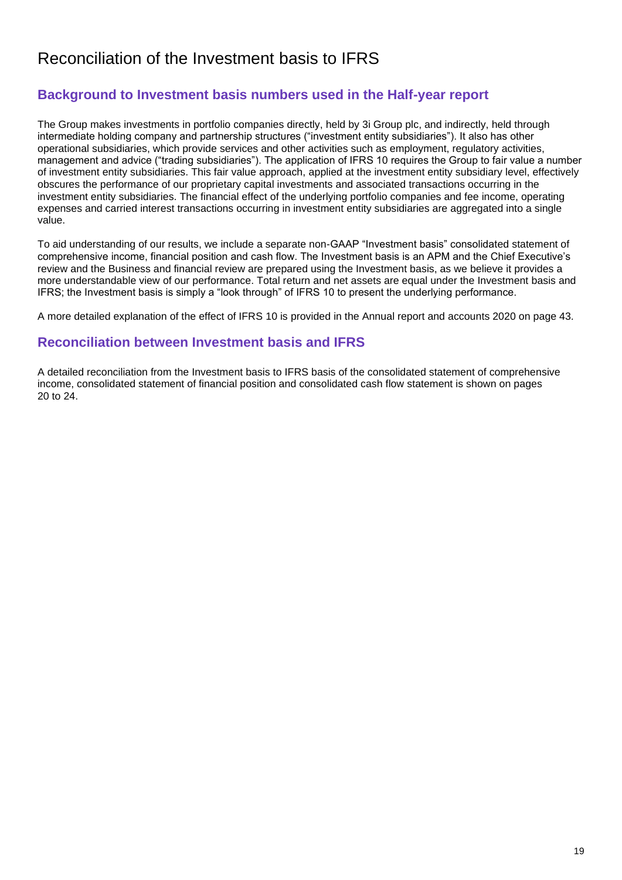# Reconciliation of the Investment basis to IFRS

## Background to Investment basis numbers used in the Half-year report

The Group makes investments in portfolio companies directly, held by 3i Group plc, and indirectly, held through intermediate holding company and partnership structures ("investment entity subsidiaries"). It also has other operational subsidiaries, which provide services and other activities such as employment, regulatory activities, management and advice ("trading subsidiaries"). The application of IFRS 10 requires the Group to fair value a number of investment entity subsidiaries. This fair value approach, applied at the investment entity subsidiary level, effectively obscures the performance of our proprietary capital investments and associated transactions occurring in the investment entity subsidiaries. The financial effect of the underlying portfolio companies and fee income, operating expenses and carried interest transactions occurring in investment entity subsidiaries are aggregated into a single value.

To aid understanding of our results, we include a separate non-GAAP "Investment basis" consolidated statement of comprehensive income, financial position and cash flow. The Investment basis is an APM and the Chief Executive's review and the Business and financial review are prepared using the Investment basis, as we believe it provides a more understandable view of our performance. Total return and net assets are equal under the Investment basis and IFRS; the Investment basis is simply a "look through" of IFRS 10 to present the underlying performance.

A more detailed explanation of the effect of IFRS 10 is provided in the Annual report and accounts 2020 on page 43.

## Reconciliation between Investment basis and IFRS

A detailed reconciliation from the Investment basis to IFRS basis of the consolidated statement of comprehensive income, consolidated statement of financial position and consolidated cash flow statement is shown on pages 20 to 24.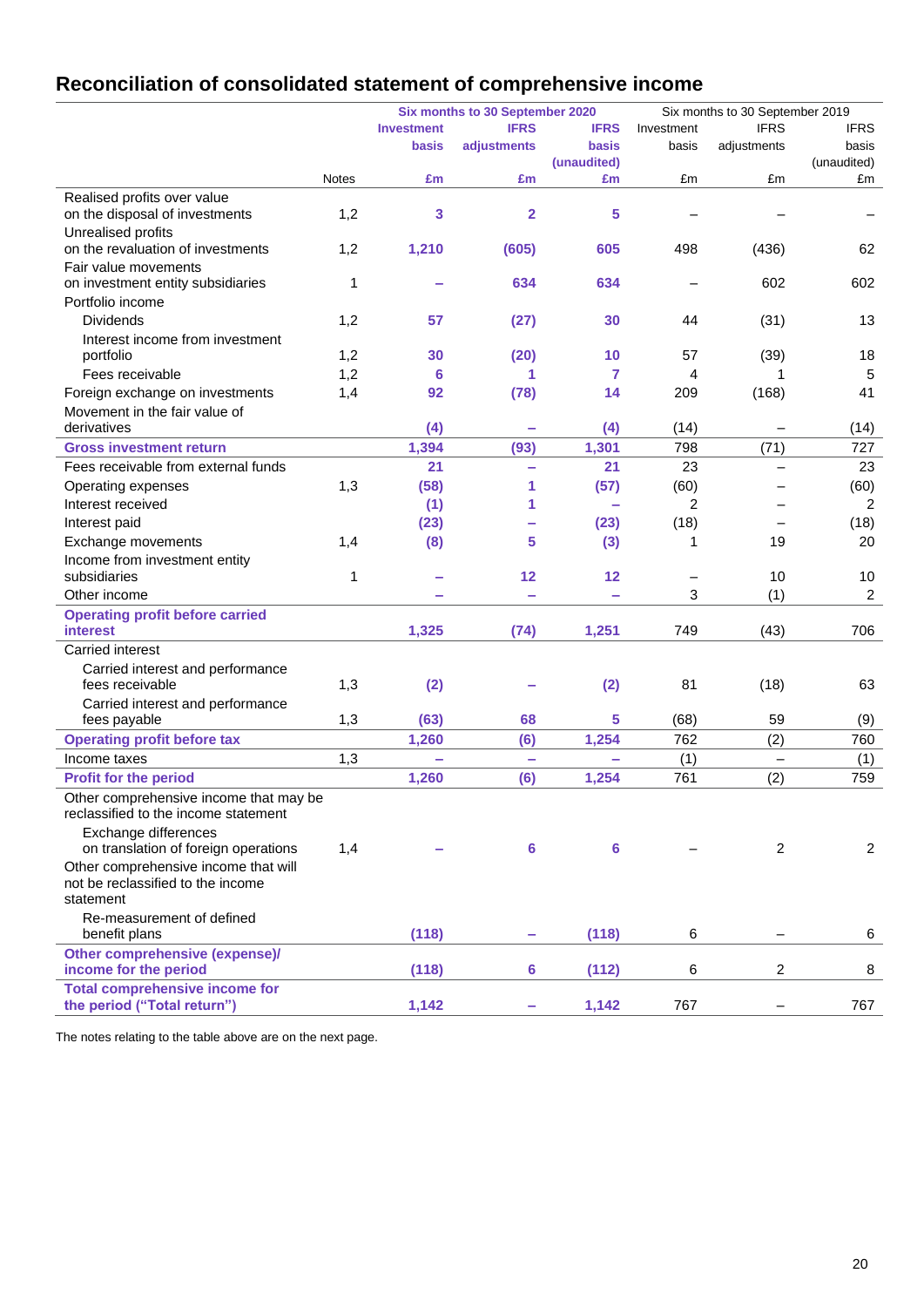## Reconciliation of consolidated statement of comprehensive income

| | Notes | Six months to 30 September 2020 Investment basis £m | IFRS adjustments £m | IFRS basis (unaudited) £m | Six months to 30 September 2019 Investment basis £m | IFRS adjustments £m | IFRS basis (unaudited) £m |
|---|---|---|---|---|---|---|---|
| Realised profits over value on the disposal of investments | 1,2 | 3 | 2 | 5 | – | – | – |
| Unrealised profits on the revaluation of investments | 1,2 | 1,210 | (605) | 605 | 498 | (436) | 62 |
| Fair value movements on investment entity subsidiaries | 1 | – | 634 | 634 | – | 602 | 602 |
| Portfolio income | | | | | | | |
| Dividends | 1,2 | 57 | (27) | 30 | 44 | (31) | 13 |
| Interest income from investment portfolio | 1,2 | 30 | (20) | 10 | 57 | (39) | 18 |
| Fees receivable | 1,2 | 6 | 1 | 7 | 4 | 1 | 5 |
| Foreign exchange on investments | 1,4 | 92 | (78) | 14 | 209 | (168) | 41 |
| Movement in the fair value of derivatives | | (4) | – | (4) | (14) | – | (14) |
| **Gross investment return** | | **1,394** | **(93)** | **1,301** | 798 | (71) | 727 |
| Fees receivable from external funds | | 21 | – | 21 | 23 | – | 23 |
| Operating expenses | 1,3 | (58) | 1 | (57) | (60) | – | (60) |
| Interest received | | (1) | 1 | – | 2 | – | 2 |
| Interest paid | | (23) | – | (23) | (18) | – | (18) |
| Exchange movements | 1,4 | (8) | 5 | (3) | 1 | 19 | 20 |
| Income from investment entity subsidiaries | 1 | – | 12 | 12 | – | 10 | 10 |
| Other income | | – | – | – | 3 | (1) | 2 |
| **Operating profit before carried interest** | | **1,325** | **(74)** | **1,251** | 749 | (43) | 706 |
| Carried interest | | | | | | | |
| Carried interest and performance fees receivable | 1,3 | (2) | – | (2) | 81 | (18) | 63 |
| Carried interest and performance fees payable | 1,3 | (63) | 68 | 5 | (68) | 59 | (9) |
| **Operating profit before tax** | | **1,260** | **(6)** | **1,254** | 762 | (2) | 760 |
| Income taxes | 1,3 | – | – | – | (1) | – | (1) |
| **Profit for the period** | | **1,260** | **(6)** | **1,254** | 761 | (2) | 759 |
| Other comprehensive income that may be reclassified to the income statement | | | | | | | |
| Exchange differences on translation of foreign operations | 1,4 | – | 6 | 6 | – | 2 | 2 |
| Other comprehensive income that will not be reclassified to the income statement | | | | | | | |
| Re-measurement of defined benefit plans | | (118) | – | (118) | 6 | – | 6 |
| **Other comprehensive (expense)/ income for the period** | | **(118)** | **6** | **(112)** | 6 | 2 | 8 |
| **Total comprehensive income for the period ("Total return")** | | **1,142** | **–** | **1,142** | 767 | – | 767 |

The notes relating to the table above are on the next page.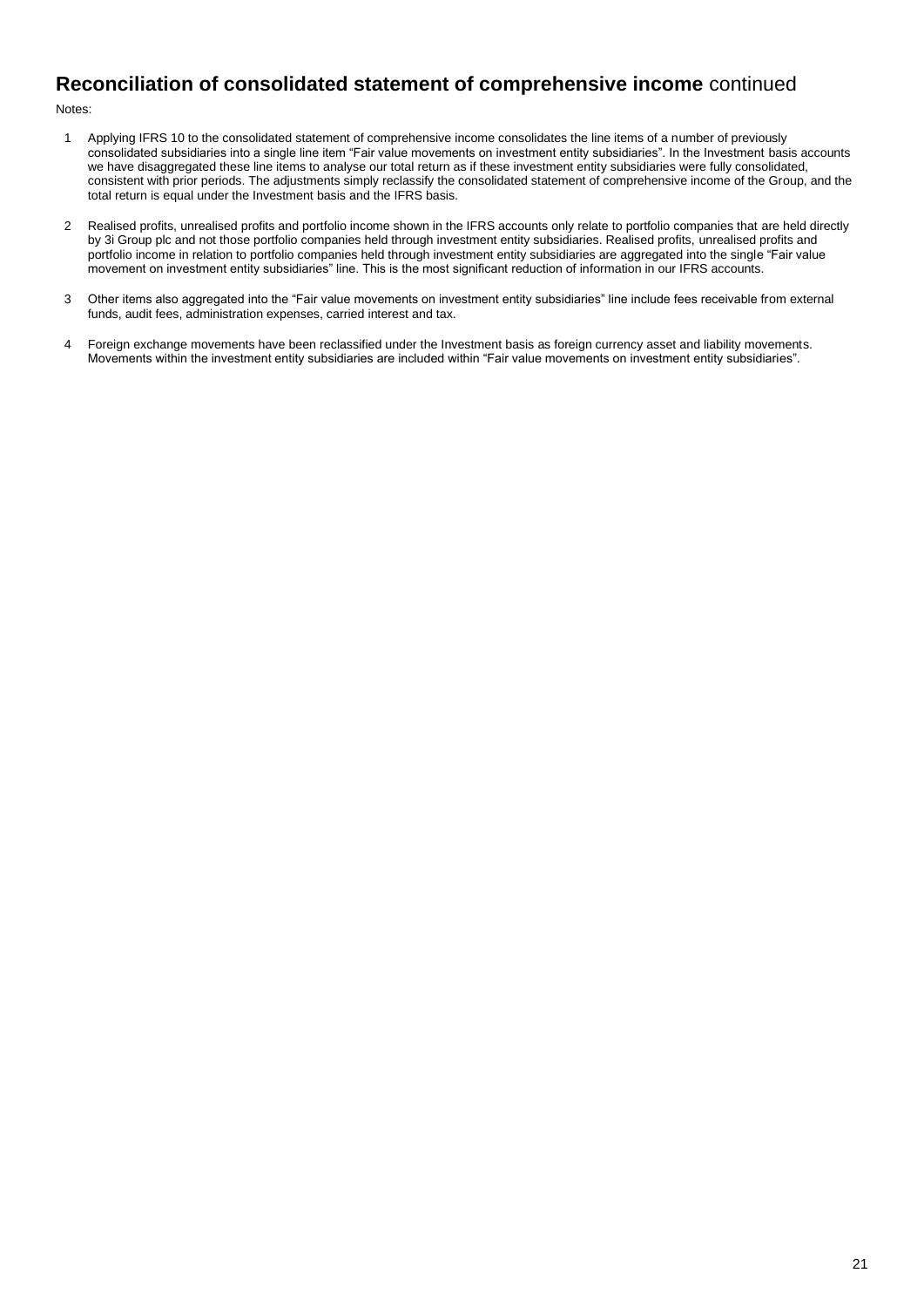## **Reconciliation of consolidated statement of comprehensive income** continued

Notes:

1. Applying IFRS 10 to the consolidated statement of comprehensive income consolidates the line items of a number of previously consolidated subsidiaries into a single line item "Fair value movements on investment entity subsidiaries". In the Investment basis accounts we have disaggregated these line items to analyse our total return as if these investment entity subsidiaries were fully consolidated, consistent with prior periods. The adjustments simply reclassify the consolidated statement of comprehensive income of the Group, and the total return is equal under the Investment basis and the IFRS basis.

2. Realised profits, unrealised profits and portfolio income shown in the IFRS accounts only relate to portfolio companies that are held directly by 3i Group plc and not those portfolio companies held through investment entity subsidiaries. Realised profits, unrealised profits and portfolio income in relation to portfolio companies held through investment entity subsidiaries are aggregated into the single "Fair value movement on investment entity subsidiaries" line. This is the most significant reduction of information in our IFRS accounts.

3. Other items also aggregated into the "Fair value movements on investment entity subsidiaries" line include fees receivable from external funds, audit fees, administration expenses, carried interest and tax.

4. Foreign exchange movements have been reclassified under the Investment basis as foreign currency asset and liability movements. Movements within the investment entity subsidiaries are included within "Fair value movements on investment entity subsidiaries".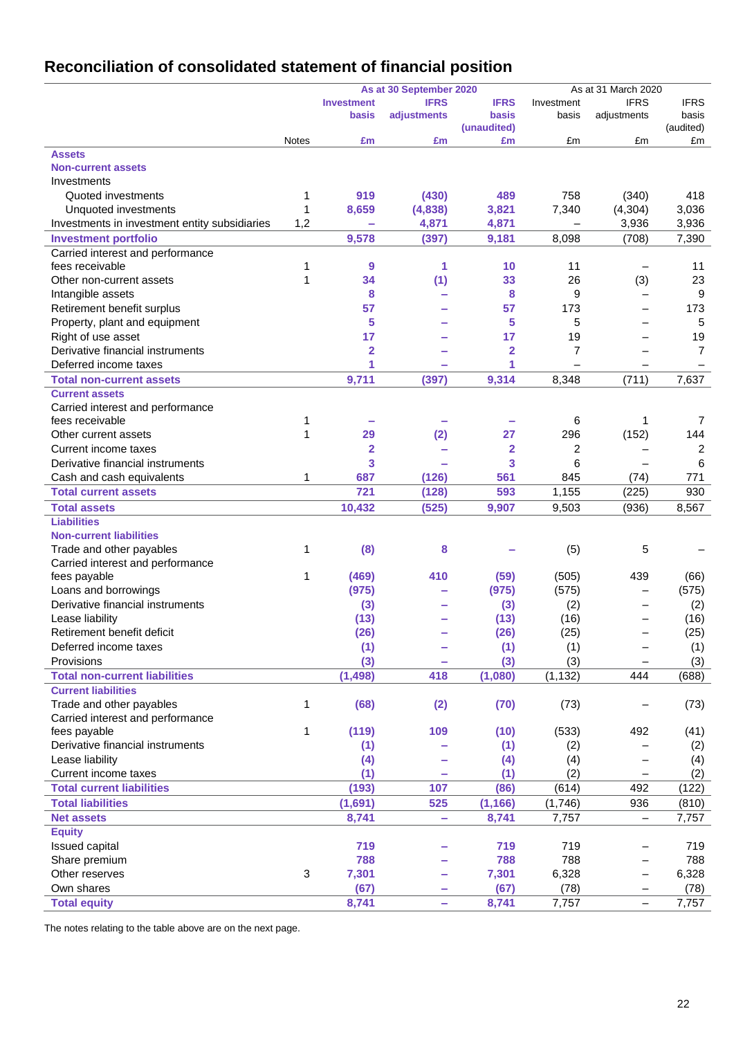## Reconciliation of consolidated statement of financial position

| | Notes | As at 30 September 2020 Investment basis £m | IFRS adjustments £m | IFRS basis (unaudited) £m | As at 31 March 2020 Investment basis £m | IFRS adjustments £m | IFRS basis (audited) £m |
|---|---|---|---|---|---|---|---|
| **Assets** | | | | | | | |
| **Non-current assets** | | | | | | | |
| Investments | | | | | | | |
| Quoted investments | 1 | 919 | (430) | 489 | 758 | (340) | 418 |
| Unquoted investments | 1 | 8,659 | (4,838) | 3,821 | 7,340 | (4,304) | 3,036 |
| Investments in investment entity subsidiaries | 1,2 | – | 4,871 | 4,871 | – | 3,936 | 3,936 |
| **Investment portfolio** | | 9,578 | (397) | 9,181 | 8,098 | (708) | 7,390 |
| Carried interest and performance fees receivable | 1 | 9 | 1 | 10 | 11 | – | 11 |
| Other non-current assets | 1 | 34 | (1) | 33 | 26 | (3) | 23 |
| Intangible assets | | 8 | – | 8 | 9 | – | 9 |
| Retirement benefit surplus | | 57 | – | 57 | 173 | – | 173 |
| Property, plant and equipment | | 5 | – | 5 | 5 | – | 5 |
| Right of use asset | | 17 | – | 17 | 19 | – | 19 |
| Derivative financial instruments | | 2 | – | 2 | 7 | – | 7 |
| Deferred income taxes | | 1 | – | 1 | – | – | – |
| **Total non-current assets** | | 9,711 | (397) | 9,314 | 8,348 | (711) | 7,637 |
| **Current assets** | | | | | | | |
| Carried interest and performance fees receivable | 1 | – | – | – | 6 | 1 | 7 |
| Other current assets | 1 | 29 | (2) | 27 | 296 | (152) | 144 |
| Current income taxes | | 2 | – | 2 | 2 | – | 2 |
| Derivative financial instruments | | 3 | – | 3 | 6 | – | 6 |
| Cash and cash equivalents | 1 | 687 | (126) | 561 | 845 | (74) | 771 |
| **Total current assets** | | 721 | (128) | 593 | 1,155 | (225) | 930 |
| **Total assets** | | 10,432 | (525) | 9,907 | 9,503 | (936) | 8,567 |
| **Liabilities** | | | | | | | |
| **Non-current liabilities** | | | | | | | |
| Trade and other payables | 1 | (8) | 8 | – | (5) | 5 | – |
| Carried interest and performance fees payable | 1 | (469) | 410 | (59) | (505) | 439 | (66) |
| Loans and borrowings | | (975) | – | (975) | (575) | – | (575) |
| Derivative financial instruments | | (3) | – | (3) | (2) | – | (2) |
| Lease liability | | (13) | – | (13) | (16) | – | (16) |
| Retirement benefit deficit | | (26) | – | (26) | (25) | – | (25) |
| Deferred income taxes | | (1) | – | (1) | (1) | – | (1) |
| Provisions | | (3) | – | (3) | (3) | – | (3) |
| **Total non-current liabilities** | | (1,498) | 418 | (1,080) | (1,132) | 444 | (688) |
| **Current liabilities** | | | | | | | |
| Trade and other payables | 1 | (68) | (2) | (70) | (73) | – | (73) |
| Carried interest and performance fees payable | 1 | (119) | 109 | (10) | (533) | 492 | (41) |
| Derivative financial instruments | | (1) | – | (1) | (2) | – | (2) |
| Lease liability | | (4) | – | (4) | (4) | – | (4) |
| Current income taxes | | (1) | – | (1) | (2) | – | (2) |
| **Total current liabilities** | | (193) | 107 | (86) | (614) | 492 | (122) |
| **Total liabilities** | | (1,691) | 525 | (1,166) | (1,746) | 936 | (810) |
| **Net assets** | | 8,741 | – | 8,741 | 7,757 | – | 7,757 |
| **Equity** | | | | | | | |
| Issued capital | | 719 | – | 719 | 719 | – | 719 |
| Share premium | | 788 | – | 788 | 788 | – | 788 |
| Other reserves | 3 | 7,301 | – | 7,301 | 6,328 | – | 6,328 |
| Own shares | | (67) | – | (67) | (78) | – | (78) |
| **Total equity** | | 8,741 | – | 8,741 | 7,757 | – | 7,757 |

The notes relating to the table above are on the next page.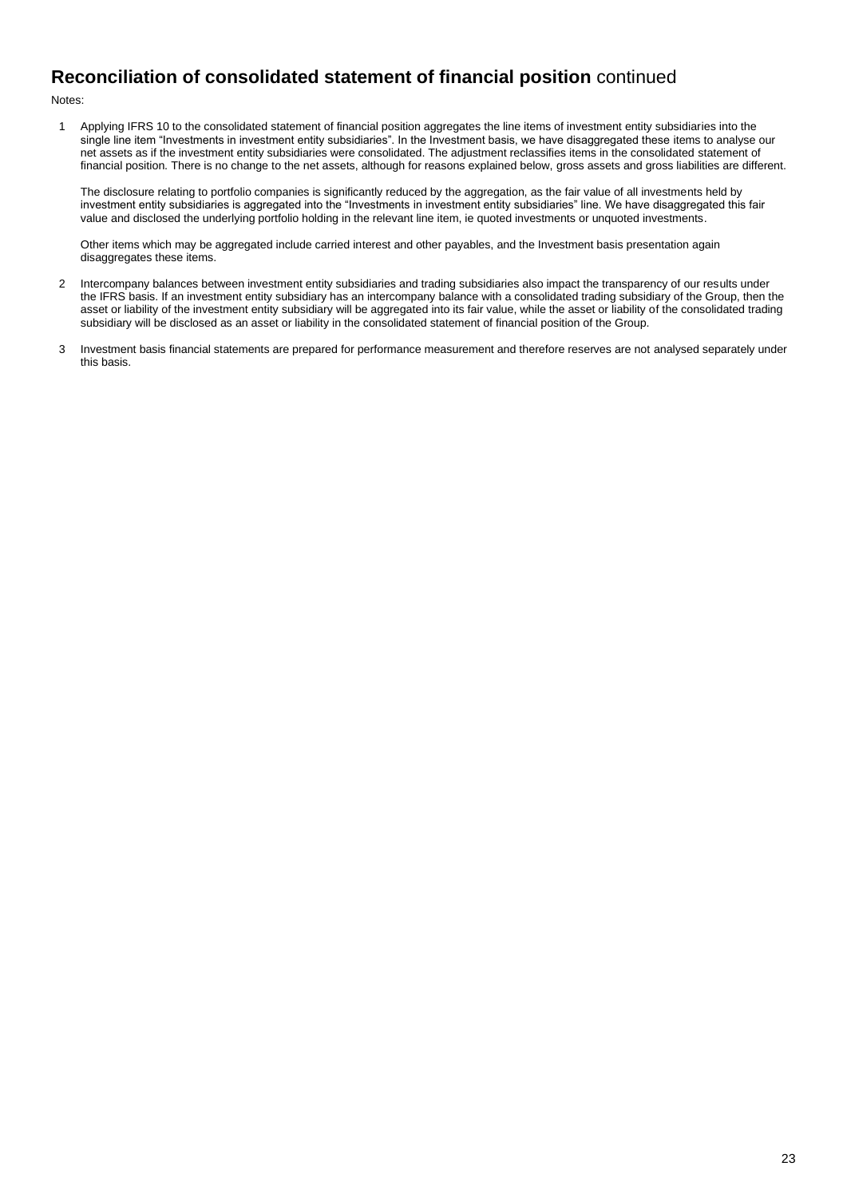## **Reconciliation of consolidated statement of financial position** continued

Notes:

1. Applying IFRS 10 to the consolidated statement of financial position aggregates the line items of investment entity subsidiaries into the single line item "Investments in investment entity subsidiaries". In the Investment basis, we have disaggregated these items to analyse our net assets as if the investment entity subsidiaries were consolidated. The adjustment reclassifies items in the consolidated statement of financial position. There is no change to the net assets, although for reasons explained below, gross assets and gross liabilities are different.

   The disclosure relating to portfolio companies is significantly reduced by the aggregation, as the fair value of all investments held by investment entity subsidiaries is aggregated into the "Investments in investment entity subsidiaries" line. We have disaggregated this fair value and disclosed the underlying portfolio holding in the relevant line item, ie quoted investments or unquoted investments.

   Other items which may be aggregated include carried interest and other payables, and the Investment basis presentation again disaggregates these items.

2. Intercompany balances between investment entity subsidiaries and trading subsidiaries also impact the transparency of our results under the IFRS basis. If an investment entity subsidiary has an intercompany balance with a consolidated trading subsidiary of the Group, then the asset or liability of the investment entity subsidiary will be aggregated into its fair value, while the asset or liability of the consolidated trading subsidiary will be disclosed as an asset or liability in the consolidated statement of financial position of the Group.

3. Investment basis financial statements are prepared for performance measurement and therefore reserves are not analysed separately under this basis.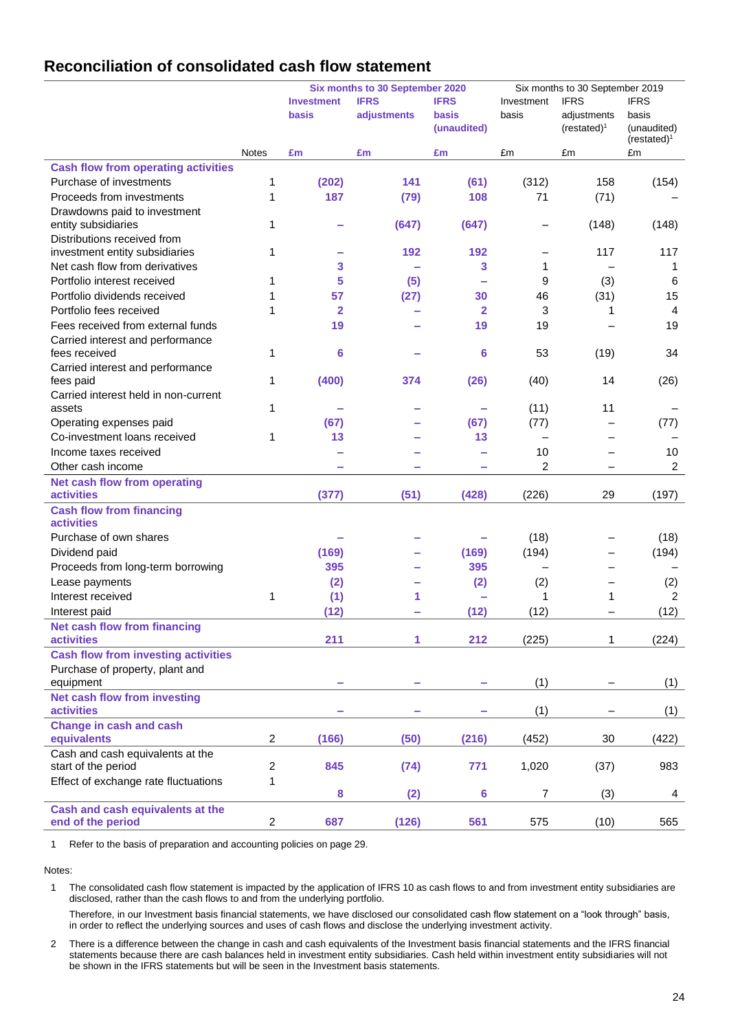## Reconciliation of consolidated cash flow statement

| | Notes | Six months to 30 September 2020 Investment basis £m | IFRS adjustments £m | IFRS basis (unaudited) £m | Six months to 30 September 2019 Investment basis £m | IFRS adjustments (restated)[1] £m | IFRS basis (unaudited) (restated)[1] £m |
|---|---|---|---|---|---|---|---|
| **Cash flow from operating activities** | | | | | | | |
| Purchase of investments | 1 | (202) | 141 | (61) | (312) | 158 | (154) |
| Proceeds from investments | 1 | 187 | (79) | 108 | 71 | (71) | – |
| Drawdowns paid to investment entity subsidiaries | 1 | – | (647) | (647) | – | (148) | (148) |
| Distributions received from investment entity subsidiaries | 1 | – | 192 | 192 | – | 117 | 117 |
| Net cash flow from derivatives | | 3 | – | 3 | 1 | – | 1 |
| Portfolio interest received | 1 | 5 | (5) | – | 9 | (3) | 6 |
| Portfolio dividends received | 1 | 57 | (27) | 30 | 46 | (31) | 15 |
| Portfolio fees received | 1 | 2 | – | 2 | 3 | 1 | 4 |
| Fees received from external funds | | 19 | – | 19 | 19 | – | 19 |
| Carried interest and performance fees received | 1 | 6 | – | 6 | 53 | (19) | 34 |
| Carried interest and performance fees paid | 1 | (400) | 374 | (26) | (40) | 14 | (26) |
| Carried interest held in non-current assets | 1 | – | – | – | (11) | 11 | – |
| Operating expenses paid | | (67) | – | (67) | (77) | – | (77) |
| Co-investment loans received | 1 | 13 | – | 13 | – | – | – |
| Income taxes received | | – | – | – | 10 | – | 10 |
| Other cash income | | – | – | – | 2 | – | 2 |
| **Net cash flow from operating activities** | | (377) | (51) | (428) | (226) | 29 | (197) |
| **Cash flow from financing activities** | | | | | | | |
| Purchase of own shares | | – | – | – | (18) | – | (18) |
| Dividend paid | | (169) | – | (169) | (194) | – | (194) |
| Proceeds from long-term borrowing | | 395 | – | 395 | – | – | – |
| Lease payments | | (2) | – | (2) | (2) | – | (2) |
| Interest received | 1 | (1) | 1 | – | 1 | 1 | 2 |
| Interest paid | | (12) | – | (12) | (12) | – | (12) |
| **Net cash flow from financing activities** | | 211 | 1 | 212 | (225) | 1 | (224) |
| **Cash flow from investing activities** | | | | | | | |
| Purchase of property, plant and equipment | | – | – | – | (1) | – | (1) |
| **Net cash flow from investing activities** | | – | – | – | (1) | – | (1) |
| **Change in cash and cash equivalents** | 2 | (166) | (50) | (216) | (452) | 30 | (422) |
| Cash and cash equivalents at the start of the period | 2 | 845 | (74) | 771 | 1,020 | (37) | 983 |
| Effect of exchange rate fluctuations | 1 | 8 | (2) | 6 | 7 | (3) | 4 |
| **Cash and cash equivalents at the end of the period** | 2 | 687 | (126) | 561 | 575 | (10) | 565 |

1 Refer to the basis of preparation and accounting policies on page 29.

Notes:

1 The consolidated cash flow statement is impacted by the application of IFRS 10 as cash flows to and from investment entity subsidiaries are disclosed, rather than the cash flows to and from the underlying portfolio.

Therefore, in our Investment basis financial statements, we have disclosed our consolidated cash flow statement on a "look through" basis, in order to reflect the underlying sources and uses of cash flows and disclose the underlying investment activity.

2 There is a difference between the change in cash and cash equivalents of the Investment basis financial statements and the IFRS financial statements because there are cash balances held in investment entity subsidiaries. Cash held within investment entity subsidiaries will not be shown in the IFRS statements but will be seen in the Investment basis statements.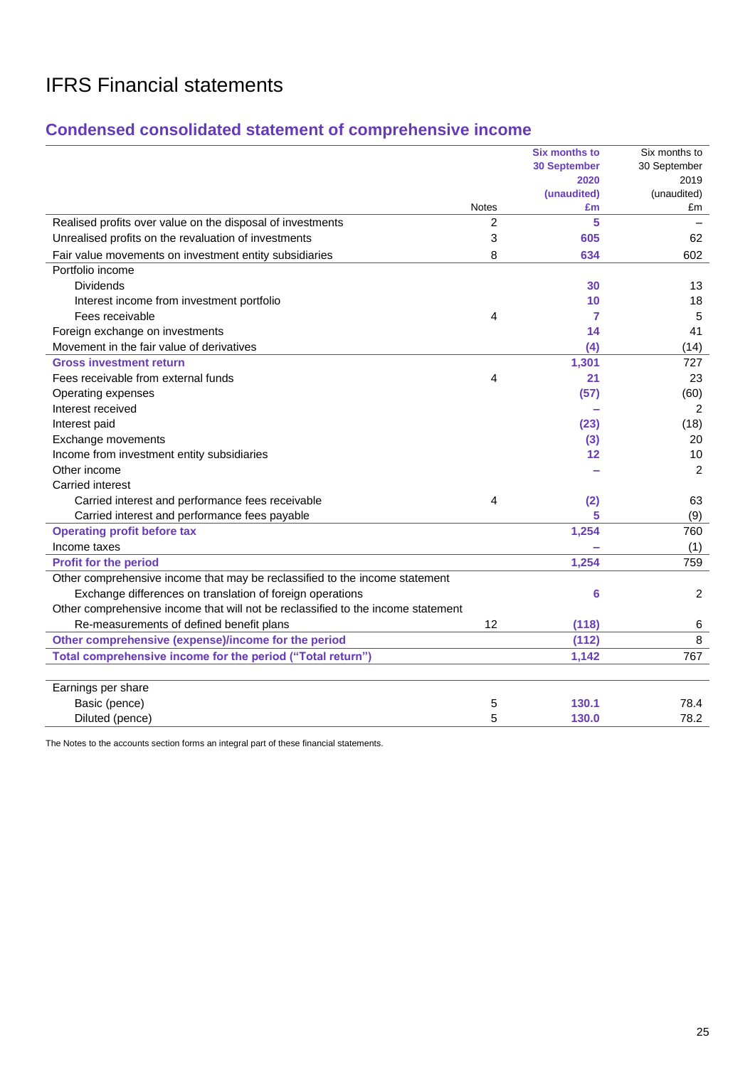# IFRS Financial statements

## Condensed consolidated statement of comprehensive income

| | Notes | Six months to 30 September 2020 (unaudited) £m | Six months to 30 September 2019 (unaudited) £m |
|---|---|---|---|
| Realised profits over value on the disposal of investments | 2 | 5 | – |
| Unrealised profits on the revaluation of investments | 3 | 605 | 62 |
| Fair value movements on investment entity subsidiaries | 8 | 634 | 602 |
| Portfolio income | | | |
| Dividends | | 30 | 13 |
| Interest income from investment portfolio | | 10 | 18 |
| Fees receivable | 4 | 7 | 5 |
| Foreign exchange on investments | | 14 | 41 |
| Movement in the fair value of derivatives | | (4) | (14) |
| **Gross investment return** | | **1,301** | **727** |
| Fees receivable from external funds | 4 | 21 | 23 |
| Operating expenses | | (57) | (60) |
| Interest received | | – | 2 |
| Interest paid | | (23) | (18) |
| Exchange movements | | (3) | 20 |
| Income from investment entity subsidiaries | | 12 | 10 |
| Other income | | – | 2 |
| Carried interest | | | |
| Carried interest and performance fees receivable | 4 | (2) | 63 |
| Carried interest and performance fees payable | | 5 | (9) |
| **Operating profit before tax** | | **1,254** | **760** |
| Income taxes | | – | (1) |
| **Profit for the period** | | **1,254** | **759** |
| Other comprehensive income that may be reclassified to the income statement | | | |
| Exchange differences on translation of foreign operations | | 6 | 2 |
| Other comprehensive income that will not be reclassified to the income statement | | | |
| Re-measurements of defined benefit plans | 12 | (118) | 6 |
| **Other comprehensive (expense)/income for the period** | | **(112)** | **8** |
| **Total comprehensive income for the period ("Total return")** | | **1,142** | **767** |
| | | | |
| Earnings per share | | | |
| Basic (pence) | 5 | 130.1 | 78.4 |
| Diluted (pence) | 5 | 130.0 | 78.2 |

The Notes to the accounts section forms an integral part of these financial statements.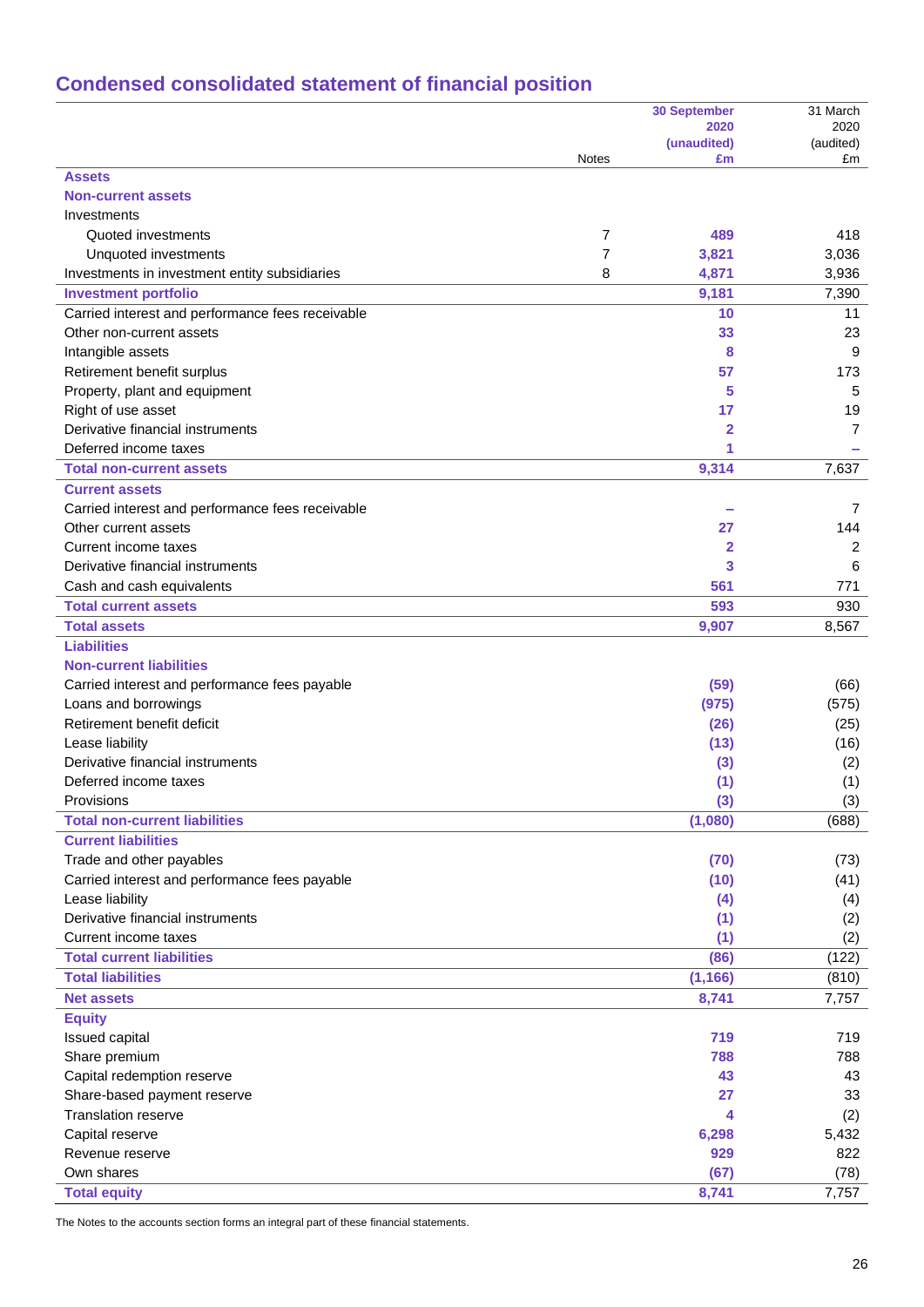## Condensed consolidated statement of financial position

| | Notes | 30 September 2020 (unaudited) £m | 31 March 2020 (audited) £m |
|---|---|---|---|
| **Assets** | | | |
| **Non-current assets** | | | |
| Investments | | | |
| Quoted investments | 7 | **489** | 418 |
| Unquoted investments | 7 | **3,821** | 3,036 |
| Investments in investment entity subsidiaries | 8 | **4,871** | 3,936 |
| **Investment portfolio** | | **9,181** | 7,390 |
| Carried interest and performance fees receivable | | **10** | 11 |
| Other non-current assets | | **33** | 23 |
| Intangible assets | | **8** | 9 |
| Retirement benefit surplus | | **57** | 173 |
| Property, plant and equipment | | **5** | 5 |
| Right of use asset | | **17** | 19 |
| Derivative financial instruments | | **2** | 7 |
| Deferred income taxes | | **1** | – |
| **Total non-current assets** | | **9,314** | 7,637 |
| **Current assets** | | | |
| Carried interest and performance fees receivable | | **–** | 7 |
| Other current assets | | **27** | 144 |
| Current income taxes | | **2** | 2 |
| Derivative financial instruments | | **3** | 6 |
| Cash and cash equivalents | | **561** | 771 |
| **Total current assets** | | **593** | 930 |
| **Total assets** | | **9,907** | 8,567 |
| **Liabilities** | | | |
| **Non-current liabilities** | | | |
| Carried interest and performance fees payable | | **(59)** | (66) |
| Loans and borrowings | | **(975)** | (575) |
| Retirement benefit deficit | | **(26)** | (25) |
| Lease liability | | **(13)** | (16) |
| Derivative financial instruments | | **(3)** | (2) |
| Deferred income taxes | | **(1)** | (1) |
| Provisions | | **(3)** | (3) |
| **Total non-current liabilities** | | **(1,080)** | (688) |
| **Current liabilities** | | | |
| Trade and other payables | | **(70)** | (73) |
| Carried interest and performance fees payable | | **(10)** | (41) |
| Lease liability | | **(4)** | (4) |
| Derivative financial instruments | | **(1)** | (2) |
| Current income taxes | | **(1)** | (2) |
| **Total current liabilities** | | **(86)** | (122) |
| **Total liabilities** | | **(1,166)** | (810) |
| **Net assets** | | **8,741** | 7,757 |
| **Equity** | | | |
| Issued capital | | **719** | 719 |
| Share premium | | **788** | 788 |
| Capital redemption reserve | | **43** | 43 |
| Share-based payment reserve | | **27** | 33 |
| Translation reserve | | **4** | (2) |
| Capital reserve | | **6,298** | 5,432 |
| Revenue reserve | | **929** | 822 |
| Own shares | | **(67)** | (78) |
| **Total equity** | | **8,741** | 7,757 |

The Notes to the accounts section forms an integral part of these financial statements.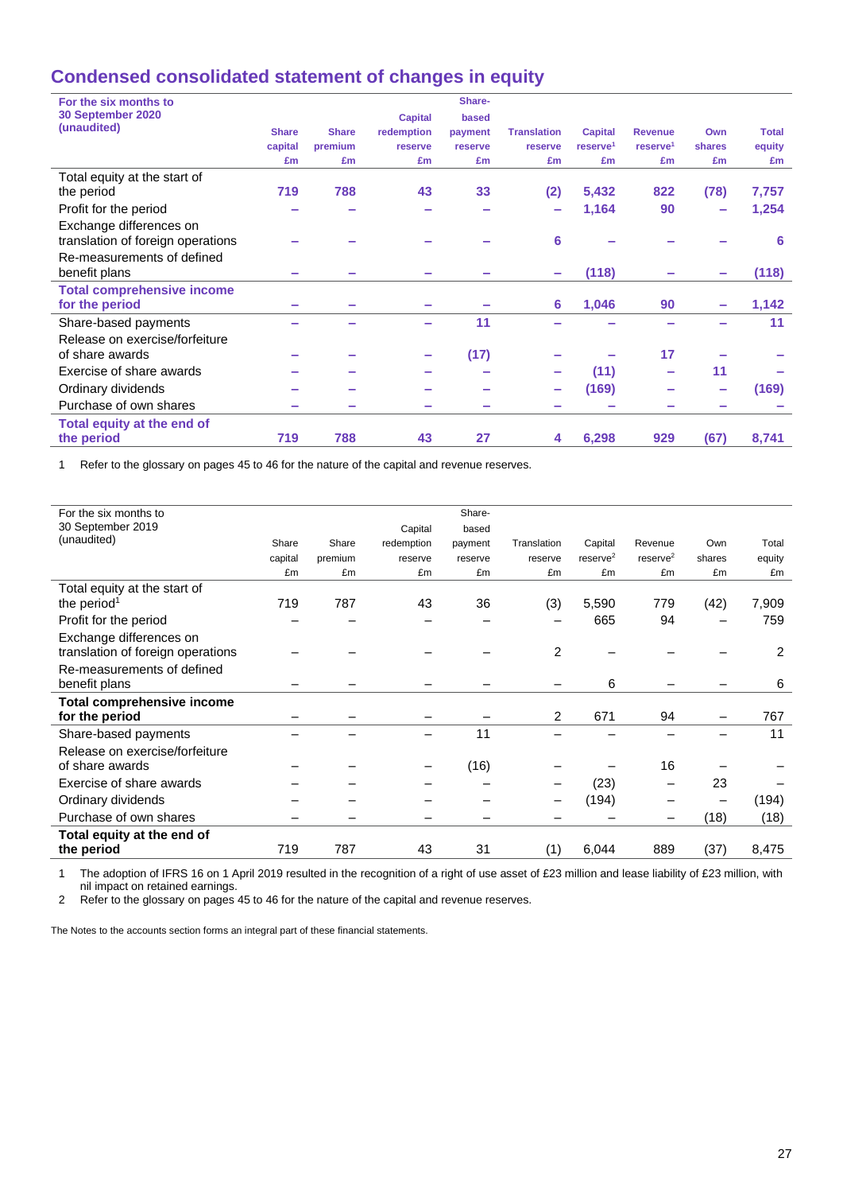# Condensed consolidated statement of changes in equity

| For the six months to 30 September 2020 (unaudited) | Share capital £m | Share premium £m | Capital redemption reserve £m | Share-based payment reserve £m | Translation reserve £m | Capital reserve[1] £m | Revenue reserve[1] £m | Own shares £m | Total equity £m |
|---|---|---|---|---|---|---|---|---|---|
| Total equity at the start of the period | 719 | 788 | 43 | 33 | (2) | 5,432 | 822 | (78) | 7,757 |
| Profit for the period | – | – | – | – | – | 1,164 | 90 | – | 1,254 |
| Exchange differences on translation of foreign operations | – | – | – | – | 6 | – | – | – | 6 |
| Re-measurements of defined benefit plans | – | – | – | – | – | (118) | – | – | (118) |
| **Total comprehensive income for the period** | – | – | – | – | 6 | 1,046 | 90 | – | 1,142 |
| Share-based payments | – | – | – | 11 | – | – | – | – | 11 |
| Release on exercise/forfeiture of share awards | – | – | – | (17) | – | – | 17 | – | – |
| Exercise of share awards | – | – | – | – | – | (11) | – | 11 | – |
| Ordinary dividends | – | – | – | – | – | (169) | – | – | (169) |
| Purchase of own shares | – | – | – | – | – | – | – | – | – |
| **Total equity at the end of the period** | 719 | 788 | 43 | 27 | 4 | 6,298 | 929 | (67) | 8,741 |

1 Refer to the glossary on pages 45 to 46 for the nature of the capital and revenue reserves.

| For the six months to 30 September 2019 (unaudited) | Share capital £m | Share premium £m | Capital redemption reserve £m | Share-based payment reserve £m | Translation reserve £m | Capital reserve[2] £m | Revenue reserve[2] £m | Own shares £m | Total equity £m |
|---|---|---|---|---|---|---|---|---|---|
| Total equity at the start of the period[1] | 719 | 787 | 43 | 36 | (3) | 5,590 | 779 | (42) | 7,909 |
| Profit for the period | – | – | – | – | – | 665 | 94 | – | 759 |
| Exchange differences on translation of foreign operations | – | – | – | – | 2 | – | – | – | 2 |
| Re-measurements of defined benefit plans | – | – | – | – | – | 6 | – | – | 6 |
| **Total comprehensive income for the period** | – | – | – | – | 2 | 671 | 94 | – | 767 |
| Share-based payments | – | – | – | 11 | – | – | – | – | 11 |
| Release on exercise/forfeiture of share awards | – | – | – | (16) | – | – | 16 | – | – |
| Exercise of share awards | – | – | – | – | – | (23) | – | 23 | – |
| Ordinary dividends | – | – | – | – | – | (194) | – | – | (194) |
| Purchase of own shares | – | – | – | – | – | – | – | (18) | (18) |
| **Total equity at the end of the period** | 719 | 787 | 43 | 31 | (1) | 6,044 | 889 | (37) | 8,475 |

1 The adoption of IFRS 16 on 1 April 2019 resulted in the recognition of a right of use asset of £23 million and lease liability of £23 million, with nil impact on retained earnings.

2 Refer to the glossary on pages 45 to 46 for the nature of the capital and revenue reserves.

The Notes to the accounts section forms an integral part of these financial statements.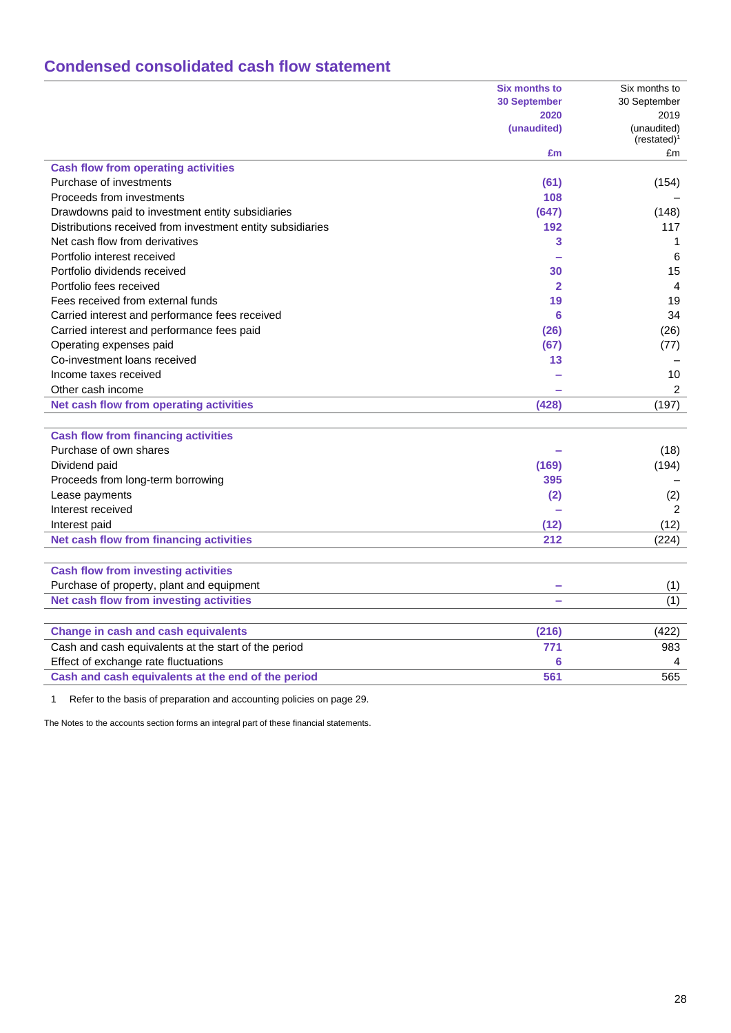## Condensed consolidated cash flow statement

| | Six months to 30 September 2020 (unaudited) £m | Six months to 30 September 2019 (unaudited) (restated)[1] £m |
|---|---|---|
| **Cash flow from operating activities** | | |
| Purchase of investments | (61) | (154) |
| Proceeds from investments | 108 | – |
| Drawdowns paid to investment entity subsidiaries | (647) | (148) |
| Distributions received from investment entity subsidiaries | 192 | 117 |
| Net cash flow from derivatives | 3 | 1 |
| Portfolio interest received | – | 6 |
| Portfolio dividends received | 30 | 15 |
| Portfolio fees received | 2 | 4 |
| Fees received from external funds | 19 | 19 |
| Carried interest and performance fees received | 6 | 34 |
| Carried interest and performance fees paid | (26) | (26) |
| Operating expenses paid | (67) | (77) |
| Co-investment loans received | 13 | – |
| Income taxes received | – | 10 |
| Other cash income | – | 2 |
| **Net cash flow from operating activities** | **(428)** | **(197)** |
| | | |
| **Cash flow from financing activities** | | |
| Purchase of own shares | – | (18) |
| Dividend paid | (169) | (194) |
| Proceeds from long-term borrowing | 395 | – |
| Lease payments | (2) | (2) |
| Interest received | – | 2 |
| Interest paid | (12) | (12) |
| **Net cash flow from financing activities** | **212** | **(224)** |
| | | |
| **Cash flow from investing activities** | | |
| Purchase of property, plant and equipment | – | (1) |
| **Net cash flow from investing activities** | **–** | **(1)** |
| | | |
| **Change in cash and cash equivalents** | **(216)** | **(422)** |
| Cash and cash equivalents at the start of the period | 771 | 983 |
| Effect of exchange rate fluctuations | 6 | 4 |
| **Cash and cash equivalents at the end of the period** | **561** | **565** |

1 Refer to the basis of preparation and accounting policies on page 29.

The Notes to the accounts section forms an integral part of these financial statements.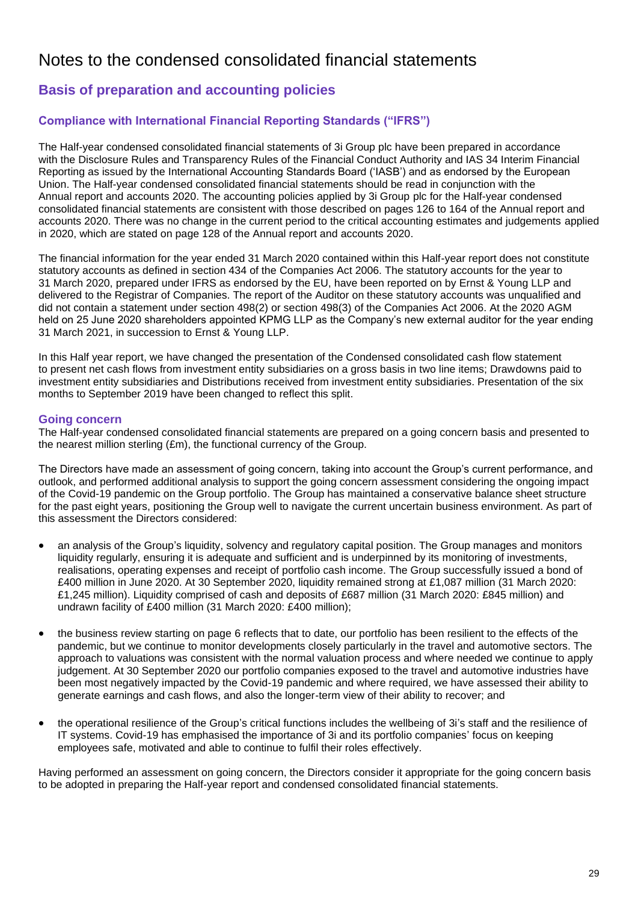# Notes to the condensed consolidated financial statements

## Basis of preparation and accounting policies

### Compliance with International Financial Reporting Standards ("IFRS")

The Half-year condensed consolidated financial statements of 3i Group plc have been prepared in accordance with the Disclosure Rules and Transparency Rules of the Financial Conduct Authority and IAS 34 Interim Financial Reporting as issued by the International Accounting Standards Board ('IASB') and as endorsed by the European Union. The Half-year condensed consolidated financial statements should be read in conjunction with the Annual report and accounts 2020. The accounting policies applied by 3i Group plc for the Half-year condensed consolidated financial statements are consistent with those described on pages 126 to 164 of the Annual report and accounts 2020. There was no change in the current period to the critical accounting estimates and judgements applied in 2020, which are stated on page 128 of the Annual report and accounts 2020.

The financial information for the year ended 31 March 2020 contained within this Half-year report does not constitute statutory accounts as defined in section 434 of the Companies Act 2006. The statutory accounts for the year to 31 March 2020, prepared under IFRS as endorsed by the EU, have been reported on by Ernst & Young LLP and delivered to the Registrar of Companies. The report of the Auditor on these statutory accounts was unqualified and did not contain a statement under section 498(2) or section 498(3) of the Companies Act 2006. At the 2020 AGM held on 25 June 2020 shareholders appointed KPMG LLP as the Company's new external auditor for the year ending 31 March 2021, in succession to Ernst & Young LLP.

In this Half year report, we have changed the presentation of the Condensed consolidated cash flow statement to present net cash flows from investment entity subsidiaries on a gross basis in two line items; Drawdowns paid to investment entity subsidiaries and Distributions received from investment entity subsidiaries. Presentation of the six months to September 2019 have been changed to reflect this split.

### Going concern

The Half-year condensed consolidated financial statements are prepared on a going concern basis and presented to the nearest million sterling (£m), the functional currency of the Group.

The Directors have made an assessment of going concern, taking into account the Group's current performance, and outlook, and performed additional analysis to support the going concern assessment considering the ongoing impact of the Covid-19 pandemic on the Group portfolio. The Group has maintained a conservative balance sheet structure for the past eight years, positioning the Group well to navigate the current uncertain business environment. As part of this assessment the Directors considered:

- an analysis of the Group's liquidity, solvency and regulatory capital position. The Group manages and monitors liquidity regularly, ensuring it is adequate and sufficient and is underpinned by its monitoring of investments, realisations, operating expenses and receipt of portfolio cash income. The Group successfully issued a bond of £400 million in June 2020. At 30 September 2020, liquidity remained strong at £1,087 million (31 March 2020: £1,245 million). Liquidity comprised of cash and deposits of £687 million (31 March 2020: £845 million) and undrawn facility of £400 million (31 March 2020: £400 million);

- the business review starting on page 6 reflects that to date, our portfolio has been resilient to the effects of the pandemic, but we continue to monitor developments closely particularly in the travel and automotive sectors. The approach to valuations was consistent with the normal valuation process and where needed we continue to apply judgement. At 30 September 2020 our portfolio companies exposed to the travel and automotive industries have been most negatively impacted by the Covid-19 pandemic and where required, we have assessed their ability to generate earnings and cash flows, and also the longer-term view of their ability to recover; and

- the operational resilience of the Group's critical functions includes the wellbeing of 3i's staff and the resilience of IT systems. Covid-19 has emphasised the importance of 3i and its portfolio companies' focus on keeping employees safe, motivated and able to continue to fulfil their roles effectively.

Having performed an assessment on going concern, the Directors consider it appropriate for the going concern basis to be adopted in preparing the Half-year report and condensed consolidated financial statements.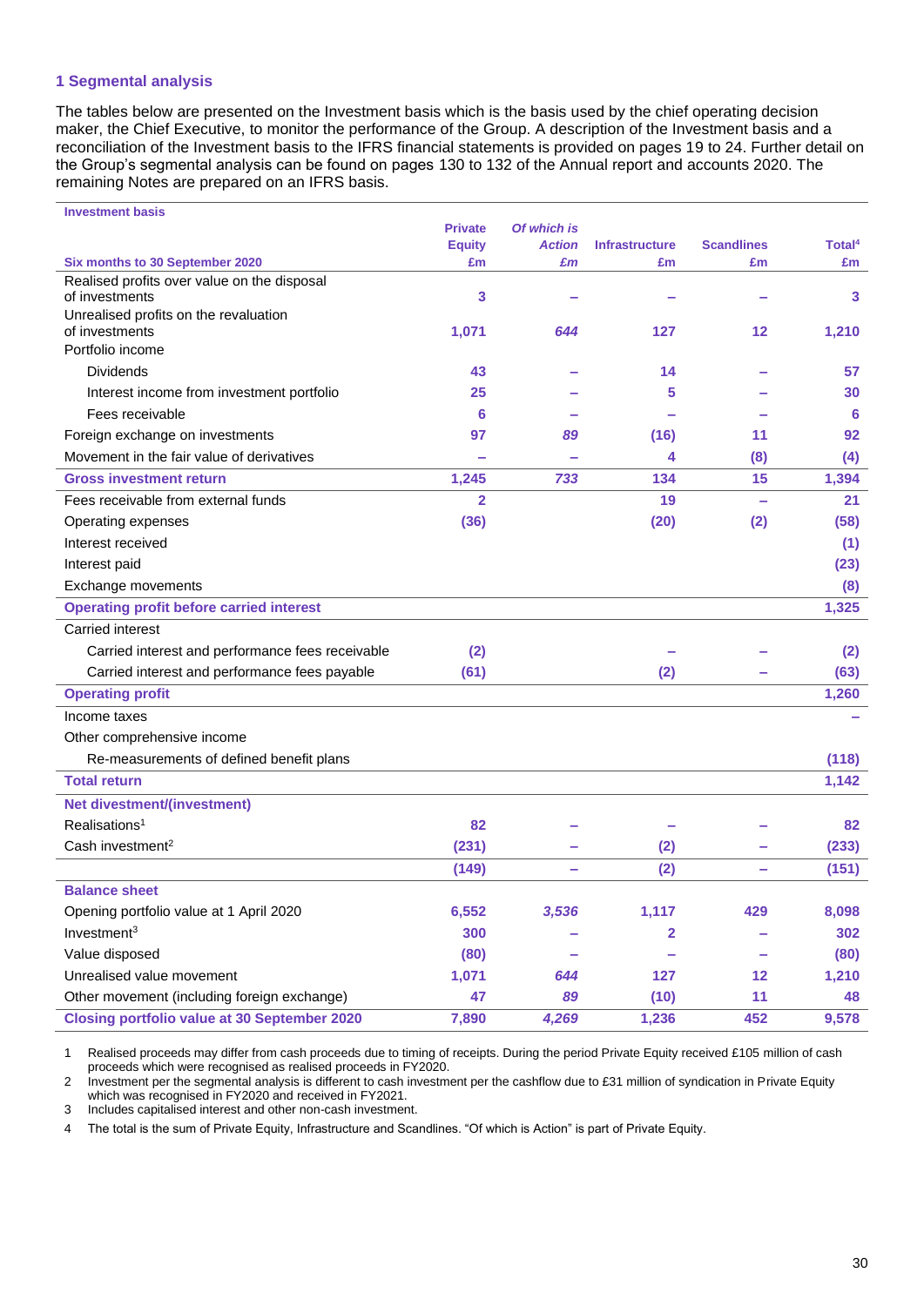## 1 Segmental analysis

The tables below are presented on the Investment basis which is the basis used by the chief operating decision maker, the Chief Executive, to monitor the performance of the Group. A description of the Investment basis and a reconciliation of the Investment basis to the IFRS financial statements is provided on pages 19 to 24. Further detail on the Group's segmental analysis can be found on pages 130 to 132 of the Annual report and accounts 2020. The remaining Notes are prepared on an IFRS basis.

| Investment basis<br>Six months to 30 September 2020 | Private Equity £m | *Of which is Action £m* | Infrastructure £m | Scandlines £m | Total[4] £m |
|---|---|---|---|---|---|
| Realised profits over value on the disposal of investments | 3 | – | – | – | 3 |
| Unrealised profits on the revaluation of investments | 1,071 | *644* | 127 | 12 | 1,210 |
| Portfolio income | | | | | |
| Dividends | 43 | – | 14 | – | 57 |
| Interest income from investment portfolio | 25 | – | 5 | – | 30 |
| Fees receivable | 6 | – | – | – | 6 |
| Foreign exchange on investments | 97 | *89* | (16) | 11 | 92 |
| Movement in the fair value of derivatives | – | – | 4 | (8) | (4) |
| **Gross investment return** | **1,245** | ***733*** | **134** | **15** | **1,394** |
| Fees receivable from external funds | 2 | | 19 | – | 21 |
| Operating expenses | (36) | | (20) | (2) | (58) |
| Interest received | | | | | (1) |
| Interest paid | | | | | (23) |
| Exchange movements | | | | | (8) |
| **Operating profit before carried interest** | | | | | **1,325** |
| Carried interest | | | | | |
| Carried interest and performance fees receivable | (2) | | – | – | (2) |
| Carried interest and performance fees payable | (61) | | (2) | – | (63) |
| **Operating profit** | | | | | **1,260** |
| Income taxes | | | | | – |
| Other comprehensive income | | | | | |
| Re-measurements of defined benefit plans | | | | | (118) |
| **Total return** | | | | | **1,142** |
| **Net divestment/(investment)** | | | | | |
| Realisations[1] | 82 | – | – | – | 82 |
| Cash investment[2] | (231) | – | (2) | – | (233) |
| | (149) | – | (2) | – | (151) |
| **Balance sheet** | | | | | |
| Opening portfolio value at 1 April 2020 | 6,552 | *3,536* | 1,117 | 429 | 8,098 |
| Investment[3] | 300 | – | 2 | – | 302 |
| Value disposed | (80) | – | – | – | (80) |
| Unrealised value movement | 1,071 | *644* | 127 | 12 | 1,210 |
| Other movement (including foreign exchange) | 47 | *89* | (10) | 11 | 48 |
| **Closing portfolio value at 30 September 2020** | **7,890** | ***4,269*** | **1,236** | **452** | **9,578** |

1 Realised proceeds may differ from cash proceeds due to timing of receipts. During the period Private Equity received £105 million of cash proceeds which were recognised as realised proceeds in FY2020.
2 Investment per the segmental analysis is different to cash investment per the cashflow due to £31 million of syndication in Private Equity which was recognised in FY2020 and received in FY2021.
3 Includes capitalised interest and other non-cash investment.
4 The total is the sum of Private Equity, Infrastructure and Scandlines. "Of which is Action" is part of Private Equity.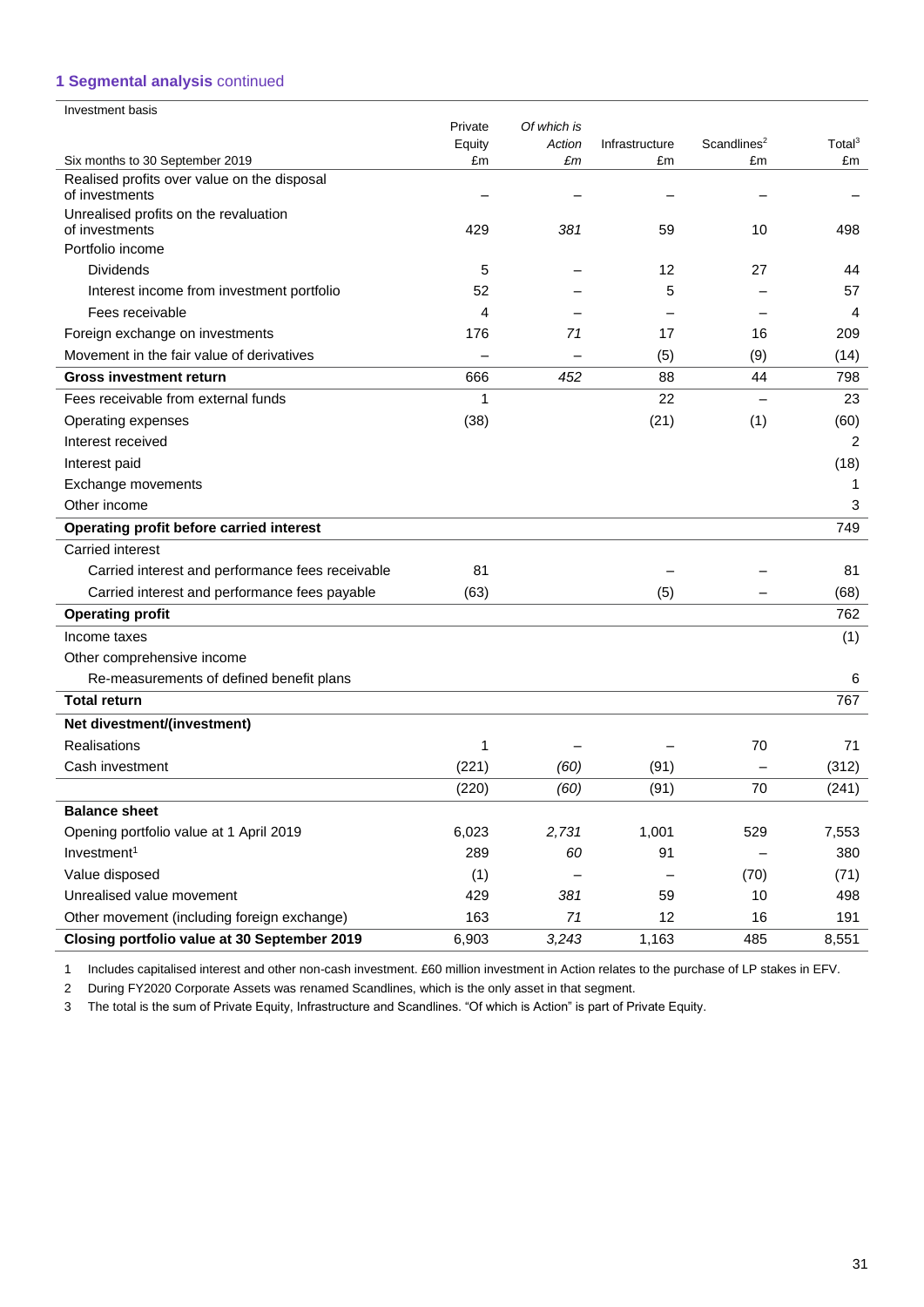### 1 Segmental analysis continued

Investment basis

| Six months to 30 September 2019 | Private Equity £m | *Of which is Action £m* | Infrastructure £m | Scandlines[2] £m | Total[3] £m |
|---|---|---|---|---|---|
| Realised profits over value on the disposal of investments | – | – | – | – | – |
| Unrealised profits on the revaluation of investments | 429 | *381* | 59 | 10 | 498 |
| Portfolio income | | | | | |
| Dividends | 5 | – | 12 | 27 | 44 |
| Interest income from investment portfolio | 52 | – | 5 | – | 57 |
| Fees receivable | 4 | – | – | – | 4 |
| Foreign exchange on investments | 176 | *71* | 17 | 16 | 209 |
| Movement in the fair value of derivatives | – | – | (5) | (9) | (14) |
| **Gross investment return** | 666 | *452* | 88 | 44 | 798 |
| Fees receivable from external funds | 1 | | 22 | – | 23 |
| Operating expenses | (38) | | (21) | (1) | (60) |
| Interest received | | | | | 2 |
| Interest paid | | | | | (18) |
| Exchange movements | | | | | 1 |
| Other income | | | | | 3 |
| **Operating profit before carried interest** | | | | | 749 |
| Carried interest | | | | | |
| Carried interest and performance fees receivable | 81 | | – | – | 81 |
| Carried interest and performance fees payable | (63) | | (5) | – | (68) |
| **Operating profit** | | | | | 762 |
| Income taxes | | | | | (1) |
| Other comprehensive income | | | | | |
| Re-measurements of defined benefit plans | | | | | 6 |
| **Total return** | | | | | 767 |
| **Net divestment/(investment)** | | | | | |
| Realisations | 1 | – | – | 70 | 71 |
| Cash investment | (221) | *(60)* | (91) | – | (312) |
| | (220) | *(60)* | (91) | 70 | (241) |
| **Balance sheet** | | | | | |
| Opening portfolio value at 1 April 2019 | 6,023 | *2,731* | 1,001 | 529 | 7,553 |
| Investment[1] | 289 | *60* | 91 | – | 380 |
| Value disposed | (1) | – | – | (70) | (71) |
| Unrealised value movement | 429 | *381* | 59 | 10 | 498 |
| Other movement (including foreign exchange) | 163 | *71* | 12 | 16 | 191 |
| **Closing portfolio value at 30 September 2019** | 6,903 | *3,243* | 1,163 | 485 | 8,551 |

1 Includes capitalised interest and other non-cash investment. £60 million investment in Action relates to the purchase of LP stakes in EFV.

2 During FY2020 Corporate Assets was renamed Scandlines, which is the only asset in that segment.

3 The total is the sum of Private Equity, Infrastructure and Scandlines. "Of which is Action" is part of Private Equity.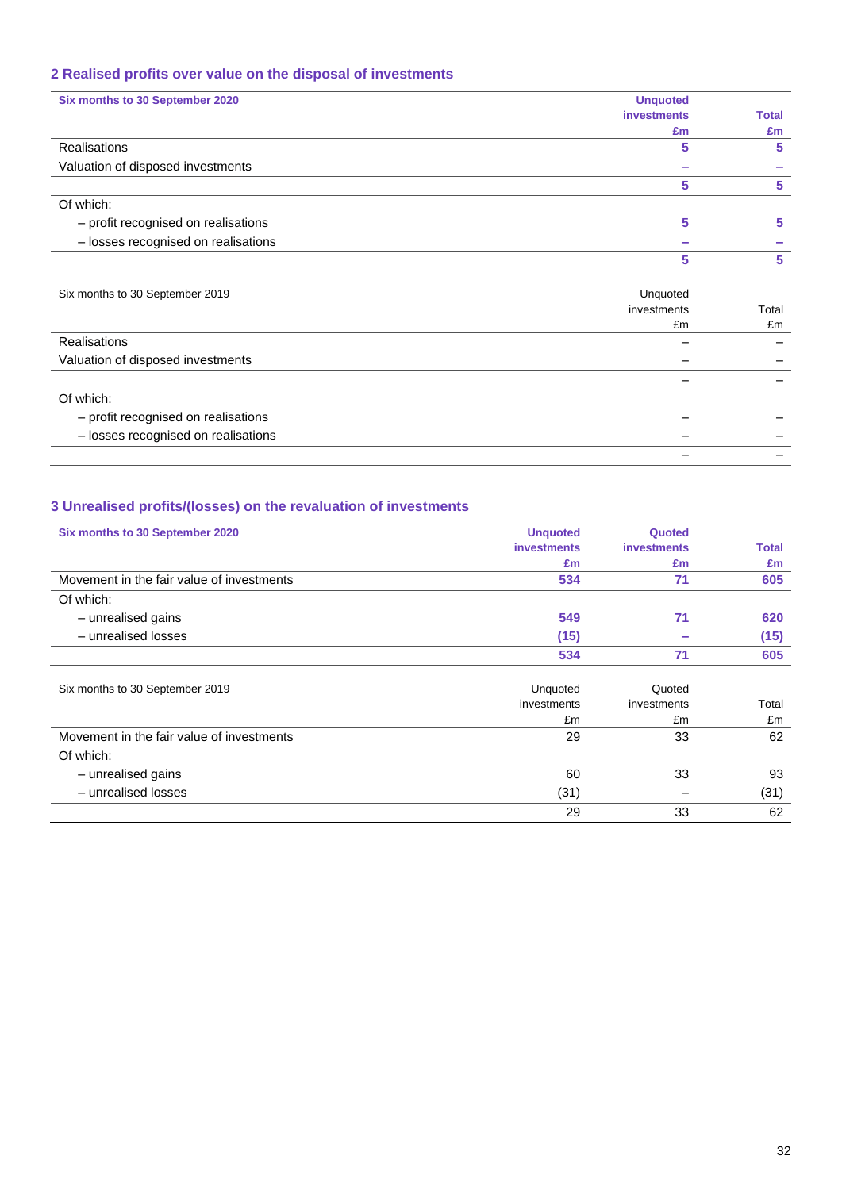## 2 Realised profits over value on the disposal of investments

| Six months to 30 September 2020 | Unquoted investments £m | Total £m |
|---|---|---|
| Realisations | 5 | 5 |
| Valuation of disposed investments | – | – |
| | 5 | 5 |
| Of which: | | |
| – profit recognised on realisations | 5 | 5 |
| – losses recognised on realisations | – | – |
| | 5 | 5 |

| Six months to 30 September 2019 | Unquoted investments £m | Total £m |
|---|---|---|
| Realisations | – | – |
| Valuation of disposed investments | – | – |
| | – | – |
| Of which: | | |
| – profit recognised on realisations | – | – |
| – losses recognised on realisations | – | – |
| | – | – |

## 3 Unrealised profits/(losses) on the revaluation of investments

| Six months to 30 September 2020 | Unquoted investments £m | Quoted investments £m | Total £m |
|---|---|---|---|
| Movement in the fair value of investments | 534 | 71 | 605 |
| Of which: | | | |
| – unrealised gains | 549 | 71 | 620 |
| – unrealised losses | (15) | – | (15) |
| | 534 | 71 | 605 |

| Six months to 30 September 2019 | Unquoted investments £m | Quoted investments £m | Total £m |
|---|---|---|---|
| Movement in the fair value of investments | 29 | 33 | 62 |
| Of which: | | | |
| – unrealised gains | 60 | 33 | 93 |
| – unrealised losses | (31) | – | (31) |
| | 29 | 33 | 62 |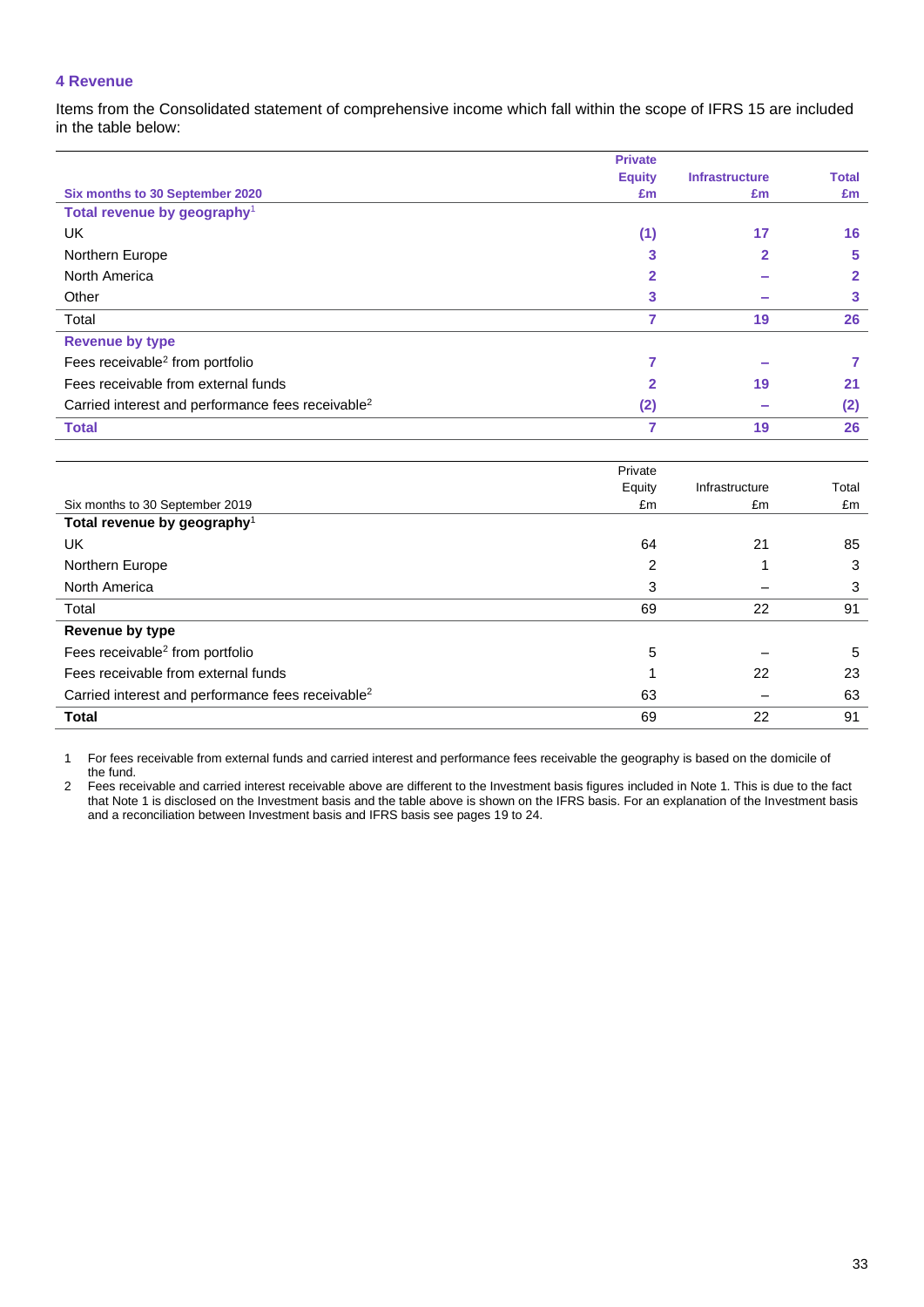## 4 Revenue

Items from the Consolidated statement of comprehensive income which fall within the scope of IFRS 15 are included in the table below:

| Six months to 30 September 2020 | Private Equity £m | Infrastructure £m | Total £m |
|---|---|---|---|
| **Total revenue by geography[1]** | | | |
| UK | (1) | 17 | 16 |
| Northern Europe | 3 | 2 | 5 |
| North America | 2 | – | 2 |
| Other | 3 | – | 3 |
| Total | 7 | 19 | 26 |
| **Revenue by type** | | | |
| Fees receivable[2] from portfolio | 7 | – | 7 |
| Fees receivable from external funds | 2 | 19 | 21 |
| Carried interest and performance fees receivable[2] | (2) | – | (2) |
| **Total** | **7** | **19** | **26** |

| Six months to 30 September 2019 | Private Equity £m | Infrastructure £m | Total £m |
|---|---|---|---|
| **Total revenue by geography[1]** | | | |
| UK | 64 | 21 | 85 |
| Northern Europe | 2 | 1 | 3 |
| North America | 3 | – | 3 |
| Total | 69 | 22 | 91 |
| **Revenue by type** | | | |
| Fees receivable[2] from portfolio | 5 | – | 5 |
| Fees receivable from external funds | 1 | 22 | 23 |
| Carried interest and performance fees receivable[2] | 63 | – | 63 |
| **Total** | **69** | **22** | **91** |

1 For fees receivable from external funds and carried interest and performance fees receivable the geography is based on the domicile of the fund.

2 Fees receivable and carried interest receivable above are different to the Investment basis figures included in Note 1. This is due to the fact that Note 1 is disclosed on the Investment basis and the table above is shown on the IFRS basis. For an explanation of the Investment basis and a reconciliation between Investment basis and IFRS basis see pages 19 to 24.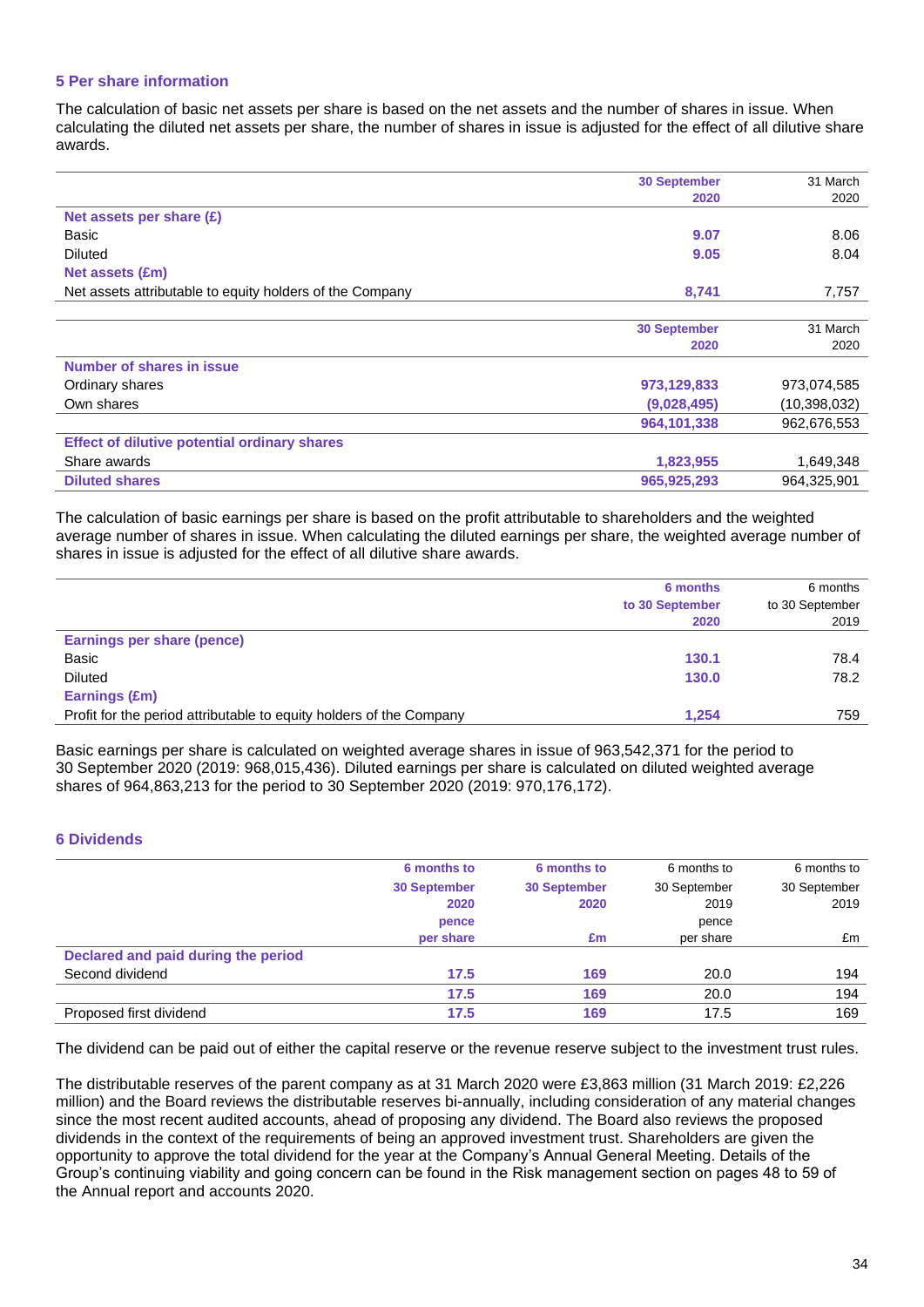## 5 Per share information

The calculation of basic net assets per share is based on the net assets and the number of shares in issue. When calculating the diluted net assets per share, the number of shares in issue is adjusted for the effect of all dilutive share awards.

| | 30 September 2020 | 31 March 2020 |
|---|---|---|
| **Net assets per share (£)** | | |
| Basic | **9.07** | 8.06 |
| Diluted | **9.05** | 8.04 |
| **Net assets (£m)** | | |
| Net assets attributable to equity holders of the Company | **8,741** | 7,757 |

| | 30 September 2020 | 31 March 2020 |
|---|---|---|
| **Number of shares in issue** | | |
| Ordinary shares | **973,129,833** | 973,074,585 |
| Own shares | **(9,028,495)** | (10,398,032) |
| | **964,101,338** | 962,676,553 |
| **Effect of dilutive potential ordinary shares** | | |
| Share awards | **1,823,955** | 1,649,348 |
| **Diluted shares** | **965,925,293** | 964,325,901 |

The calculation of basic earnings per share is based on the profit attributable to shareholders and the weighted average number of shares in issue. When calculating the diluted earnings per share, the weighted average number of shares in issue is adjusted for the effect of all dilutive share awards.

| | 6 months to 30 September 2020 | 6 months to 30 September 2019 |
|---|---|---|
| **Earnings per share (pence)** | | |
| Basic | **130.1** | 78.4 |
| Diluted | **130.0** | 78.2 |
| **Earnings (£m)** | | |
| Profit for the period attributable to equity holders of the Company | **1,254** | 759 |

Basic earnings per share is calculated on weighted average shares in issue of 963,542,371 for the period to 30 September 2020 (2019: 968,015,436). Diluted earnings per share is calculated on diluted weighted average shares of 964,863,213 for the period to 30 September 2020 (2019: 970,176,172).

## 6 Dividends

| | 6 months to 30 September 2020 pence per share | 6 months to 30 September 2020 £m | 6 months to 30 September 2019 pence per share | 6 months to 30 September 2019 £m |
|---|---|---|---|---|
| **Declared and paid during the period** | | | | |
| Second dividend | **17.5** | **169** | 20.0 | 194 |
| | **17.5** | **169** | 20.0 | 194 |
| Proposed first dividend | **17.5** | **169** | 17.5 | 169 |

The dividend can be paid out of either the capital reserve or the revenue reserve subject to the investment trust rules.

The distributable reserves of the parent company as at 31 March 2020 were £3,863 million (31 March 2019: £2,226 million) and the Board reviews the distributable reserves bi-annually, including consideration of any material changes since the most recent audited accounts, ahead of proposing any dividend. The Board also reviews the proposed dividends in the context of the requirements of being an approved investment trust. Shareholders are given the opportunity to approve the total dividend for the year at the Company's Annual General Meeting. Details of the Group's continuing viability and going concern can be found in the Risk management section on pages 48 to 59 of the Annual report and accounts 2020.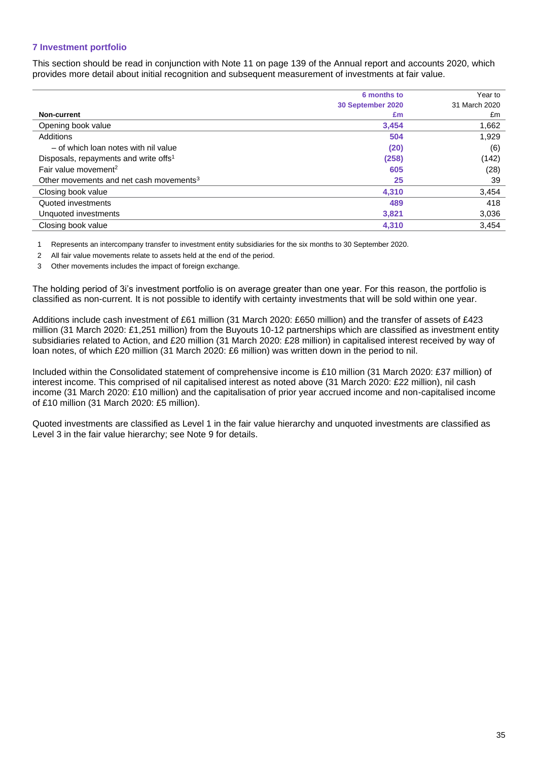### 7 Investment portfolio

This section should be read in conjunction with Note 11 on page 139 of the Annual report and accounts 2020, which provides more detail about initial recognition and subsequent measurement of investments at fair value.

| Non-current | 6 months to 30 September 2020 £m | Year to 31 March 2020 £m |
|---|---|---|
| Opening book value | 3,454 | 1,662 |
| Additions | 504 | 1,929 |
| – of which loan notes with nil value | (20) | (6) |
| Disposals, repayments and write offs[1] | (258) | (142) |
| Fair value movement[2] | 605 | (28) |
| Other movements and net cash movements[3] | 25 | 39 |
| Closing book value | 4,310 | 3,454 |
| Quoted investments | 489 | 418 |
| Unquoted investments | 3,821 | 3,036 |
| Closing book value | 4,310 | 3,454 |

1 Represents an intercompany transfer to investment entity subsidiaries for the six months to 30 September 2020.

2 All fair value movements relate to assets held at the end of the period.

3 Other movements includes the impact of foreign exchange.

The holding period of 3i's investment portfolio is on average greater than one year. For this reason, the portfolio is classified as non-current. It is not possible to identify with certainty investments that will be sold within one year.

Additions include cash investment of £61 million (31 March 2020: £650 million) and the transfer of assets of £423 million (31 March 2020: £1,251 million) from the Buyouts 10-12 partnerships which are classified as investment entity subsidiaries related to Action, and £20 million (31 March 2020: £28 million) in capitalised interest received by way of loan notes, of which £20 million (31 March 2020: £6 million) was written down in the period to nil.

Included within the Consolidated statement of comprehensive income is £10 million (31 March 2020: £37 million) of interest income. This comprised of nil capitalised interest as noted above (31 March 2020: £22 million), nil cash income (31 March 2020: £10 million) and the capitalisation of prior year accrued income and non-capitalised income of £10 million (31 March 2020: £5 million).

Quoted investments are classified as Level 1 in the fair value hierarchy and unquoted investments are classified as Level 3 in the fair value hierarchy; see Note 9 for details.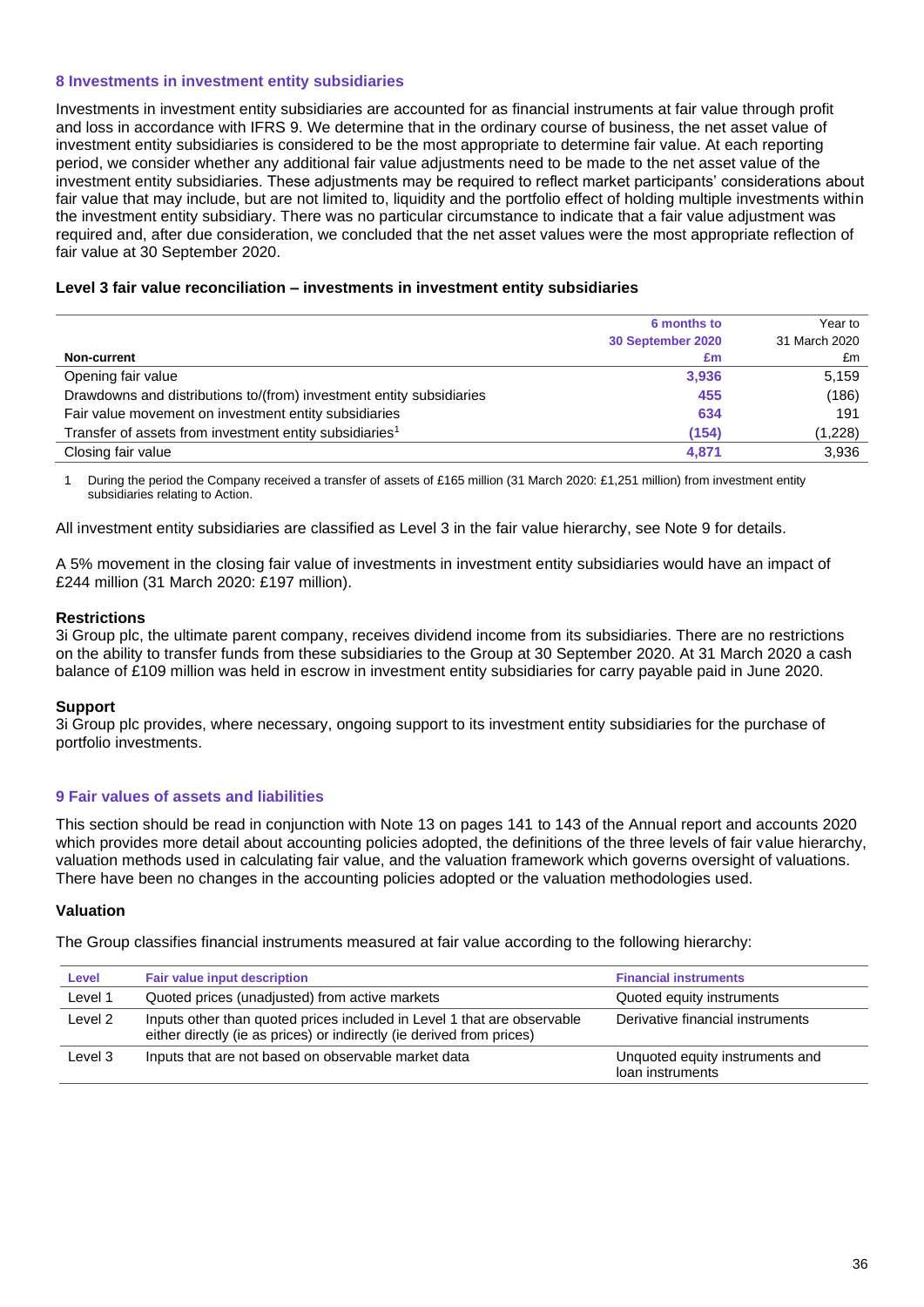## 8 Investments in investment entity subsidiaries

Investments in investment entity subsidiaries are accounted for as financial instruments at fair value through profit and loss in accordance with IFRS 9. We determine that in the ordinary course of business, the net asset value of investment entity subsidiaries is considered to be the most appropriate to determine fair value. At each reporting period, we consider whether any additional fair value adjustments need to be made to the net asset value of the investment entity subsidiaries. These adjustments may be required to reflect market participants' considerations about fair value that may include, but are not limited to, liquidity and the portfolio effect of holding multiple investments within the investment entity subsidiary. There was no particular circumstance to indicate that a fair value adjustment was required and, after due consideration, we concluded that the net asset values were the most appropriate reflection of fair value at 30 September 2020.

### Level 3 fair value reconciliation – investments in investment entity subsidiaries

| Non-current | 6 months to 30 September 2020 £m | Year to 31 March 2020 £m |
|---|---|---|
| Opening fair value | **3,936** | 5,159 |
| Drawdowns and distributions to/(from) investment entity subsidiaries | **455** | (186) |
| Fair value movement on investment entity subsidiaries | **634** | 191 |
| Transfer of assets from investment entity subsidiaries[1] | **(154)** | (1,228) |
| Closing fair value | **4,871** | 3,936 |

1 During the period the Company received a transfer of assets of £165 million (31 March 2020: £1,251 million) from investment entity subsidiaries relating to Action.

All investment entity subsidiaries are classified as Level 3 in the fair value hierarchy, see Note 9 for details.

A 5% movement in the closing fair value of investments in investment entity subsidiaries would have an impact of £244 million (31 March 2020: £197 million).

**Restrictions**

3i Group plc, the ultimate parent company, receives dividend income from its subsidiaries. There are no restrictions on the ability to transfer funds from these subsidiaries to the Group at 30 September 2020. At 31 March 2020 a cash balance of £109 million was held in escrow in investment entity subsidiaries for carry payable paid in June 2020.

**Support**

3i Group plc provides, where necessary, ongoing support to its investment entity subsidiaries for the purchase of portfolio investments.

## 9 Fair values of assets and liabilities

This section should be read in conjunction with Note 13 on pages 141 to 143 of the Annual report and accounts 2020 which provides more detail about accounting policies adopted, the definitions of the three levels of fair value hierarchy, valuation methods used in calculating fair value, and the valuation framework which governs oversight of valuations. There have been no changes in the accounting policies adopted or the valuation methodologies used.

### Valuation

The Group classifies financial instruments measured at fair value according to the following hierarchy:

| Level | Fair value input description | Financial instruments |
|---|---|---|
| Level 1 | Quoted prices (unadjusted) from active markets | Quoted equity instruments |
| Level 2 | Inputs other than quoted prices included in Level 1 that are observable either directly (ie as prices) or indirectly (ie derived from prices) | Derivative financial instruments |
| Level 3 | Inputs that are not based on observable market data | Unquoted equity instruments and loan instruments |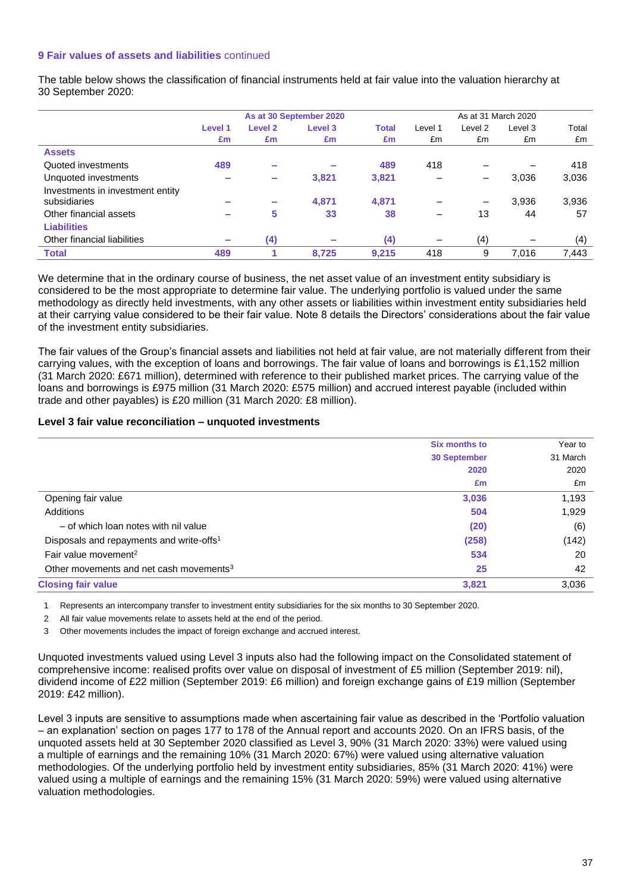### 9 Fair values of assets and liabilities continued

The table below shows the classification of financial instruments held at fair value into the valuation hierarchy at 30 September 2020:

| | As at 30 September 2020 | | | | As at 31 March 2020 | | | |
|---|---|---|---|---|---|---|---|---|
| | Level 1<br>£m | Level 2<br>£m | Level 3<br>£m | Total<br>£m | Level 1<br>£m | Level 2<br>£m | Level 3<br>£m | Total<br>£m |
| **Assets** | | | | | | | | |
| Quoted investments | 489 | – | – | 489 | 418 | – | – | 418 |
| Unquoted investments | – | – | 3,821 | 3,821 | – | – | 3,036 | 3,036 |
| Investments in investment entity subsidiaries | – | – | 4,871 | 4,871 | – | – | 3,936 | 3,936 |
| Other financial assets | – | 5 | 33 | 38 | – | 13 | 44 | 57 |
| **Liabilities** | | | | | | | | |
| Other financial liabilities | – | (4) | – | (4) | – | (4) | – | (4) |
| **Total** | 489 | 1 | 8,725 | 9,215 | 418 | 9 | 7,016 | 7,443 |

We determine that in the ordinary course of business, the net asset value of an investment entity subsidiary is considered to be the most appropriate to determine fair value. The underlying portfolio is valued under the same methodology as directly held investments, with any other assets or liabilities within investment entity subsidiaries held at their carrying value considered to be their fair value. Note 8 details the Directors' considerations about the fair value of the investment entity subsidiaries.

The fair values of the Group's financial assets and liabilities not held at fair value, are not materially different from their carrying values, with the exception of loans and borrowings. The fair value of loans and borrowings is £1,152 million (31 March 2020: £671 million), determined with reference to their published market prices. The carrying value of the loans and borrowings is £975 million (31 March 2020: £575 million) and accrued interest payable (included within trade and other payables) is £20 million (31 March 2020: £8 million).

**Level 3 fair value reconciliation – unquoted investments**

| | Six months to 30 September 2020<br>£m | Year to 31 March 2020<br>£m |
|---|---|---|
| Opening fair value | 3,036 | 1,193 |
| Additions | 504 | 1,929 |
| – of which loan notes with nil value | (20) | (6) |
| Disposals and repayments and write-offs[1] | (258) | (142) |
| Fair value movement[2] | 534 | 20 |
| Other movements and net cash movements[3] | 25 | 42 |
| **Closing fair value** | 3,821 | 3,036 |

1 Represents an intercompany transfer to investment entity subsidiaries for the six months to 30 September 2020.

2 All fair value movements relate to assets held at the end of the period.

3 Other movements includes the impact of foreign exchange and accrued interest.

Unquoted investments valued using Level 3 inputs also had the following impact on the Consolidated statement of comprehensive income: realised profits over value on disposal of investment of £5 million (September 2019: nil), dividend income of £22 million (September 2019: £6 million) and foreign exchange gains of £19 million (September 2019: £42 million).

Level 3 inputs are sensitive to assumptions made when ascertaining fair value as described in the 'Portfolio valuation – an explanation' section on pages 177 to 178 of the Annual report and accounts 2020. On an IFRS basis, of the unquoted assets held at 30 September 2020 classified as Level 3, 90% (31 March 2020: 33%) were valued using a multiple of earnings and the remaining 10% (31 March 2020: 67%) were valued using alternative valuation methodologies. Of the underlying portfolio held by investment entity subsidiaries, 85% (31 March 2020: 41%) were valued using a multiple of earnings and the remaining 15% (31 March 2020: 59%) were valued using alternative valuation methodologies.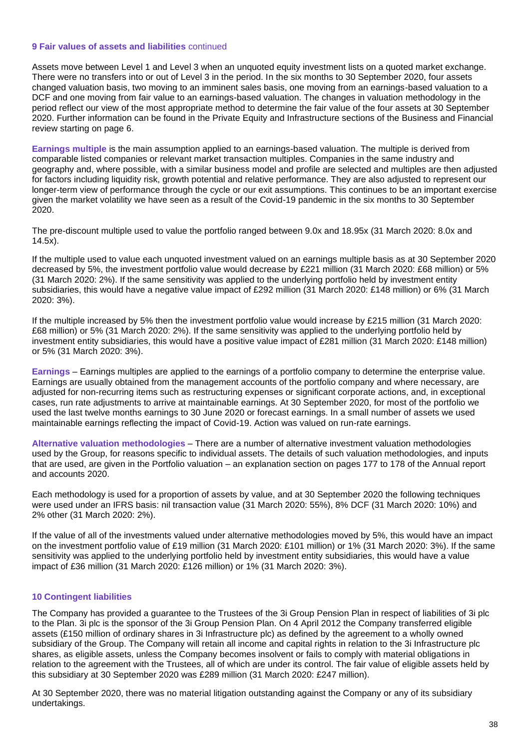### 9 Fair values of assets and liabilities continued

Assets move between Level 1 and Level 3 when an unquoted equity investment lists on a quoted market exchange. There were no transfers into or out of Level 3 in the period. In the six months to 30 September 2020, four assets changed valuation basis, two moving to an imminent sales basis, one moving from an earnings-based valuation to a DCF and one moving from fair value to an earnings-based valuation. The changes in valuation methodology in the period reflect our view of the most appropriate method to determine the fair value of the four assets at 30 September 2020. Further information can be found in the Private Equity and Infrastructure sections of the Business and Financial review starting on page 6.

**Earnings multiple** is the main assumption applied to an earnings-based valuation. The multiple is derived from comparable listed companies or relevant market transaction multiples. Companies in the same industry and geography and, where possible, with a similar business model and profile are selected and multiples are then adjusted for factors including liquidity risk, growth potential and relative performance. They are also adjusted to represent our longer-term view of performance through the cycle or our exit assumptions. This continues to be an important exercise given the market volatility we have seen as a result of the Covid-19 pandemic in the six months to 30 September 2020.

The pre-discount multiple used to value the portfolio ranged between 9.0x and 18.95x (31 March 2020: 8.0x and 14.5x).

If the multiple used to value each unquoted investment valued on an earnings multiple basis as at 30 September 2020 decreased by 5%, the investment portfolio value would decrease by £221 million (31 March 2020: £68 million) or 5% (31 March 2020: 2%). If the same sensitivity was applied to the underlying portfolio held by investment entity subsidiaries, this would have a negative value impact of £292 million (31 March 2020: £148 million) or 6% (31 March 2020: 3%).

If the multiple increased by 5% then the investment portfolio value would increase by £215 million (31 March 2020: £68 million) or 5% (31 March 2020: 2%). If the same sensitivity was applied to the underlying portfolio held by investment entity subsidiaries, this would have a positive value impact of £281 million (31 March 2020: £148 million) or 5% (31 March 2020: 3%).

**Earnings** – Earnings multiples are applied to the earnings of a portfolio company to determine the enterprise value. Earnings are usually obtained from the management accounts of the portfolio company and where necessary, are adjusted for non-recurring items such as restructuring expenses or significant corporate actions, and, in exceptional cases, run rate adjustments to arrive at maintainable earnings. At 30 September 2020, for most of the portfolio we used the last twelve months earnings to 30 June 2020 or forecast earnings. In a small number of assets we used maintainable earnings reflecting the impact of Covid-19. Action was valued on run-rate earnings.

**Alternative valuation methodologies** – There are a number of alternative investment valuation methodologies used by the Group, for reasons specific to individual assets. The details of such valuation methodologies, and inputs that are used, are given in the Portfolio valuation – an explanation section on pages 177 to 178 of the Annual report and accounts 2020.

Each methodology is used for a proportion of assets by value, and at 30 September 2020 the following techniques were used under an IFRS basis: nil transaction value (31 March 2020: 55%), 8% DCF (31 March 2020: 10%) and 2% other (31 March 2020: 2%).

If the value of all of the investments valued under alternative methodologies moved by 5%, this would have an impact on the investment portfolio value of £19 million (31 March 2020: £101 million) or 1% (31 March 2020: 3%). If the same sensitivity was applied to the underlying portfolio held by investment entity subsidiaries, this would have a value impact of £36 million (31 March 2020: £126 million) or 1% (31 March 2020: 3%).

### 10 Contingent liabilities

The Company has provided a guarantee to the Trustees of the 3i Group Pension Plan in respect of liabilities of 3i plc to the Plan. 3i plc is the sponsor of the 3i Group Pension Plan. On 4 April 2012 the Company transferred eligible assets (£150 million of ordinary shares in 3i Infrastructure plc) as defined by the agreement to a wholly owned subsidiary of the Group. The Company will retain all income and capital rights in relation to the 3i Infrastructure plc shares, as eligible assets, unless the Company becomes insolvent or fails to comply with material obligations in relation to the agreement with the Trustees, all of which are under its control. The fair value of eligible assets held by this subsidiary at 30 September 2020 was £289 million (31 March 2020: £247 million).

At 30 September 2020, there was no material litigation outstanding against the Company or any of its subsidiary undertakings.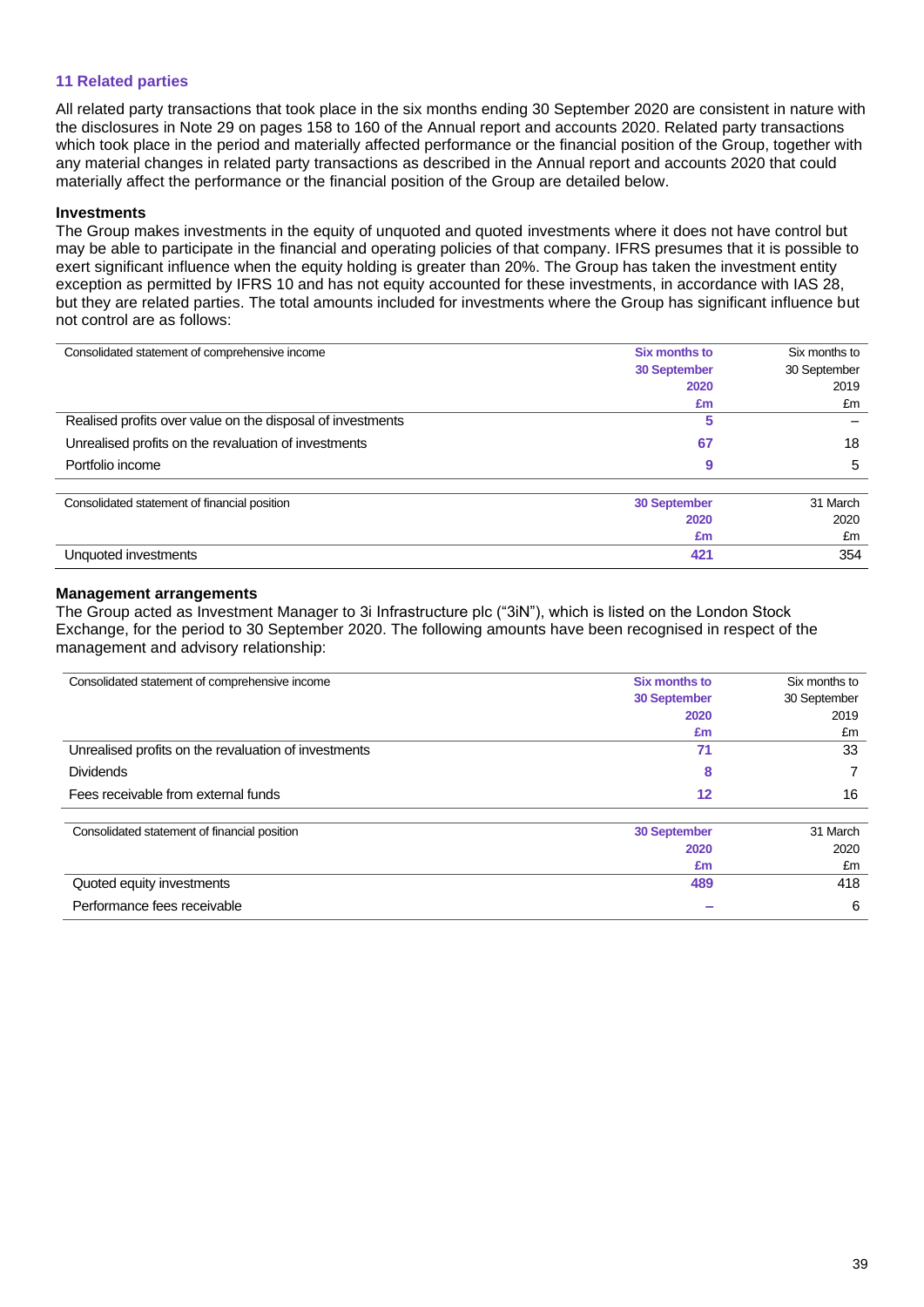## 11 Related parties

All related party transactions that took place in the six months ending 30 September 2020 are consistent in nature with the disclosures in Note 29 on pages 158 to 160 of the Annual report and accounts 2020. Related party transactions which took place in the period and materially affected performance or the financial position of the Group, together with any material changes in related party transactions as described in the Annual report and accounts 2020 that could materially affect the performance or the financial position of the Group are detailed below.

### Investments

The Group makes investments in the equity of unquoted and quoted investments where it does not have control but may be able to participate in the financial and operating policies of that company. IFRS presumes that it is possible to exert significant influence when the equity holding is greater than 20%. The Group has taken the investment entity exception as permitted by IFRS 10 and has not equity accounted for these investments, in accordance with IAS 28, but they are related parties. The total amounts included for investments where the Group has significant influence but not control are as follows:

| Consolidated statement of comprehensive income | Six months to 30 September 2020 £m | Six months to 30 September 2019 £m |
|---|---|---|
| Realised profits over value on the disposal of investments | 5 | – |
| Unrealised profits on the revaluation of investments | 67 | 18 |
| Portfolio income | 9 | 5 |

| Consolidated statement of financial position | 30 September 2020 £m | 31 March 2020 £m |
|---|---|---|
| Unquoted investments | 421 | 354 |

### Management arrangements

The Group acted as Investment Manager to 3i Infrastructure plc ("3iN"), which is listed on the London Stock Exchange, for the period to 30 September 2020. The following amounts have been recognised in respect of the management and advisory relationship:

| Consolidated statement of comprehensive income | Six months to 30 September 2020 £m | Six months to 30 September 2019 £m |
|---|---|---|
| Unrealised profits on the revaluation of investments | 71 | 33 |
| Dividends | 8 | 7 |
| Fees receivable from external funds | 12 | 16 |

| Consolidated statement of financial position | 30 September 2020 £m | 31 March 2020 £m |
|---|---|---|
| Quoted equity investments | 489 | 418 |
| Performance fees receivable | – | 6 |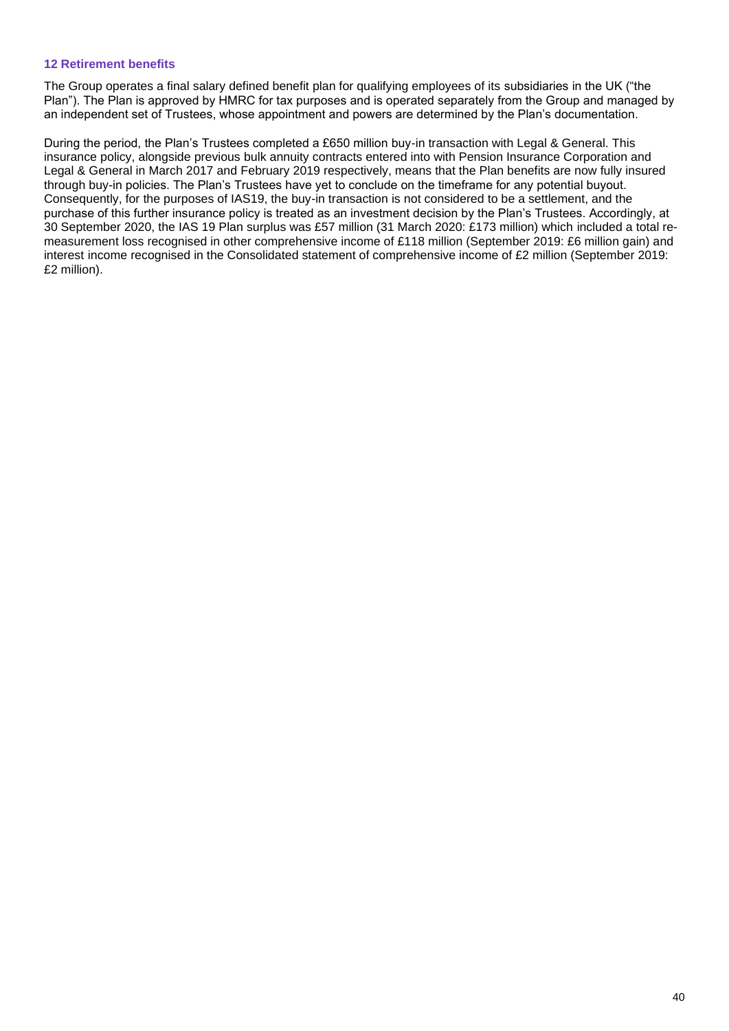### 12 Retirement benefits

The Group operates a final salary defined benefit plan for qualifying employees of its subsidiaries in the UK ("the Plan"). The Plan is approved by HMRC for tax purposes and is operated separately from the Group and managed by an independent set of Trustees, whose appointment and powers are determined by the Plan's documentation.

During the period, the Plan's Trustees completed a £650 million buy-in transaction with Legal & General. This insurance policy, alongside previous bulk annuity contracts entered into with Pension Insurance Corporation and Legal & General in March 2017 and February 2019 respectively, means that the Plan benefits are now fully insured through buy-in policies. The Plan's Trustees have yet to conclude on the timeframe for any potential buyout. Consequently, for the purposes of IAS19, the buy-in transaction is not considered to be a settlement, and the purchase of this further insurance policy is treated as an investment decision by the Plan's Trustees. Accordingly, at 30 September 2020, the IAS 19 Plan surplus was £57 million (31 March 2020: £173 million) which included a total re-measurement loss recognised in other comprehensive income of £118 million (September 2019: £6 million gain) and interest income recognised in the Consolidated statement of comprehensive income of £2 million (September 2019: £2 million).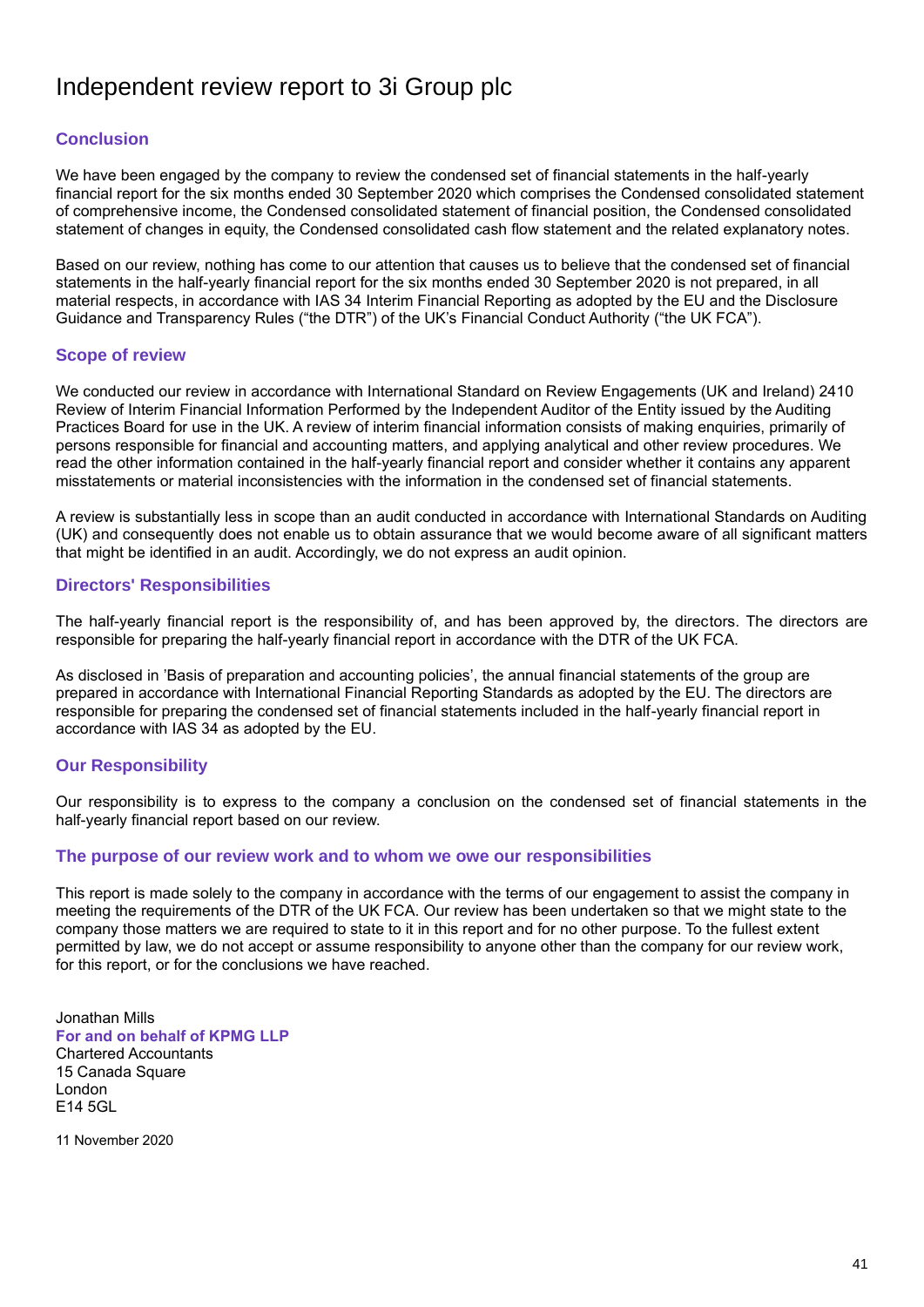# Independent review report to 3i Group plc

## Conclusion

We have been engaged by the company to review the condensed set of financial statements in the half-yearly financial report for the six months ended 30 September 2020 which comprises the Condensed consolidated statement of comprehensive income, the Condensed consolidated statement of financial position, the Condensed consolidated statement of changes in equity, the Condensed consolidated cash flow statement and the related explanatory notes.

Based on our review, nothing has come to our attention that causes us to believe that the condensed set of financial statements in the half-yearly financial report for the six months ended 30 September 2020 is not prepared, in all material respects, in accordance with IAS 34 Interim Financial Reporting as adopted by the EU and the Disclosure Guidance and Transparency Rules ("the DTR") of the UK's Financial Conduct Authority ("the UK FCA").

## Scope of review

We conducted our review in accordance with International Standard on Review Engagements (UK and Ireland) 2410 Review of Interim Financial Information Performed by the Independent Auditor of the Entity issued by the Auditing Practices Board for use in the UK. A review of interim financial information consists of making enquiries, primarily of persons responsible for financial and accounting matters, and applying analytical and other review procedures. We read the other information contained in the half-yearly financial report and consider whether it contains any apparent misstatements or material inconsistencies with the information in the condensed set of financial statements.

A review is substantially less in scope than an audit conducted in accordance with International Standards on Auditing (UK) and consequently does not enable us to obtain assurance that we would become aware of all significant matters that might be identified in an audit. Accordingly, we do not express an audit opinion.

## Directors' Responsibilities

The half-yearly financial report is the responsibility of, and has been approved by, the directors. The directors are responsible for preparing the half-yearly financial report in accordance with the DTR of the UK FCA.

As disclosed in 'Basis of preparation and accounting policies', the annual financial statements of the group are prepared in accordance with International Financial Reporting Standards as adopted by the EU. The directors are responsible for preparing the condensed set of financial statements included in the half-yearly financial report in accordance with IAS 34 as adopted by the EU.

## Our Responsibility

Our responsibility is to express to the company a conclusion on the condensed set of financial statements in the half-yearly financial report based on our review.

## The purpose of our review work and to whom we owe our responsibilities

This report is made solely to the company in accordance with the terms of our engagement to assist the company in meeting the requirements of the DTR of the UK FCA. Our review has been undertaken so that we might state to the company those matters we are required to state to it in this report and for no other purpose. To the fullest extent permitted by law, we do not accept or assume responsibility to anyone other than the company for our review work, for this report, or for the conclusions we have reached.

Jonathan Mills  
**For and on behalf of KPMG LLP**  
Chartered Accountants  
15 Canada Square  
London  
E14 5GL

11 November 2020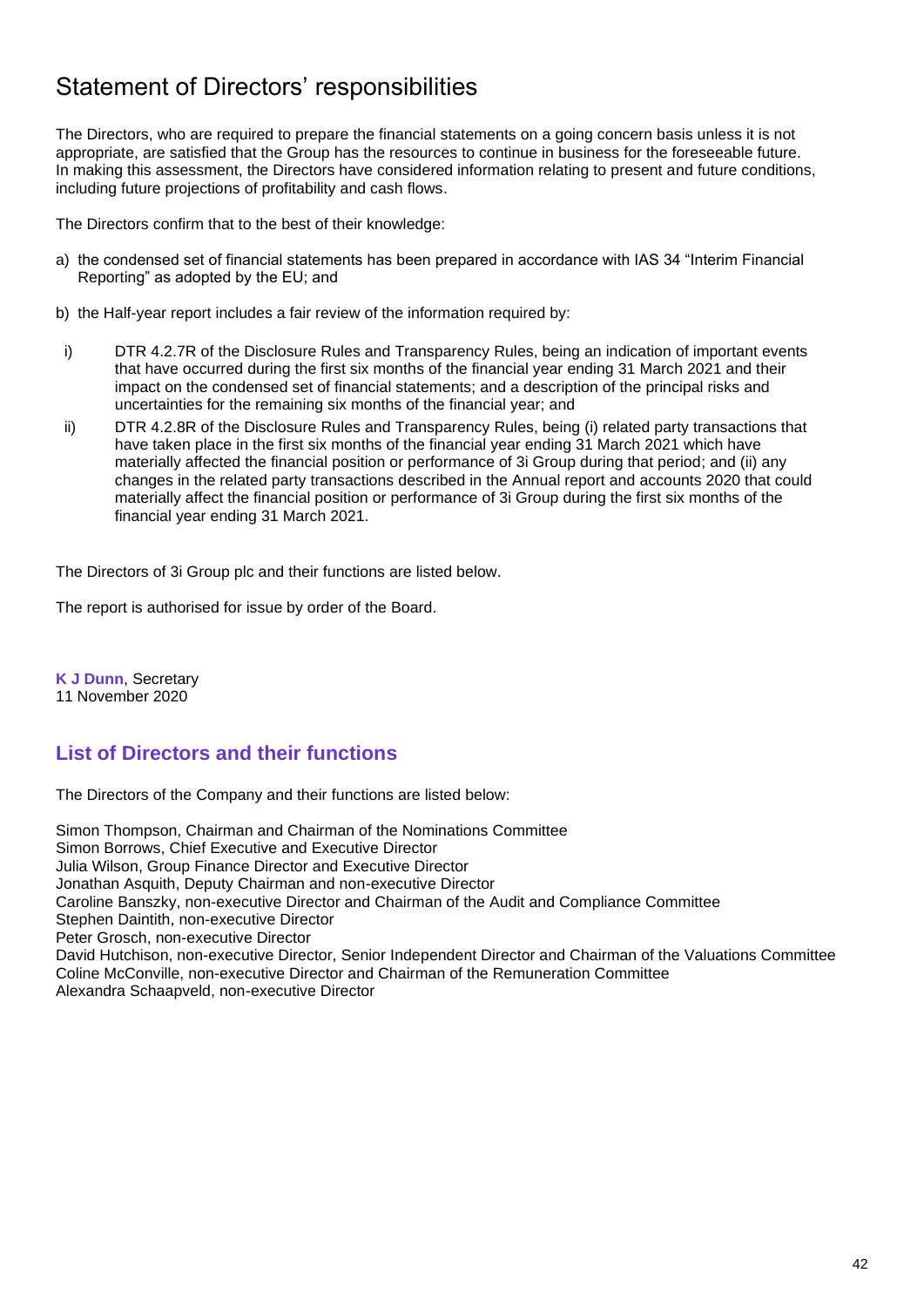# Statement of Directors' responsibilities

The Directors, who are required to prepare the financial statements on a going concern basis unless it is not appropriate, are satisfied that the Group has the resources to continue in business for the foreseeable future. In making this assessment, the Directors have considered information relating to present and future conditions, including future projections of profitability and cash flows.

The Directors confirm that to the best of their knowledge:

a) the condensed set of financial statements has been prepared in accordance with IAS 34 "Interim Financial Reporting" as adopted by the EU; and

b) the Half-year report includes a fair review of the information required by:

i) DTR 4.2.7R of the Disclosure Rules and Transparency Rules, being an indication of important events that have occurred during the first six months of the financial year ending 31 March 2021 and their impact on the condensed set of financial statements; and a description of the principal risks and uncertainties for the remaining six months of the financial year; and

ii) DTR 4.2.8R of the Disclosure Rules and Transparency Rules, being (i) related party transactions that have taken place in the first six months of the financial year ending 31 March 2021 which have materially affected the financial position or performance of 3i Group during that period; and (ii) any changes in the related party transactions described in the Annual report and accounts 2020 that could materially affect the financial position or performance of 3i Group during the first six months of the financial year ending 31 March 2021.

The Directors of 3i Group plc and their functions are listed below.

The report is authorised for issue by order of the Board.

**K J Dunn**, Secretary
11 November 2020

## List of Directors and their functions

The Directors of the Company and their functions are listed below:

Simon Thompson, Chairman and Chairman of the Nominations Committee
Simon Borrows, Chief Executive and Executive Director
Julia Wilson, Group Finance Director and Executive Director
Jonathan Asquith, Deputy Chairman and non-executive Director
Caroline Banszky, non-executive Director and Chairman of the Audit and Compliance Committee
Stephen Daintith, non-executive Director
Peter Grosch, non-executive Director
David Hutchison, non-executive Director, Senior Independent Director and Chairman of the Valuations Committee
Coline McConville, non-executive Director and Chairman of the Remuneration Committee
Alexandra Schaapveld, non-executive Director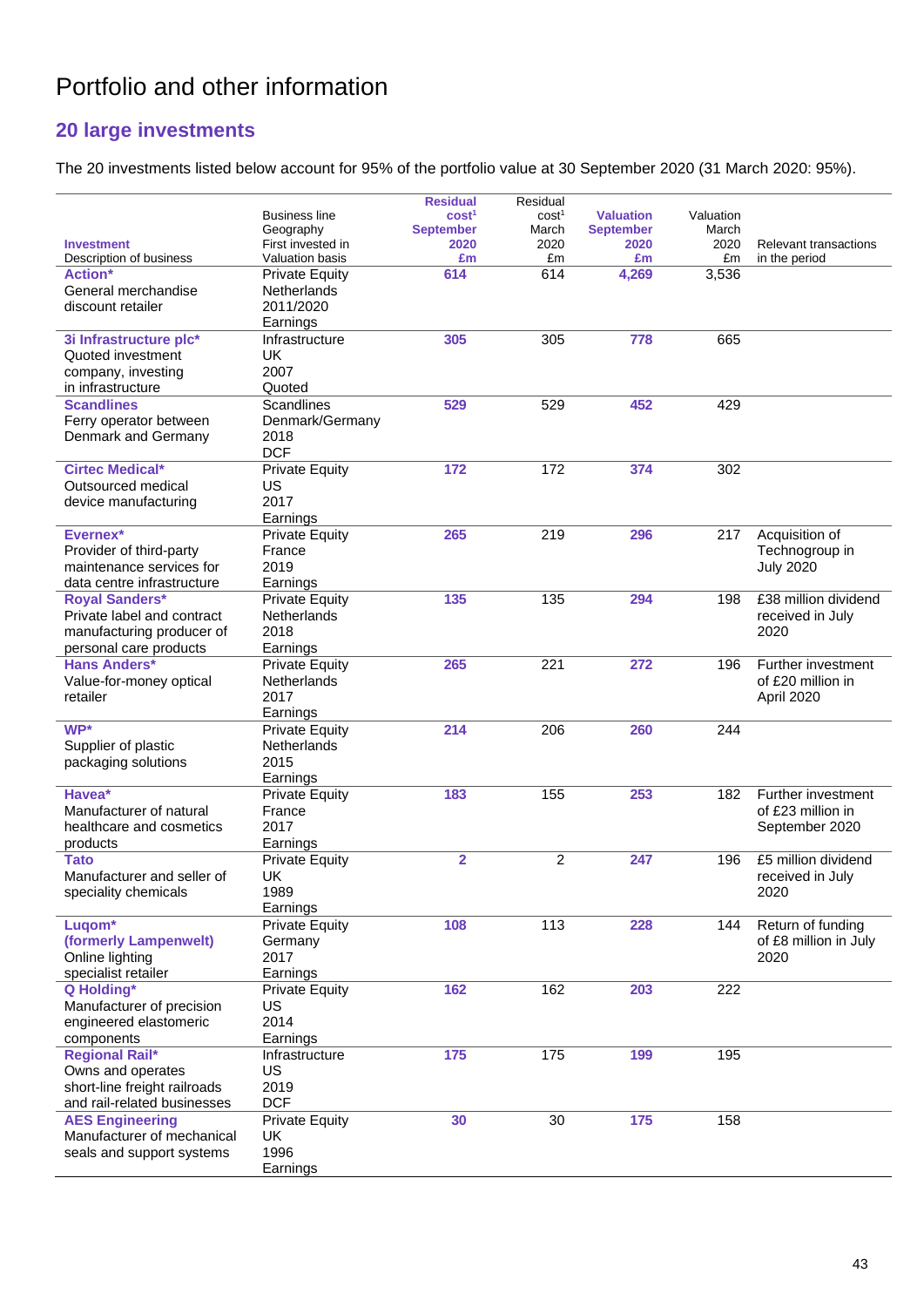# Portfolio and other information

## 20 large investments

The 20 investments listed below account for 95% of the portfolio value at 30 September 2020 (31 March 2020: 95%).

| Investment<br>Description of business | Business line<br>Geography<br>First invested in<br>Valuation basis | Residual cost[1] September 2020 £m | Residual cost[1] March 2020 £m | Valuation September 2020 £m | Valuation March 2020 £m | Relevant transactions in the period |
|---|---|---|---|---|---|---|
| **Action***<br>General merchandise discount retailer | Private Equity<br>Netherlands<br>2011/2020<br>Earnings | 614 | 614 | 4,269 | 3,536 | |
| **3i Infrastructure plc***<br>Quoted investment company, investing in infrastructure | Infrastructure<br>UK<br>2007<br>Quoted | 305 | 305 | 778 | 665 | |
| **Scandlines**<br>Ferry operator between Denmark and Germany | Scandlines<br>Denmark/Germany<br>2018<br>DCF | 529 | 529 | 452 | 429 | |
| **Cirtec Medical***<br>Outsourced medical device manufacturing | Private Equity<br>US<br>2017<br>Earnings | 172 | 172 | 374 | 302 | |
| **Evernex***<br>Provider of third-party maintenance services for data centre infrastructure | Private Equity<br>France<br>2019<br>Earnings | 265 | 219 | 296 | 217 | Acquisition of Technogroup in July 2020 |
| **Royal Sanders***<br>Private label and contract manufacturing producer of personal care products | Private Equity<br>Netherlands<br>2018<br>Earnings | 135 | 135 | 294 | 198 | £38 million dividend received in July 2020 |
| **Hans Anders***<br>Value-for-money optical retailer | Private Equity<br>Netherlands<br>2017<br>Earnings | 265 | 221 | 272 | 196 | Further investment of £20 million in April 2020 |
| **WP***<br>Supplier of plastic packaging solutions | Private Equity<br>Netherlands<br>2015<br>Earnings | 214 | 206 | 260 | 244 | |
| **Havea***<br>Manufacturer of natural healthcare and cosmetics products | Private Equity<br>France<br>2017<br>Earnings | 183 | 155 | 253 | 182 | Further investment of £23 million in September 2020 |
| **Tato**<br>Manufacturer and seller of speciality chemicals | Private Equity<br>UK<br>1989<br>Earnings | 2 | 2 | 247 | 196 | £5 million dividend received in July 2020 |
| **Luqom* (formerly Lampenwelt)**<br>Online lighting specialist retailer | Private Equity<br>Germany<br>2017<br>Earnings | 108 | 113 | 228 | 144 | Return of funding of £8 million in July 2020 |
| **Q Holding***<br>Manufacturer of precision engineered elastomeric components | Private Equity<br>US<br>2014<br>Earnings | 162 | 162 | 203 | 222 | |
| **Regional Rail***<br>Owns and operates short-line freight railroads and rail-related businesses | Infrastructure<br>US<br>2019<br>DCF | 175 | 175 | 199 | 195 | |
| **AES Engineering**<br>Manufacturer of mechanical seals and support systems | Private Equity<br>UK<br>1996<br>Earnings | 30 | 30 | 175 | 158 | |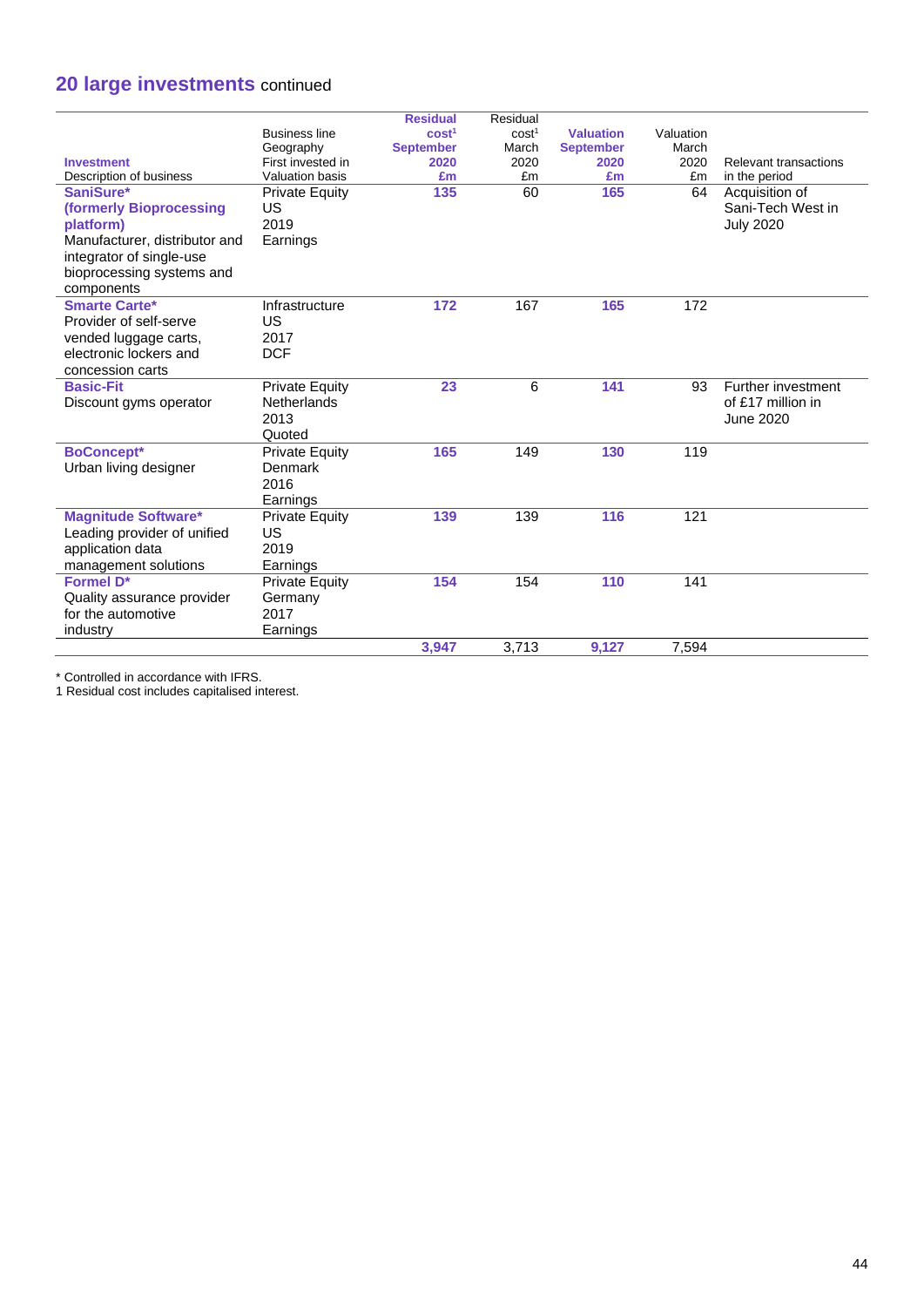## 20 large investments continued

| Investment<br>Description of business | Business line<br>Geography<br>First invested in<br>Valuation basis | Residual cost[1] September 2020 £m | Residual cost[1] March 2020 £m | Valuation September 2020 £m | Valuation March 2020 £m | Relevant transactions in the period |
|---|---|---|---|---|---|---|
| **SaniSure***<br>**(formerly Bioprocessing platform)**<br>Manufacturer, distributor and integrator of single-use bioprocessing systems and components | Private Equity<br>US<br>2019<br>Earnings | 135 | 60 | 165 | 64 | Acquisition of Sani-Tech West in July 2020 |
| **Smarte Carte***<br>Provider of self-serve vended luggage carts, electronic lockers and concession carts | Infrastructure<br>US<br>2017<br>DCF | 172 | 167 | 165 | 172 | |
| **Basic-Fit**<br>Discount gyms operator | Private Equity<br>Netherlands<br>2013<br>Quoted | 23 | 6 | 141 | 93 | Further investment of £17 million in June 2020 |
| **BoConcept***<br>Urban living designer | Private Equity<br>Denmark<br>2016<br>Earnings | 165 | 149 | 130 | 119 | |
| **Magnitude Software***<br>Leading provider of unified application data management solutions | Private Equity<br>US<br>2019<br>Earnings | 139 | 139 | 116 | 121 | |
| **Formel D***<br>Quality assurance provider for the automotive industry | Private Equity<br>Germany<br>2017<br>Earnings | 154 | 154 | 110 | 141 | |
| | | 3,947 | 3,713 | 9,127 | 7,594 | |

* Controlled in accordance with IFRS.

1 Residual cost includes capitalised interest.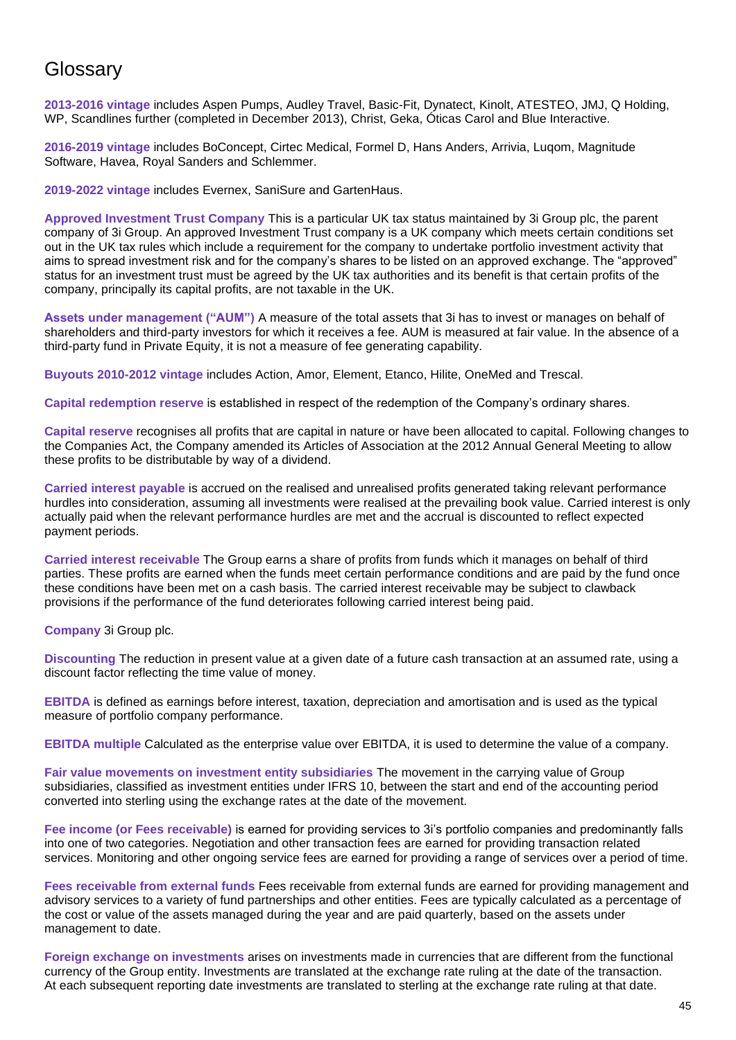# Glossary

**2013-2016 vintage** includes Aspen Pumps, Audley Travel, Basic-Fit, Dynatect, Kinolt, ATESTEO, JMJ, Q Holding, WP, Scandlines further (completed in December 2013), Christ, Geka, Óticas Carol and Blue Interactive.

**2016-2019 vintage** includes BoConcept, Cirtec Medical, Formel D, Hans Anders, Arrivia, Luqom, Magnitude Software, Havea, Royal Sanders and Schlemmer.

**2019-2022 vintage** includes Evernex, SaniSure and GartenHaus.

**Approved Investment Trust Company** This is a particular UK tax status maintained by 3i Group plc, the parent company of 3i Group. An approved Investment Trust company is a UK company which meets certain conditions set out in the UK tax rules which include a requirement for the company to undertake portfolio investment activity that aims to spread investment risk and for the company's shares to be listed on an approved exchange. The "approved" status for an investment trust must be agreed by the UK tax authorities and its benefit is that certain profits of the company, principally its capital profits, are not taxable in the UK.

**Assets under management ("AUM")** A measure of the total assets that 3i has to invest or manages on behalf of shareholders and third-party investors for which it receives a fee. AUM is measured at fair value. In the absence of a third-party fund in Private Equity, it is not a measure of fee generating capability.

**Buyouts 2010-2012 vintage** includes Action, Amor, Element, Etanco, Hilite, OneMed and Trescal.

**Capital redemption reserve** is established in respect of the redemption of the Company's ordinary shares.

**Capital reserve** recognises all profits that are capital in nature or have been allocated to capital. Following changes to the Companies Act, the Company amended its Articles of Association at the 2012 Annual General Meeting to allow these profits to be distributable by way of a dividend.

**Carried interest payable** is accrued on the realised and unrealised profits generated taking relevant performance hurdles into consideration, assuming all investments were realised at the prevailing book value. Carried interest is only actually paid when the relevant performance hurdles are met and the accrual is discounted to reflect expected payment periods.

**Carried interest receivable** The Group earns a share of profits from funds which it manages on behalf of third parties. These profits are earned when the funds meet certain performance conditions and are paid by the fund once these conditions have been met on a cash basis. The carried interest receivable may be subject to clawback provisions if the performance of the fund deteriorates following carried interest being paid.

**Company** 3i Group plc.

**Discounting** The reduction in present value at a given date of a future cash transaction at an assumed rate, using a discount factor reflecting the time value of money.

**EBITDA** is defined as earnings before interest, taxation, depreciation and amortisation and is used as the typical measure of portfolio company performance.

**EBITDA multiple** Calculated as the enterprise value over EBITDA, it is used to determine the value of a company.

**Fair value movements on investment entity subsidiaries** The movement in the carrying value of Group subsidiaries, classified as investment entities under IFRS 10, between the start and end of the accounting period converted into sterling using the exchange rates at the date of the movement.

**Fee income (or Fees receivable)** is earned for providing services to 3i's portfolio companies and predominantly falls into one of two categories. Negotiation and other transaction fees are earned for providing transaction related services. Monitoring and other ongoing service fees are earned for providing a range of services over a period of time.

**Fees receivable from external funds** Fees receivable from external funds are earned for providing management and advisory services to a variety of fund partnerships and other entities. Fees are typically calculated as a percentage of the cost or value of the assets managed during the year and are paid quarterly, based on the assets under management to date.

**Foreign exchange on investments** arises on investments made in currencies that are different from the functional currency of the Group entity. Investments are translated at the exchange rate ruling at the date of the transaction. At each subsequent reporting date investments are translated to sterling at the exchange rate ruling at that date.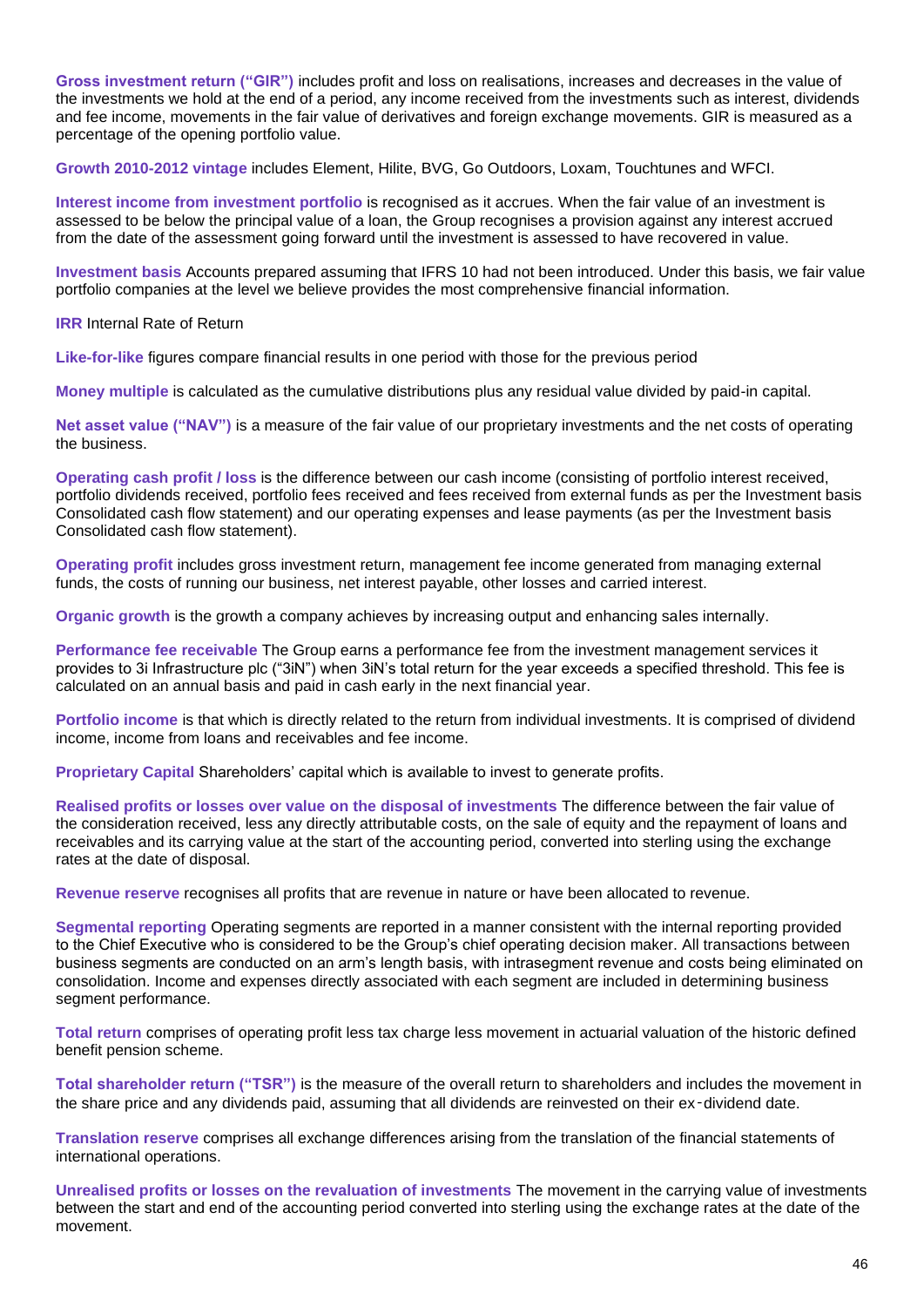**Gross investment return ("GIR")** includes profit and loss on realisations, increases and decreases in the value of the investments we hold at the end of a period, any income received from the investments such as interest, dividends and fee income, movements in the fair value of derivatives and foreign exchange movements. GIR is measured as a percentage of the opening portfolio value.

**Growth 2010-2012 vintage** includes Element, Hilite, BVG, Go Outdoors, Loxam, Touchtunes and WFCI.

**Interest income from investment portfolio** is recognised as it accrues. When the fair value of an investment is assessed to be below the principal value of a loan, the Group recognises a provision against any interest accrued from the date of the assessment going forward until the investment is assessed to have recovered in value.

**Investment basis** Accounts prepared assuming that IFRS 10 had not been introduced. Under this basis, we fair value portfolio companies at the level we believe provides the most comprehensive financial information.

**IRR** Internal Rate of Return

**Like-for-like** figures compare financial results in one period with those for the previous period

**Money multiple** is calculated as the cumulative distributions plus any residual value divided by paid-in capital.

**Net asset value ("NAV")** is a measure of the fair value of our proprietary investments and the net costs of operating the business.

**Operating cash profit / loss** is the difference between our cash income (consisting of portfolio interest received, portfolio dividends received, portfolio fees received and fees received from external funds as per the Investment basis Consolidated cash flow statement) and our operating expenses and lease payments (as per the Investment basis Consolidated cash flow statement).

**Operating profit** includes gross investment return, management fee income generated from managing external funds, the costs of running our business, net interest payable, other losses and carried interest.

**Organic growth** is the growth a company achieves by increasing output and enhancing sales internally.

**Performance fee receivable** The Group earns a performance fee from the investment management services it provides to 3i Infrastructure plc ("3iN") when 3iN's total return for the year exceeds a specified threshold. This fee is calculated on an annual basis and paid in cash early in the next financial year.

**Portfolio income** is that which is directly related to the return from individual investments. It is comprised of dividend income, income from loans and receivables and fee income.

**Proprietary Capital** Shareholders' capital which is available to invest to generate profits.

**Realised profits or losses over value on the disposal of investments** The difference between the fair value of the consideration received, less any directly attributable costs, on the sale of equity and the repayment of loans and receivables and its carrying value at the start of the accounting period, converted into sterling using the exchange rates at the date of disposal.

**Revenue reserve** recognises all profits that are revenue in nature or have been allocated to revenue.

**Segmental reporting** Operating segments are reported in a manner consistent with the internal reporting provided to the Chief Executive who is considered to be the Group's chief operating decision maker. All transactions between business segments are conducted on an arm's length basis, with intrasegment revenue and costs being eliminated on consolidation. Income and expenses directly associated with each segment are included in determining business segment performance.

**Total return** comprises of operating profit less tax charge less movement in actuarial valuation of the historic defined benefit pension scheme.

**Total shareholder return ("TSR")** is the measure of the overall return to shareholders and includes the movement in the share price and any dividends paid, assuming that all dividends are reinvested on their ex-dividend date.

**Translation reserve** comprises all exchange differences arising from the translation of the financial statements of international operations.

**Unrealised profits or losses on the revaluation of investments** The movement in the carrying value of investments between the start and end of the accounting period converted into sterling using the exchange rates at the date of the movement.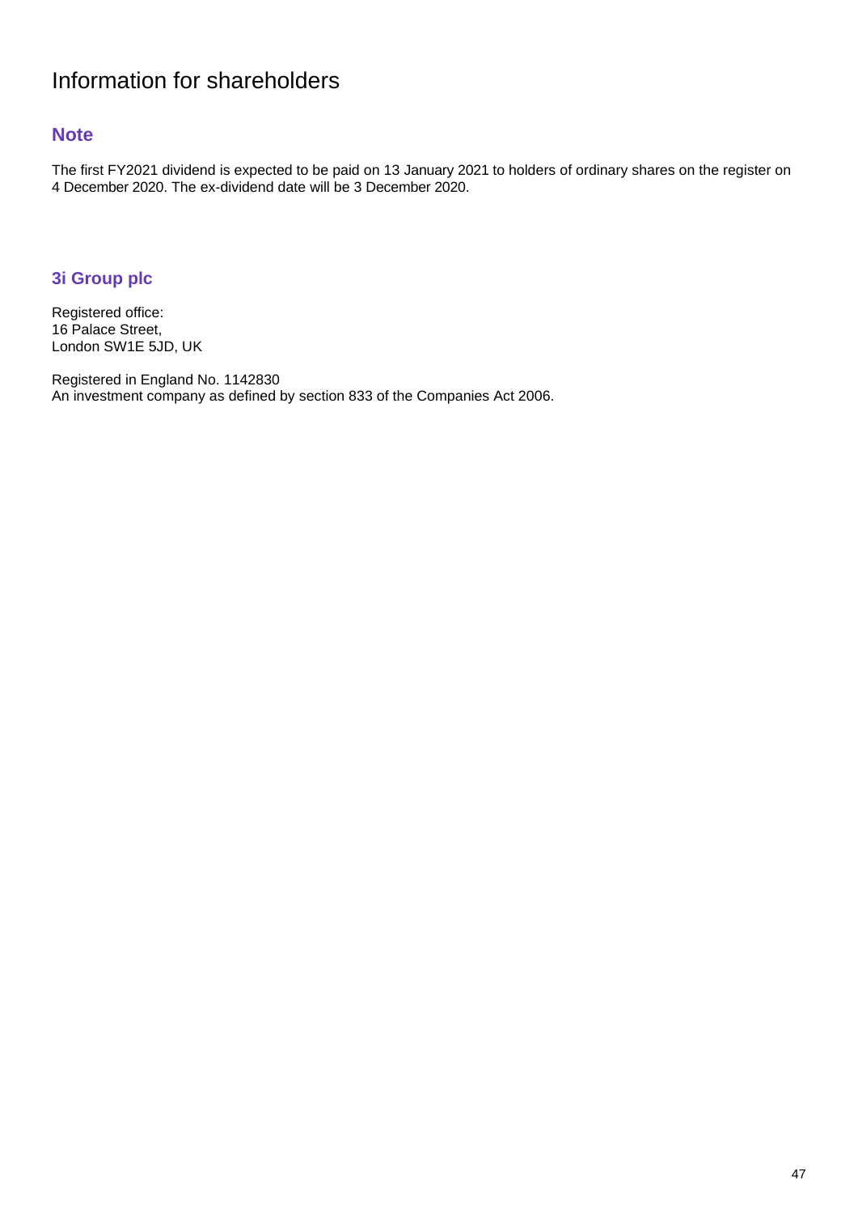# Information for shareholders

## Note

The first FY2021 dividend is expected to be paid on 13 January 2021 to holders of ordinary shares on the register on 4 December 2020. The ex-dividend date will be 3 December 2020.

## 3i Group plc

Registered office:
16 Palace Street,
London SW1E 5JD, UK

Registered in England No. 1142830
An investment company as defined by section 833 of the Companies Act 2006.